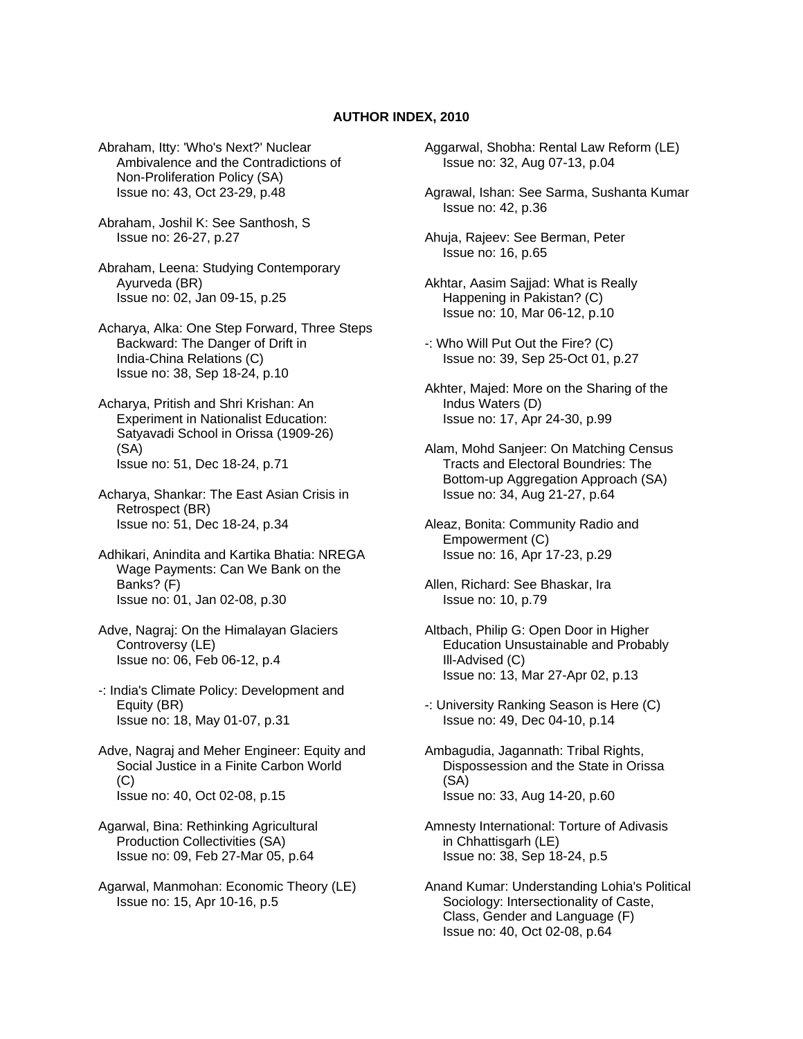**AUTHOR INDEX, 2010**

Abraham, Itty: 'Who's Next?' Nuclear Ambivalence and the Contradictions of Non-Proliferation Policy (SA)
Issue no: 43, Oct 23-29, p.48

Abraham, Joshil K: See Santhosh, S
Issue no: 26-27, p.27

Abraham, Leena: Studying Contemporary Ayurveda (BR)
Issue no: 02, Jan 09-15, p.25

Acharya, Alka: One Step Forward, Three Steps Backward: The Danger of Drift in India-China Relations (C)
Issue no: 38, Sep 18-24, p.10

Acharya, Pritish and Shri Krishan: An Experiment in Nationalist Education: Satyavadi School in Orissa (1909-26) (SA)
Issue no: 51, Dec 18-24, p.71

Acharya, Shankar: The East Asian Crisis in Retrospect (BR)
Issue no: 51, Dec 18-24, p.34

Adhikari, Anindita and Kartika Bhatia: NREGA Wage Payments: Can We Bank on the Banks? (F)
Issue no: 01, Jan 02-08, p.30

Adve, Nagraj: On the Himalayan Glaciers Controversy (LE)
Issue no: 06, Feb 06-12, p.4

-: India's Climate Policy: Development and Equity (BR)
Issue no: 18, May 01-07, p.31

Adve, Nagraj and Meher Engineer: Equity and Social Justice in a Finite Carbon World (C)
Issue no: 40, Oct 02-08, p.15

Agarwal, Bina: Rethinking Agricultural Production Collectivities (SA)
Issue no: 09, Feb 27-Mar 05, p.64

Agarwal, Manmohan: Economic Theory (LE)
Issue no: 15, Apr 10-16, p.5

Aggarwal, Shobha: Rental Law Reform (LE)
Issue no: 32, Aug 07-13, p.04

Agrawal, Ishan: See Sarma, Sushanta Kumar
Issue no: 42, p.36

Ahuja, Rajeev: See Berman, Peter
Issue no: 16, p.65

Akhtar, Aasim Sajjad: What is Really Happening in Pakistan? (C)
Issue no: 10, Mar 06-12, p.10

-: Who Will Put Out the Fire? (C)
Issue no: 39, Sep 25-Oct 01, p.27

Akhter, Majed: More on the Sharing of the Indus Waters (D)
Issue no: 17, Apr 24-30, p.99

Alam, Mohd Sanjeer: On Matching Census Tracts and Electoral Boundries: The Bottom-up Aggregation Approach (SA)
Issue no: 34, Aug 21-27, p.64

Aleaz, Bonita: Community Radio and Empowerment (C)
Issue no: 16, Apr 17-23, p.29

Allen, Richard: See Bhaskar, Ira
Issue no: 10, p.79

Altbach, Philip G: Open Door in Higher Education Unsustainable and Probably Ill-Advised (C)
Issue no: 13, Mar 27-Apr 02, p.13

-: University Ranking Season is Here (C)
Issue no: 49, Dec 04-10, p.14

Ambagudia, Jagannath: Tribal Rights, Dispossession and the State in Orissa (SA)
Issue no: 33, Aug 14-20, p.60

Amnesty International: Torture of Adivasis in Chhattisgarh (LE)
Issue no: 38, Sep 18-24, p.5

Anand Kumar: Understanding Lohia's Political Sociology: Intersectionality of Caste, Class, Gender and Language (F)
Issue no: 40, Oct 02-08, p.64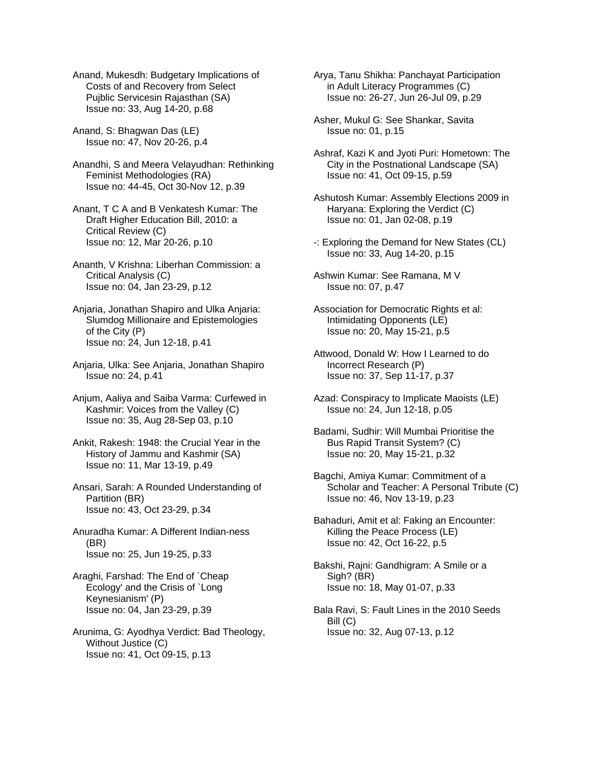Anand, Mukesdh: Budgetary Implications of Costs of and Recovery from Select Pujblic Servicesin Rajasthan (SA)
Issue no: 33, Aug 14-20, p.68

Anand, S: Bhagwan Das (LE)
Issue no: 47, Nov 20-26, p.4

Anandhi, S and Meera Velayudhan: Rethinking Feminist Methodologies (RA)
Issue no: 44-45, Oct 30-Nov 12, p.39

Anant, T C A and B Venkatesh Kumar: The Draft Higher Education Bill, 2010: a Critical Review (C)
Issue no: 12, Mar 20-26, p.10

Ananth, V Krishna: Liberhan Commission: a Critical Analysis (C)
Issue no: 04, Jan 23-29, p.12

Anjaria, Jonathan Shapiro and Ulka Anjaria: Slumdog Millionaire and Epistemologies of the City (P)
Issue no: 24, Jun 12-18, p.41

Anjaria, Ulka: See Anjaria, Jonathan Shapiro
Issue no: 24, p.41

Anjum, Aaliya and Saiba Varma: Curfewed in Kashmir: Voices from the Valley (C)
Issue no: 35, Aug 28-Sep 03, p.10

Ankit, Rakesh: 1948: the Crucial Year in the History of Jammu and Kashmir (SA)
Issue no: 11, Mar 13-19, p.49

Ansari, Sarah: A Rounded Understanding of Partition (BR)
Issue no: 43, Oct 23-29, p.34

Anuradha Kumar: A Different Indian-ness (BR)
Issue no: 25, Jun 19-25, p.33

Araghi, Farshad: The End of `Cheap Ecology' and the Crisis of `Long Keynesianism' (P)
Issue no: 04, Jan 23-29, p.39

Arunima, G: Ayodhya Verdict: Bad Theology, Without Justice (C)
Issue no: 41, Oct 09-15, p.13

Arya, Tanu Shikha: Panchayat Participation in Adult Literacy Programmes (C)
Issue no: 26-27, Jun 26-Jul 09, p.29

Asher, Mukul G: See Shankar, Savita
Issue no: 01, p.15

Ashraf, Kazi K and Jyoti Puri: Hometown: The City in the Postnational Landscape (SA)
Issue no: 41, Oct 09-15, p.59

Ashutosh Kumar: Assembly Elections 2009 in Haryana: Exploring the Verdict (C)
Issue no: 01, Jan 02-08, p.19

-: Exploring the Demand for New States (CL)
Issue no: 33, Aug 14-20, p.15

Ashwin Kumar: See Ramana, M V
Issue no: 07, p.47

Association for Democratic Rights et al: Intimidating Opponents (LE)
Issue no: 20, May 15-21, p.5

Attwood, Donald W: How I Learned to do Incorrect Research (P)
Issue no: 37, Sep 11-17, p.37

Azad: Conspiracy to Implicate Maoists (LE)
Issue no: 24, Jun 12-18, p.05

Badami, Sudhir: Will Mumbai Prioritise the Bus Rapid Transit System? (C)
Issue no: 20, May 15-21, p.32

Bagchi, Amiya Kumar: Commitment of a Scholar and Teacher: A Personal Tribute (C)
Issue no: 46, Nov 13-19, p.23

Bahaduri, Amit et al: Faking an Encounter: Killing the Peace Process (LE)
Issue no: 42, Oct 16-22, p.5

Bakshi, Rajni: Gandhigram: A Smile or a Sigh? (BR)
Issue no: 18, May 01-07, p.33

Bala Ravi, S: Fault Lines in the 2010 Seeds Bill (C)
Issue no: 32, Aug 07-13, p.12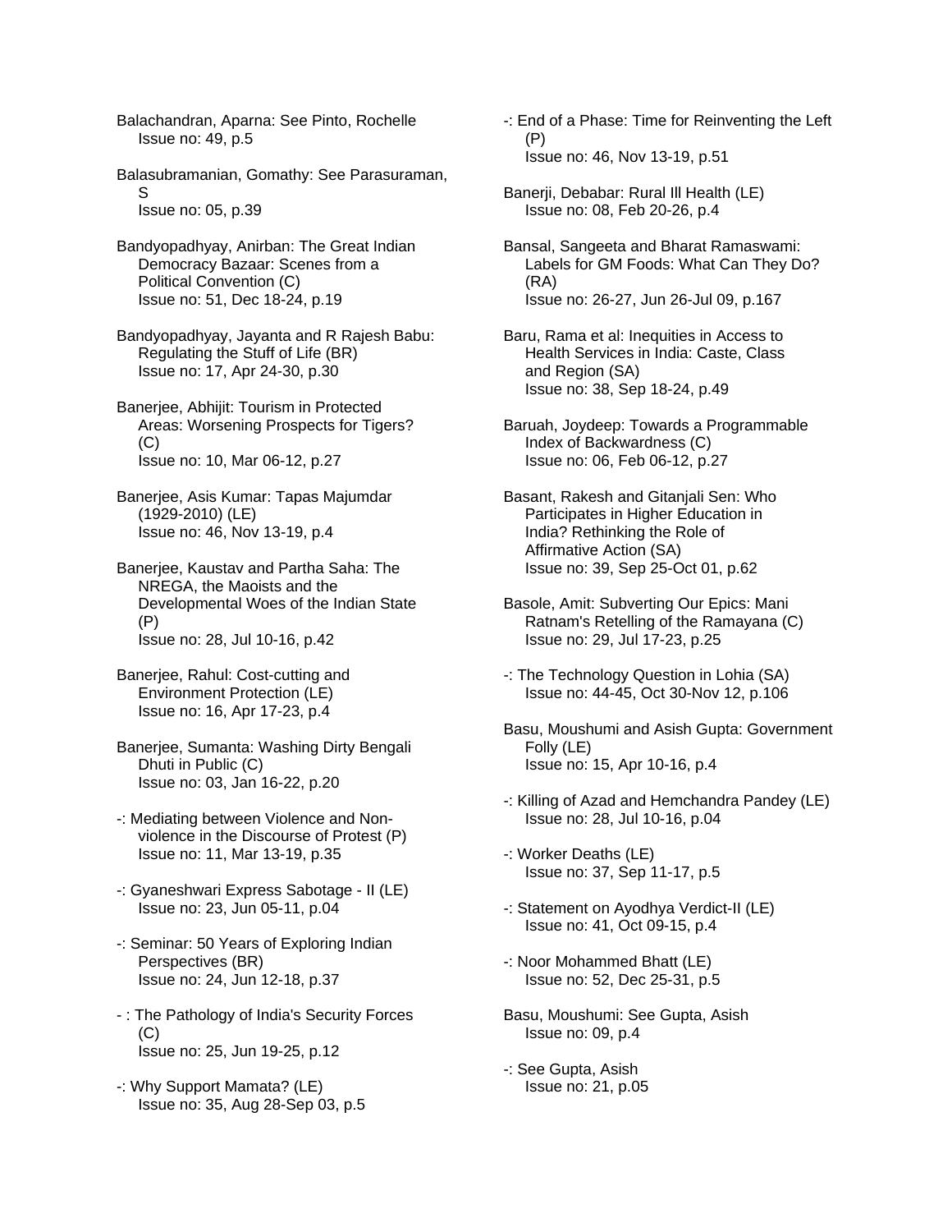Balachandran, Aparna: See Pinto, Rochelle
Issue no: 49, p.5

Balasubramanian, Gomathy: See Parasuraman, S
Issue no: 05, p.39

Bandyopadhyay, Anirban: The Great Indian Democracy Bazaar: Scenes from a Political Convention (C)
Issue no: 51, Dec 18-24, p.19

Bandyopadhyay, Jayanta and R Rajesh Babu: Regulating the Stuff of Life (BR)
Issue no: 17, Apr 24-30, p.30

Banerjee, Abhijit: Tourism in Protected Areas: Worsening Prospects for Tigers? (C)
Issue no: 10, Mar 06-12, p.27

Banerjee, Asis Kumar: Tapas Majumdar (1929-2010) (LE)
Issue no: 46, Nov 13-19, p.4

Banerjee, Kaustav and Partha Saha: The NREGA, the Maoists and the Developmental Woes of the Indian State (P)
Issue no: 28, Jul 10-16, p.42

Banerjee, Rahul: Cost-cutting and Environment Protection (LE)
Issue no: 16, Apr 17-23, p.4

Banerjee, Sumanta: Washing Dirty Bengali Dhuti in Public (C)
Issue no: 03, Jan 16-22, p.20

-: Mediating between Violence and Non-violence in the Discourse of Protest (P)
Issue no: 11, Mar 13-19, p.35

-: Gyaneshwari Express Sabotage - II (LE)
Issue no: 23, Jun 05-11, p.04

-: Seminar: 50 Years of Exploring Indian Perspectives (BR)
Issue no: 24, Jun 12-18, p.37

- : The Pathology of India's Security Forces (C)
Issue no: 25, Jun 19-25, p.12

-: Why Support Mamata? (LE)
Issue no: 35, Aug 28-Sep 03, p.5

-: End of a Phase: Time for Reinventing the Left (P)
Issue no: 46, Nov 13-19, p.51

Banerji, Debabar: Rural Ill Health (LE)
Issue no: 08, Feb 20-26, p.4

Bansal, Sangeeta and Bharat Ramaswami: Labels for GM Foods: What Can They Do? (RA)
Issue no: 26-27, Jun 26-Jul 09, p.167

Baru, Rama et al: Inequities in Access to Health Services in India: Caste, Class and Region (SA)
Issue no: 38, Sep 18-24, p.49

Baruah, Joydeep: Towards a Programmable Index of Backwardness (C)
Issue no: 06, Feb 06-12, p.27

Basant, Rakesh and Gitanjali Sen: Who Participates in Higher Education in India? Rethinking the Role of Affirmative Action (SA)
Issue no: 39, Sep 25-Oct 01, p.62

Basole, Amit: Subverting Our Epics: Mani Ratnam's Retelling of the Ramayana (C)
Issue no: 29, Jul 17-23, p.25

-: The Technology Question in Lohia (SA)
Issue no: 44-45, Oct 30-Nov 12, p.106

Basu, Moushumi and Asish Gupta: Government Folly (LE)
Issue no: 15, Apr 10-16, p.4

-: Killing of Azad and Hemchandra Pandey (LE)
Issue no: 28, Jul 10-16, p.04

-: Worker Deaths (LE)
Issue no: 37, Sep 11-17, p.5

-: Statement on Ayodhya Verdict-II (LE)
Issue no: 41, Oct 09-15, p.4

-: Noor Mohammed Bhatt (LE)
Issue no: 52, Dec 25-31, p.5

Basu, Moushumi: See Gupta, Asish
Issue no: 09, p.4

-: See Gupta, Asish
Issue no: 21, p.05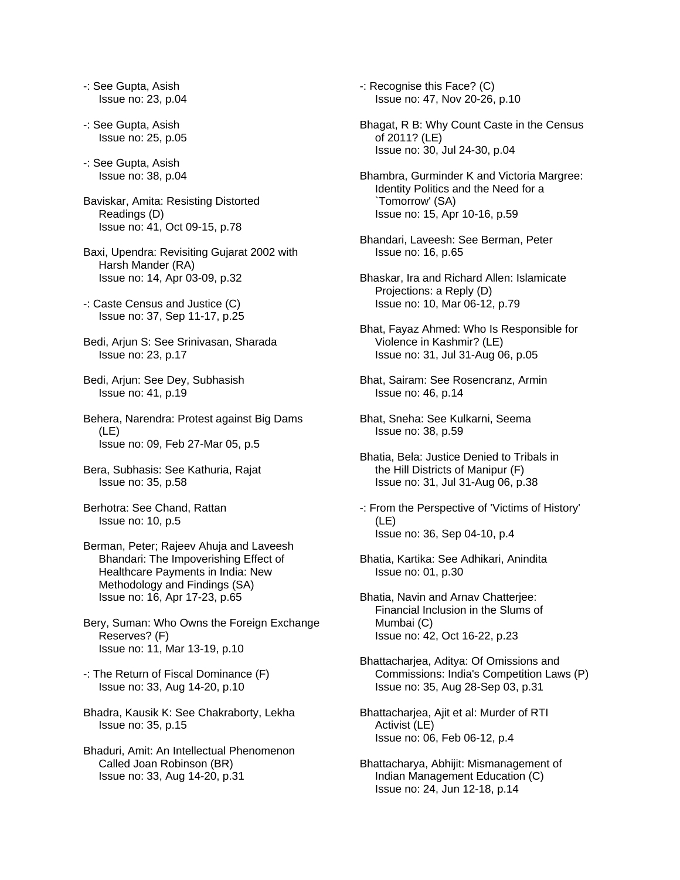-: See Gupta, Asish
Issue no: 23, p.04

-: See Gupta, Asish
Issue no: 25, p.05

-: See Gupta, Asish
Issue no: 38, p.04

Baviskar, Amita: Resisting Distorted Readings (D)
Issue no: 41, Oct 09-15, p.78

Baxi, Upendra: Revisiting Gujarat 2002 with Harsh Mander (RA)
Issue no: 14, Apr 03-09, p.32

-: Caste Census and Justice (C)
Issue no: 37, Sep 11-17, p.25

Bedi, Arjun S: See Srinivasan, Sharada
Issue no: 23, p.17

Bedi, Arjun: See Dey, Subhasish
Issue no: 41, p.19

Behera, Narendra: Protest against Big Dams (LE)
Issue no: 09, Feb 27-Mar 05, p.5

Bera, Subhasis: See Kathuria, Rajat
Issue no: 35, p.58

Berhotra: See Chand, Rattan
Issue no: 10, p.5

Berman, Peter; Rajeev Ahuja and Laveesh Bhandari: The Impoverishing Effect of Healthcare Payments in India: New Methodology and Findings (SA)
Issue no: 16, Apr 17-23, p.65

Bery, Suman: Who Owns the Foreign Exchange Reserves? (F)
Issue no: 11, Mar 13-19, p.10

-: The Return of Fiscal Dominance (F)
Issue no: 33, Aug 14-20, p.10

Bhadra, Kausik K: See Chakraborty, Lekha
Issue no: 35, p.15

Bhaduri, Amit: An Intellectual Phenomenon Called Joan Robinson (BR)
Issue no: 33, Aug 14-20, p.31

-: Recognise this Face? (C)
Issue no: 47, Nov 20-26, p.10

Bhagat, R B: Why Count Caste in the Census of 2011? (LE)
Issue no: 30, Jul 24-30, p.04

Bhambra, Gurminder K and Victoria Margree: Identity Politics and the Need for a `Tomorrow' (SA)
Issue no: 15, Apr 10-16, p.59

Bhandari, Laveesh: See Berman, Peter
Issue no: 16, p.65

Bhaskar, Ira and Richard Allen: Islamicate Projections: a Reply (D)
Issue no: 10, Mar 06-12, p.79

Bhat, Fayaz Ahmed: Who Is Responsible for Violence in Kashmir? (LE)
Issue no: 31, Jul 31-Aug 06, p.05

Bhat, Sairam: See Rosencranz, Armin
Issue no: 46, p.14

Bhat, Sneha: See Kulkarni, Seema
Issue no: 38, p.59

Bhatia, Bela: Justice Denied to Tribals in the Hill Districts of Manipur (F)
Issue no: 31, Jul 31-Aug 06, p.38

-: From the Perspective of 'Victims of History' (LE)
Issue no: 36, Sep 04-10, p.4

Bhatia, Kartika: See Adhikari, Anindita
Issue no: 01, p.30

Bhatia, Navin and Arnav Chatterjee: Financial Inclusion in the Slums of Mumbai (C)
Issue no: 42, Oct 16-22, p.23

Bhattacharjea, Aditya: Of Omissions and Commissions: India's Competition Laws (P)
Issue no: 35, Aug 28-Sep 03, p.31

Bhattacharjea, Ajit et al: Murder of RTI Activist (LE)
Issue no: 06, Feb 06-12, p.4

Bhattacharya, Abhijit: Mismanagement of Indian Management Education (C)
Issue no: 24, Jun 12-18, p.14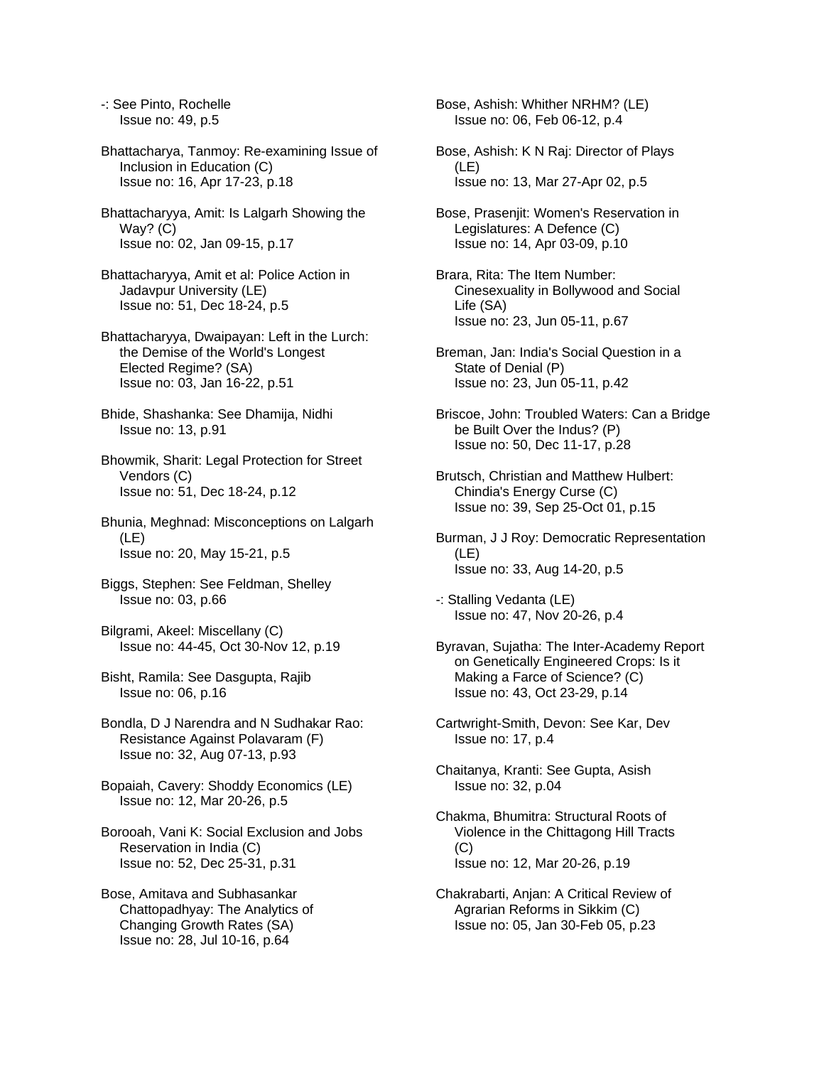-: See Pinto, Rochelle
Issue no: 49, p.5

Bhattacharya, Tanmoy: Re-examining Issue of Inclusion in Education (C)
Issue no: 16, Apr 17-23, p.18

Bhattacharyya, Amit: Is Lalgarh Showing the Way? (C)
Issue no: 02, Jan 09-15, p.17

Bhattacharyya, Amit et al: Police Action in Jadavpur University (LE)
Issue no: 51, Dec 18-24, p.5

Bhattacharyya, Dwaipayan: Left in the Lurch: the Demise of the World's Longest Elected Regime? (SA)
Issue no: 03, Jan 16-22, p.51

Bhide, Shashanka: See Dhamija, Nidhi
Issue no: 13, p.91

Bhowmik, Sharit: Legal Protection for Street Vendors (C)
Issue no: 51, Dec 18-24, p.12

Bhunia, Meghnad: Misconceptions on Lalgarh (LE)
Issue no: 20, May 15-21, p.5

Biggs, Stephen: See Feldman, Shelley
Issue no: 03, p.66

Bilgrami, Akeel: Miscellany (C)
Issue no: 44-45, Oct 30-Nov 12, p.19

Bisht, Ramila: See Dasgupta, Rajib
Issue no: 06, p.16

Bondla, D J Narendra and N Sudhakar Rao: Resistance Against Polavaram (F)
Issue no: 32, Aug 07-13, p.93

Bopaiah, Cavery: Shoddy Economics (LE)
Issue no: 12, Mar 20-26, p.5

Borooah, Vani K: Social Exclusion and Jobs Reservation in India (C)
Issue no: 52, Dec 25-31, p.31

Bose, Amitava and Subhasankar Chattopadhyay: The Analytics of Changing Growth Rates (SA)
Issue no: 28, Jul 10-16, p.64

Bose, Ashish: Whither NRHM? (LE)
Issue no: 06, Feb 06-12, p.4

Bose, Ashish: K N Raj: Director of Plays (LE)
Issue no: 13, Mar 27-Apr 02, p.5

Bose, Prasenjit: Women's Reservation in Legislatures: A Defence (C)
Issue no: 14, Apr 03-09, p.10

Brara, Rita: The Item Number: Cinesexuality in Bollywood and Social Life (SA)
Issue no: 23, Jun 05-11, p.67

Breman, Jan: India's Social Question in a State of Denial (P)
Issue no: 23, Jun 05-11, p.42

Briscoe, John: Troubled Waters: Can a Bridge be Built Over the Indus? (P)
Issue no: 50, Dec 11-17, p.28

Brutsch, Christian and Matthew Hulbert: Chindia's Energy Curse (C)
Issue no: 39, Sep 25-Oct 01, p.15

Burman, J J Roy: Democratic Representation (LE)
Issue no: 33, Aug 14-20, p.5

-: Stalling Vedanta (LE)
Issue no: 47, Nov 20-26, p.4

Byravan, Sujatha: The Inter-Academy Report on Genetically Engineered Crops: Is it Making a Farce of Science? (C)
Issue no: 43, Oct 23-29, p.14

Cartwright-Smith, Devon: See Kar, Dev
Issue no: 17, p.4

Chaitanya, Kranti: See Gupta, Asish
Issue no: 32, p.04

Chakma, Bhumitra: Structural Roots of Violence in the Chittagong Hill Tracts (C)
Issue no: 12, Mar 20-26, p.19

Chakrabarti, Anjan: A Critical Review of Agrarian Reforms in Sikkim (C)
Issue no: 05, Jan 30-Feb 05, p.23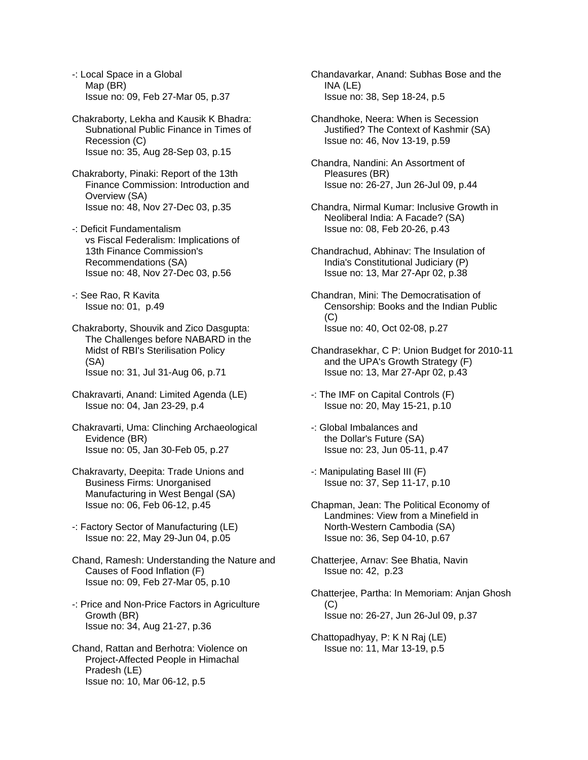-: Local Space in a Global Map (BR)
Issue no: 09, Feb 27-Mar 05, p.37

Chakraborty, Lekha and Kausik K Bhadra: Subnational Public Finance in Times of Recession (C)
Issue no: 35, Aug 28-Sep 03, p.15

Chakraborty, Pinaki: Report of the 13th Finance Commission: Introduction and Overview (SA)
Issue no: 48, Nov 27-Dec 03, p.35

-: Deficit Fundamentalism vs Fiscal Federalism: Implications of 13th Finance Commission's Recommendations (SA)
Issue no: 48, Nov 27-Dec 03, p.56

-: See Rao, R Kavita
Issue no: 01, p.49

Chakraborty, Shouvik and Zico Dasgupta: The Challenges before NABARD in the Midst of RBI's Sterilisation Policy (SA)
Issue no: 31, Jul 31-Aug 06, p.71

Chakravarti, Anand: Limited Agenda (LE)
Issue no: 04, Jan 23-29, p.4

Chakravarti, Uma: Clinching Archaeological Evidence (BR)
Issue no: 05, Jan 30-Feb 05, p.27

Chakravarty, Deepita: Trade Unions and Business Firms: Unorganised Manufacturing in West Bengal (SA)
Issue no: 06, Feb 06-12, p.45

-: Factory Sector of Manufacturing (LE)
Issue no: 22, May 29-Jun 04, p.05

Chand, Ramesh: Understanding the Nature and Causes of Food Inflation (F)
Issue no: 09, Feb 27-Mar 05, p.10

-: Price and Non-Price Factors in Agriculture Growth (BR)
Issue no: 34, Aug 21-27, p.36

Chand, Rattan and Berhotra: Violence on Project-Affected People in Himachal Pradesh (LE)
Issue no: 10, Mar 06-12, p.5

Chandavarkar, Anand: Subhas Bose and the INA (LE)
Issue no: 38, Sep 18-24, p.5

Chandhoke, Neera: When is Secession Justified? The Context of Kashmir (SA)
Issue no: 46, Nov 13-19, p.59

Chandra, Nandini: An Assortment of Pleasures (BR)
Issue no: 26-27, Jun 26-Jul 09, p.44

Chandra, Nirmal Kumar: Inclusive Growth in Neoliberal India: A Facade? (SA)
Issue no: 08, Feb 20-26, p.43

Chandrachud, Abhinav: The Insulation of India's Constitutional Judiciary (P)
Issue no: 13, Mar 27-Apr 02, p.38

Chandran, Mini: The Democratisation of Censorship: Books and the Indian Public (C)
Issue no: 40, Oct 02-08, p.27

Chandrasekhar, C P: Union Budget for 2010-11 and the UPA's Growth Strategy (F)
Issue no: 13, Mar 27-Apr 02, p.43

-: The IMF on Capital Controls (F)
Issue no: 20, May 15-21, p.10

-: Global Imbalances and the Dollar's Future (SA)
Issue no: 23, Jun 05-11, p.47

-: Manipulating Basel III (F)
Issue no: 37, Sep 11-17, p.10

Chapman, Jean: The Political Economy of Landmines: View from a Minefield in North-Western Cambodia (SA)
Issue no: 36, Sep 04-10, p.67

Chatterjee, Arnav: See Bhatia, Navin
Issue no: 42, p.23

Chatterjee, Partha: In Memoriam: Anjan Ghosh (C)
Issue no: 26-27, Jun 26-Jul 09, p.37

Chattopadhyay, P: K N Raj (LE)
Issue no: 11, Mar 13-19, p.5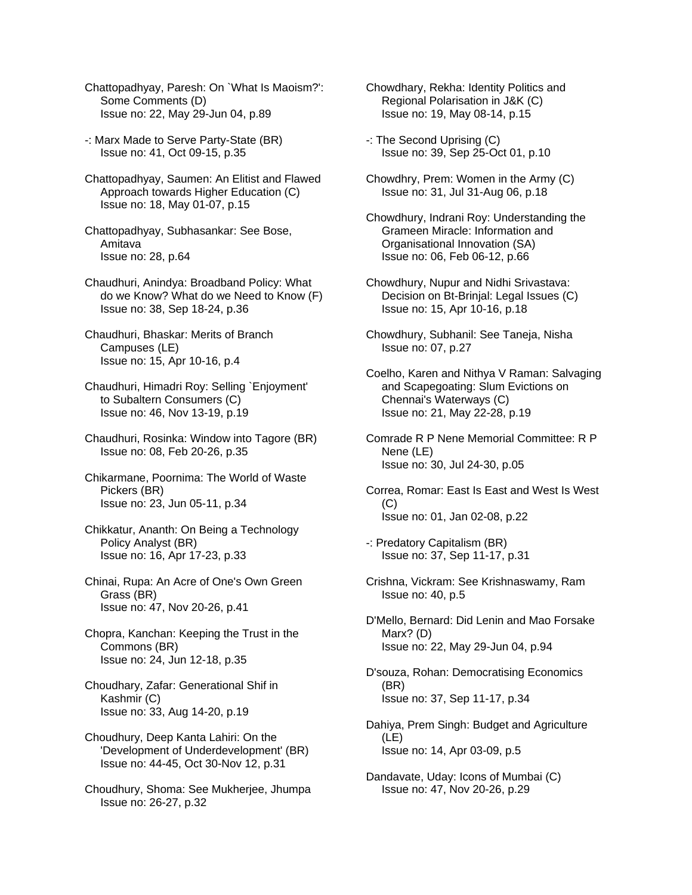Chattopadhyay, Paresh: On `What Is Maoism?': Some Comments (D)
Issue no: 22, May 29-Jun 04, p.89

-: Marx Made to Serve Party-State (BR)
Issue no: 41, Oct 09-15, p.35

Chattopadhyay, Saumen: An Elitist and Flawed Approach towards Higher Education (C)
Issue no: 18, May 01-07, p.15

Chattopadhyay, Subhasankar: See Bose, Amitava
Issue no: 28, p.64

Chaudhuri, Anindya: Broadband Policy: What do we Know? What do we Need to Know (F)
Issue no: 38, Sep 18-24, p.36

Chaudhuri, Bhaskar: Merits of Branch Campuses (LE)
Issue no: 15, Apr 10-16, p.4

Chaudhuri, Himadri Roy: Selling `Enjoyment' to Subaltern Consumers (C)
Issue no: 46, Nov 13-19, p.19

Chaudhuri, Rosinka: Window into Tagore (BR)
Issue no: 08, Feb 20-26, p.35

Chikarmane, Poornima: The World of Waste Pickers (BR)
Issue no: 23, Jun 05-11, p.34

Chikkatur, Ananth: On Being a Technology Policy Analyst (BR)
Issue no: 16, Apr 17-23, p.33

Chinai, Rupa: An Acre of One's Own Green Grass (BR)
Issue no: 47, Nov 20-26, p.41

Chopra, Kanchan: Keeping the Trust in the Commons (BR)
Issue no: 24, Jun 12-18, p.35

Choudhary, Zafar: Generational Shif in Kashmir (C)
Issue no: 33, Aug 14-20, p.19

Choudhury, Deep Kanta Lahiri: On the 'Development of Underdevelopment' (BR)
Issue no: 44-45, Oct 30-Nov 12, p.31

Choudhury, Shoma: See Mukherjee, Jhumpa
Issue no: 26-27, p.32

Chowdhary, Rekha: Identity Politics and Regional Polarisation in J&K (C)
Issue no: 19, May 08-14, p.15

-: The Second Uprising (C)
Issue no: 39, Sep 25-Oct 01, p.10

Chowdhry, Prem: Women in the Army (C)
Issue no: 31, Jul 31-Aug 06, p.18

Chowdhury, Indrani Roy: Understanding the Grameen Miracle: Information and Organisational Innovation (SA)
Issue no: 06, Feb 06-12, p.66

Chowdhury, Nupur and Nidhi Srivastava: Decision on Bt-Brinjal: Legal Issues (C)
Issue no: 15, Apr 10-16, p.18

Chowdhury, Subhanil: See Taneja, Nisha
Issue no: 07, p.27

Coelho, Karen and Nithya V Raman: Salvaging and Scapegoating: Slum Evictions on Chennai's Waterways (C)
Issue no: 21, May 22-28, p.19

Comrade R P Nene Memorial Committee: R P Nene (LE)
Issue no: 30, Jul 24-30, p.05

Correa, Romar: East Is East and West Is West (C)
Issue no: 01, Jan 02-08, p.22

-: Predatory Capitalism (BR)
Issue no: 37, Sep 11-17, p.31

Crishna, Vickram: See Krishnaswamy, Ram
Issue no: 40, p.5

D'Mello, Bernard: Did Lenin and Mao Forsake Marx? (D)
Issue no: 22, May 29-Jun 04, p.94

D'souza, Rohan: Democratising Economics (BR)
Issue no: 37, Sep 11-17, p.34

Dahiya, Prem Singh: Budget and Agriculture (LE)
Issue no: 14, Apr 03-09, p.5

Dandavate, Uday: Icons of Mumbai (C)
Issue no: 47, Nov 20-26, p.29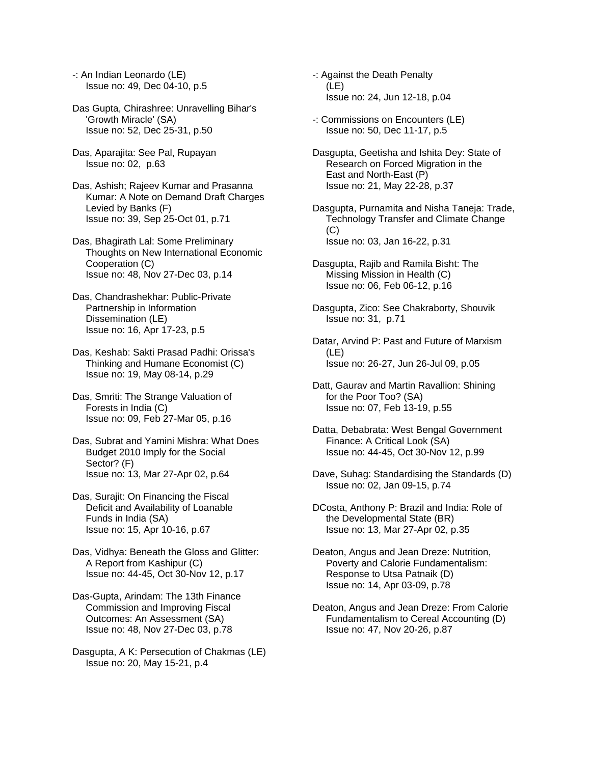-: An Indian Leonardo (LE)
Issue no: 49, Dec 04-10, p.5

Das Gupta, Chirashree: Unravelling Bihar's 'Growth Miracle' (SA)
Issue no: 52, Dec 25-31, p.50

Das, Aparajita: See Pal, Rupayan
Issue no: 02, p.63

Das, Ashish; Rajeev Kumar and Prasanna Kumar: A Note on Demand Draft Charges Levied by Banks (F)
Issue no: 39, Sep 25-Oct 01, p.71

Das, Bhagirath Lal: Some Preliminary Thoughts on New International Economic Cooperation (C)
Issue no: 48, Nov 27-Dec 03, p.14

Das, Chandrashekhar: Public-Private Partnership in Information Dissemination (LE)
Issue no: 16, Apr 17-23, p.5

Das, Keshab: Sakti Prasad Padhi: Orissa's Thinking and Humane Economist (C)
Issue no: 19, May 08-14, p.29

Das, Smriti: The Strange Valuation of Forests in India (C)
Issue no: 09, Feb 27-Mar 05, p.16

Das, Subrat and Yamini Mishra: What Does Budget 2010 Imply for the Social Sector? (F)
Issue no: 13, Mar 27-Apr 02, p.64

Das, Surajit: On Financing the Fiscal Deficit and Availability of Loanable Funds in India (SA)
Issue no: 15, Apr 10-16, p.67

Das, Vidhya: Beneath the Gloss and Glitter: A Report from Kashipur (C)
Issue no: 44-45, Oct 30-Nov 12, p.17

Das-Gupta, Arindam: The 13th Finance Commission and Improving Fiscal Outcomes: An Assessment (SA)
Issue no: 48, Nov 27-Dec 03, p.78

Dasgupta, A K: Persecution of Chakmas (LE)
Issue no: 20, May 15-21, p.4

-: Against the Death Penalty (LE)
Issue no: 24, Jun 12-18, p.04

-: Commissions on Encounters (LE)
Issue no: 50, Dec 11-17, p.5

Dasgupta, Geetisha and Ishita Dey: State of Research on Forced Migration in the East and North-East (P)
Issue no: 21, May 22-28, p.37

Dasgupta, Purnamita and Nisha Taneja: Trade, Technology Transfer and Climate Change (C)
Issue no: 03, Jan 16-22, p.31

Dasgupta, Rajib and Ramila Bisht: The Missing Mission in Health (C)
Issue no: 06, Feb 06-12, p.16

Dasgupta, Zico: See Chakraborty, Shouvik
Issue no: 31, p.71

Datar, Arvind P: Past and Future of Marxism (LE)
Issue no: 26-27, Jun 26-Jul 09, p.05

Datt, Gaurav and Martin Ravallion: Shining for the Poor Too? (SA)
Issue no: 07, Feb 13-19, p.55

Datta, Debabrata: West Bengal Government Finance: A Critical Look (SA)
Issue no: 44-45, Oct 30-Nov 12, p.99

Dave, Suhag: Standardising the Standards (D)
Issue no: 02, Jan 09-15, p.74

DCosta, Anthony P: Brazil and India: Role of the Developmental State (BR)
Issue no: 13, Mar 27-Apr 02, p.35

Deaton, Angus and Jean Dreze: Nutrition, Poverty and Calorie Fundamentalism: Response to Utsa Patnaik (D)
Issue no: 14, Apr 03-09, p.78

Deaton, Angus and Jean Dreze: From Calorie Fundamentalism to Cereal Accounting (D)
Issue no: 47, Nov 20-26, p.87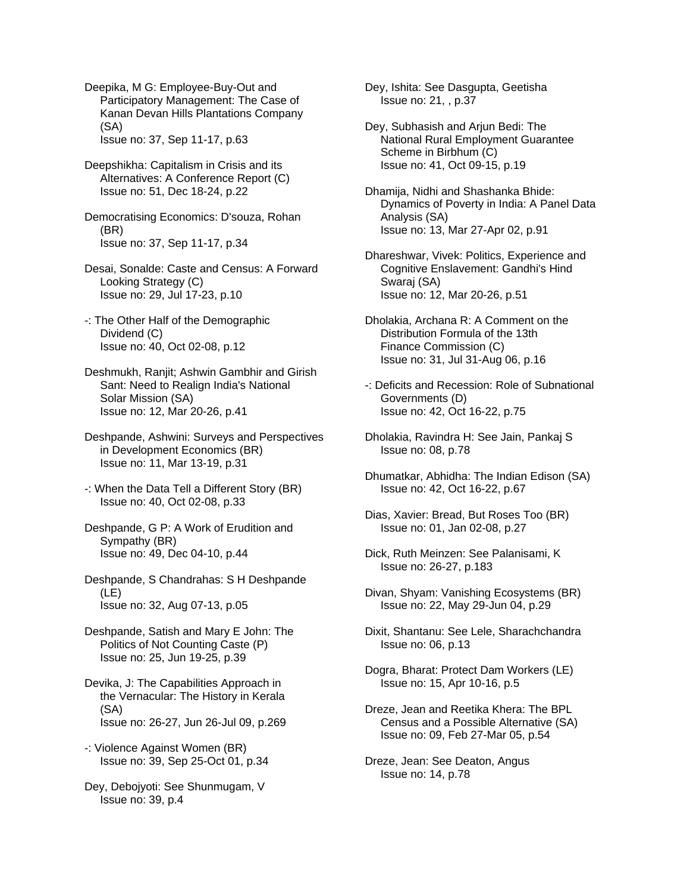Deepika, M G: Employee-Buy-Out and Participatory Management: The Case of Kanan Devan Hills Plantations Company (SA)
Issue no: 37, Sep 11-17, p.63

Deepshikha: Capitalism in Crisis and its Alternatives: A Conference Report (C)
Issue no: 51, Dec 18-24, p.22

Democratising Economics: D'souza, Rohan (BR)
Issue no: 37, Sep 11-17, p.34

Desai, Sonalde: Caste and Census: A Forward Looking Strategy (C)
Issue no: 29, Jul 17-23, p.10

-: The Other Half of the Demographic Dividend (C)
Issue no: 40, Oct 02-08, p.12

Deshmukh, Ranjit; Ashwin Gambhir and Girish Sant: Need to Realign India's National Solar Mission (SA)
Issue no: 12, Mar 20-26, p.41

Deshpande, Ashwini: Surveys and Perspectives in Development Economics (BR)
Issue no: 11, Mar 13-19, p.31

-: When the Data Tell a Different Story (BR)
Issue no: 40, Oct 02-08, p.33

Deshpande, G P: A Work of Erudition and Sympathy (BR)
Issue no: 49, Dec 04-10, p.44

Deshpande, S Chandrahas: S H Deshpande (LE)
Issue no: 32, Aug 07-13, p.05

Deshpande, Satish and Mary E John: The Politics of Not Counting Caste (P)
Issue no: 25, Jun 19-25, p.39

Devika, J: The Capabilities Approach in the Vernacular: The History in Kerala (SA)
Issue no: 26-27, Jun 26-Jul 09, p.269

-: Violence Against Women (BR)
Issue no: 39, Sep 25-Oct 01, p.34

Dey, Debojyoti: See Shunmugam, V
Issue no: 39, p.4

Dey, Ishita: See Dasgupta, Geetisha
Issue no: 21, , p.37

Dey, Subhasish and Arjun Bedi: The National Rural Employment Guarantee Scheme in Birbhum (C)
Issue no: 41, Oct 09-15, p.19

Dhamija, Nidhi and Shashanka Bhide: Dynamics of Poverty in India: A Panel Data Analysis (SA)
Issue no: 13, Mar 27-Apr 02, p.91

Dhareshwar, Vivek: Politics, Experience and Cognitive Enslavement: Gandhi's Hind Swaraj (SA)
Issue no: 12, Mar 20-26, p.51

Dholakia, Archana R: A Comment on the Distribution Formula of the 13th Finance Commission (C)
Issue no: 31, Jul 31-Aug 06, p.16

-: Deficits and Recession: Role of Subnational Governments (D)
Issue no: 42, Oct 16-22, p.75

Dholakia, Ravindra H: See Jain, Pankaj S
Issue no: 08, p.78

Dhumatkar, Abhidha: The Indian Edison (SA)
Issue no: 42, Oct 16-22, p.67

Dias, Xavier: Bread, But Roses Too (BR)
Issue no: 01, Jan 02-08, p.27

Dick, Ruth Meinzen: See Palanisami, K
Issue no: 26-27, p.183

Divan, Shyam: Vanishing Ecosystems (BR)
Issue no: 22, May 29-Jun 04, p.29

Dixit, Shantanu: See Lele, Sharachchandra
Issue no: 06, p.13

Dogra, Bharat: Protect Dam Workers (LE)
Issue no: 15, Apr 10-16, p.5

Dreze, Jean and Reetika Khera: The BPL Census and a Possible Alternative (SA)
Issue no: 09, Feb 27-Mar 05, p.54

Dreze, Jean: See Deaton, Angus
Issue no: 14, p.78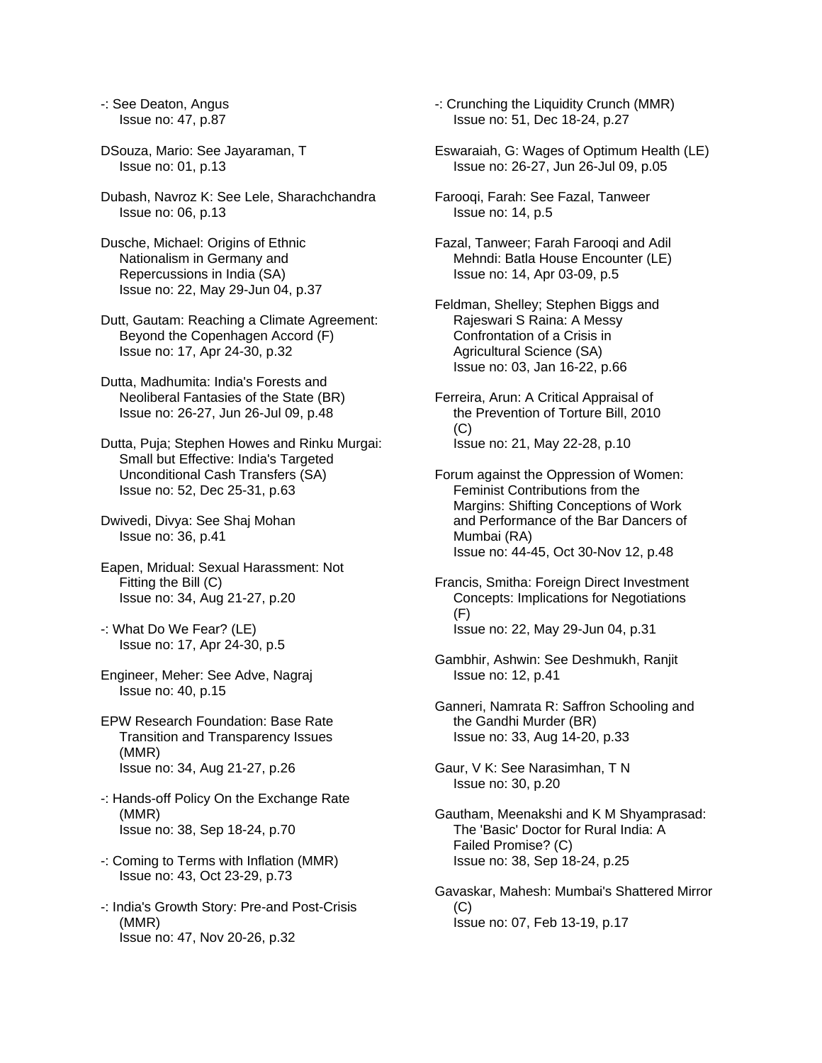-: See Deaton, Angus
Issue no: 47, p.87

DSouza, Mario: See Jayaraman, T
Issue no: 01, p.13

Dubash, Navroz K: See Lele, Sharachchandra
Issue no: 06, p.13

Dusche, Michael: Origins of Ethnic Nationalism in Germany and Repercussions in India (SA)
Issue no: 22, May 29-Jun 04, p.37

Dutt, Gautam: Reaching a Climate Agreement: Beyond the Copenhagen Accord (F)
Issue no: 17, Apr 24-30, p.32

Dutta, Madhumita: India's Forests and Neoliberal Fantasies of the State (BR)
Issue no: 26-27, Jun 26-Jul 09, p.48

Dutta, Puja; Stephen Howes and Rinku Murgai: Small but Effective: India's Targeted Unconditional Cash Transfers (SA)
Issue no: 52, Dec 25-31, p.63

Dwivedi, Divya: See Shaj Mohan
Issue no: 36, p.41

Eapen, Mridual: Sexual Harassment: Not Fitting the Bill (C)
Issue no: 34, Aug 21-27, p.20

-: What Do We Fear? (LE)
Issue no: 17, Apr 24-30, p.5

Engineer, Meher: See Adve, Nagraj
Issue no: 40, p.15

EPW Research Foundation: Base Rate Transition and Transparency Issues (MMR)
Issue no: 34, Aug 21-27, p.26

-: Hands-off Policy On the Exchange Rate (MMR)
Issue no: 38, Sep 18-24, p.70

-: Coming to Terms with Inflation (MMR)
Issue no: 43, Oct 23-29, p.73

-: India's Growth Story: Pre-and Post-Crisis (MMR)
Issue no: 47, Nov 20-26, p.32

-: Crunching the Liquidity Crunch (MMR)
Issue no: 51, Dec 18-24, p.27

Eswaraiah, G: Wages of Optimum Health (LE)
Issue no: 26-27, Jun 26-Jul 09, p.05

Farooqi, Farah: See Fazal, Tanweer
Issue no: 14, p.5

Fazal, Tanweer; Farah Farooqi and Adil Mehndi: Batla House Encounter (LE)
Issue no: 14, Apr 03-09, p.5

Feldman, Shelley; Stephen Biggs and Rajeswari S Raina: A Messy Confrontation of a Crisis in Agricultural Science (SA)
Issue no: 03, Jan 16-22, p.66

Ferreira, Arun: A Critical Appraisal of the Prevention of Torture Bill, 2010 (C)
Issue no: 21, May 22-28, p.10

Forum against the Oppression of Women: Feminist Contributions from the Margins: Shifting Conceptions of Work and Performance of the Bar Dancers of Mumbai (RA)
Issue no: 44-45, Oct 30-Nov 12, p.48

Francis, Smitha: Foreign Direct Investment Concepts: Implications for Negotiations (F)
Issue no: 22, May 29-Jun 04, p.31

Gambhir, Ashwin: See Deshmukh, Ranjit
Issue no: 12, p.41

Ganneri, Namrata R: Saffron Schooling and the Gandhi Murder (BR)
Issue no: 33, Aug 14-20, p.33

Gaur, V K: See Narasimhan, T N
Issue no: 30, p.20

Gautham, Meenakshi and K M Shyamprasad: The 'Basic' Doctor for Rural India: A Failed Promise? (C)
Issue no: 38, Sep 18-24, p.25

Gavaskar, Mahesh: Mumbai's Shattered Mirror (C)
Issue no: 07, Feb 13-19, p.17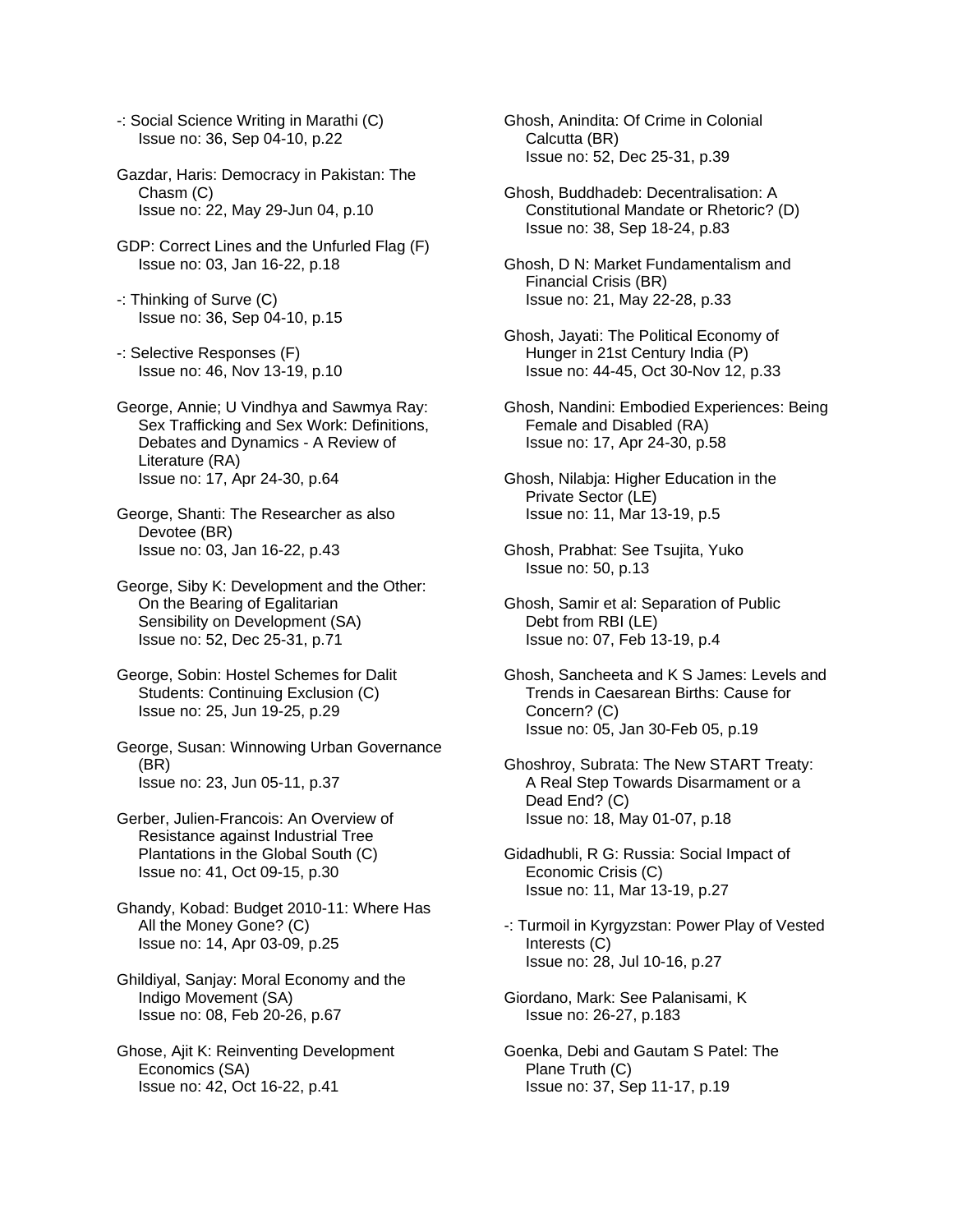-: Social Science Writing in Marathi (C)
Issue no: 36, Sep 04-10, p.22

Gazdar, Haris: Democracy in Pakistan: The Chasm (C)
Issue no: 22, May 29-Jun 04, p.10

GDP: Correct Lines and the Unfurled Flag (F)
Issue no: 03, Jan 16-22, p.18

-: Thinking of Surve (C)
Issue no: 36, Sep 04-10, p.15

-: Selective Responses (F)
Issue no: 46, Nov 13-19, p.10

George, Annie; U Vindhya and Sawmya Ray: Sex Trafficking and Sex Work: Definitions, Debates and Dynamics - A Review of Literature (RA)
Issue no: 17, Apr 24-30, p.64

George, Shanti: The Researcher as also Devotee (BR)
Issue no: 03, Jan 16-22, p.43

George, Siby K: Development and the Other: On the Bearing of Egalitarian Sensibility on Development (SA)
Issue no: 52, Dec 25-31, p.71

George, Sobin: Hostel Schemes for Dalit Students: Continuing Exclusion (C)
Issue no: 25, Jun 19-25, p.29

George, Susan: Winnowing Urban Governance (BR)
Issue no: 23, Jun 05-11, p.37

Gerber, Julien-Francois: An Overview of Resistance against Industrial Tree Plantations in the Global South (C)
Issue no: 41, Oct 09-15, p.30

Ghandy, Kobad: Budget 2010-11: Where Has All the Money Gone? (C)
Issue no: 14, Apr 03-09, p.25

Ghildiyal, Sanjay: Moral Economy and the Indigo Movement (SA)
Issue no: 08, Feb 20-26, p.67

Ghose, Ajit K: Reinventing Development Economics (SA)
Issue no: 42, Oct 16-22, p.41

Ghosh, Anindita: Of Crime in Colonial Calcutta (BR)
Issue no: 52, Dec 25-31, p.39

Ghosh, Buddhadeb: Decentralisation: A Constitutional Mandate or Rhetoric? (D)
Issue no: 38, Sep 18-24, p.83

Ghosh, D N: Market Fundamentalism and Financial Crisis (BR)
Issue no: 21, May 22-28, p.33

Ghosh, Jayati: The Political Economy of Hunger in 21st Century India (P)
Issue no: 44-45, Oct 30-Nov 12, p.33

Ghosh, Nandini: Embodied Experiences: Being Female and Disabled (RA)
Issue no: 17, Apr 24-30, p.58

Ghosh, Nilabja: Higher Education in the Private Sector (LE)
Issue no: 11, Mar 13-19, p.5

Ghosh, Prabhat: See Tsujita, Yuko
Issue no: 50, p.13

Ghosh, Samir et al: Separation of Public Debt from RBI (LE)
Issue no: 07, Feb 13-19, p.4

Ghosh, Sancheeta and K S James: Levels and Trends in Caesarean Births: Cause for Concern? (C)
Issue no: 05, Jan 30-Feb 05, p.19

Ghoshroy, Subrata: The New START Treaty: A Real Step Towards Disarmament or a Dead End? (C)
Issue no: 18, May 01-07, p.18

Gidadhubli, R G: Russia: Social Impact of Economic Crisis (C)
Issue no: 11, Mar 13-19, p.27

-: Turmoil in Kyrgyzstan: Power Play of Vested Interests (C)
Issue no: 28, Jul 10-16, p.27

Giordano, Mark: See Palanisami, K
Issue no: 26-27, p.183

Goenka, Debi and Gautam S Patel: The Plane Truth (C)
Issue no: 37, Sep 11-17, p.19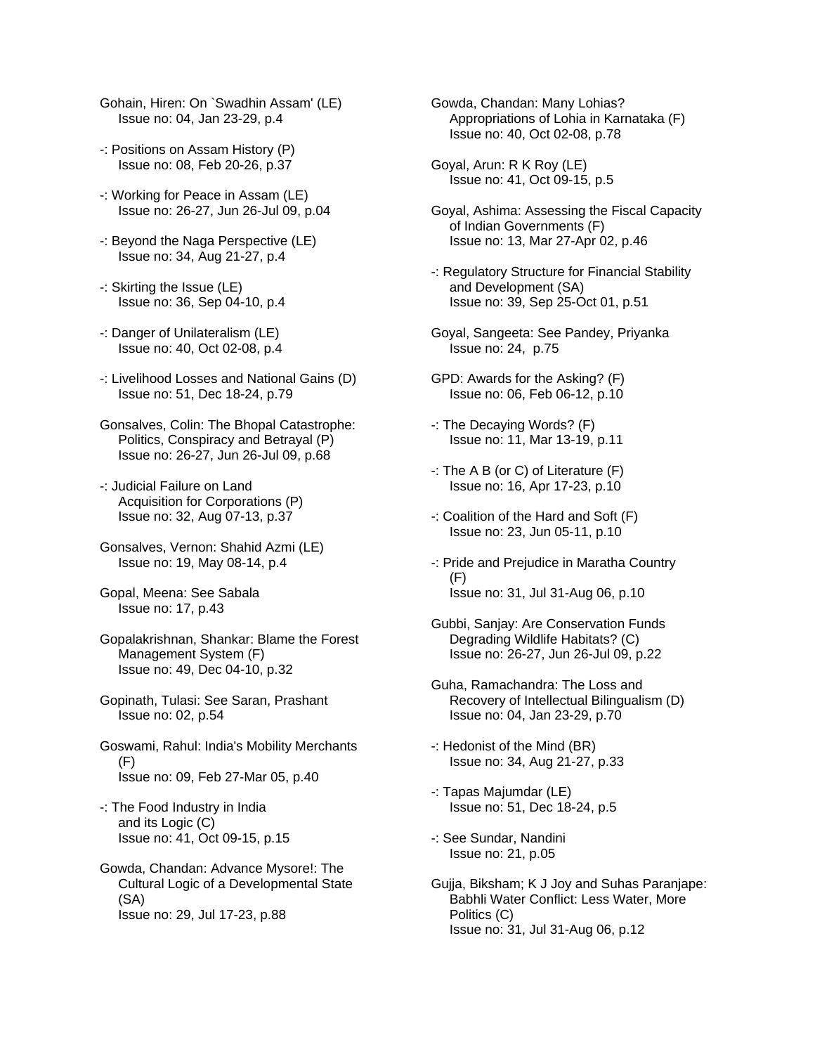Gohain, Hiren: On `Swadhin Assam' (LE)
Issue no: 04, Jan 23-29, p.4

-: Positions on Assam History (P)
Issue no: 08, Feb 20-26, p.37

-: Working for Peace in Assam (LE)
Issue no: 26-27, Jun 26-Jul 09, p.04

-: Beyond the Naga Perspective (LE)
Issue no: 34, Aug 21-27, p.4

-: Skirting the Issue (LE)
Issue no: 36, Sep 04-10, p.4

-: Danger of Unilateralism (LE)
Issue no: 40, Oct 02-08, p.4

-: Livelihood Losses and National Gains (D)
Issue no: 51, Dec 18-24, p.79

Gonsalves, Colin: The Bhopal Catastrophe: Politics, Conspiracy and Betrayal (P)
Issue no: 26-27, Jun 26-Jul 09, p.68

-: Judicial Failure on Land Acquisition for Corporations (P)
Issue no: 32, Aug 07-13, p.37

Gonsalves, Vernon: Shahid Azmi (LE)
Issue no: 19, May 08-14, p.4

Gopal, Meena: See Sabala
Issue no: 17, p.43

Gopalakrishnan, Shankar: Blame the Forest Management System (F)
Issue no: 49, Dec 04-10, p.32

Gopinath, Tulasi: See Saran, Prashant
Issue no: 02, p.54

Goswami, Rahul: India's Mobility Merchants (F)
Issue no: 09, Feb 27-Mar 05, p.40

-: The Food Industry in India and its Logic (C)
Issue no: 41, Oct 09-15, p.15

Gowda, Chandan: Advance Mysore!: The Cultural Logic of a Developmental State (SA)
Issue no: 29, Jul 17-23, p.88

Gowda, Chandan: Many Lohias? Appropriations of Lohia in Karnataka (F)
Issue no: 40, Oct 02-08, p.78

Goyal, Arun: R K Roy (LE)
Issue no: 41, Oct 09-15, p.5

Goyal, Ashima: Assessing the Fiscal Capacity of Indian Governments (F)
Issue no: 13, Mar 27-Apr 02, p.46

-: Regulatory Structure for Financial Stability and Development (SA)
Issue no: 39, Sep 25-Oct 01, p.51

Goyal, Sangeeta: See Pandey, Priyanka
Issue no: 24, p.75

GPD: Awards for the Asking? (F)
Issue no: 06, Feb 06-12, p.10

-: The Decaying Words? (F)
Issue no: 11, Mar 13-19, p.11

-: The A B (or C) of Literature (F)
Issue no: 16, Apr 17-23, p.10

-: Coalition of the Hard and Soft (F)
Issue no: 23, Jun 05-11, p.10

-: Pride and Prejudice in Maratha Country (F)
Issue no: 31, Jul 31-Aug 06, p.10

Gubbi, Sanjay: Are Conservation Funds Degrading Wildlife Habitats? (C)
Issue no: 26-27, Jun 26-Jul 09, p.22

Guha, Ramachandra: The Loss and Recovery of Intellectual Bilingualism (D)
Issue no: 04, Jan 23-29, p.70

-: Hedonist of the Mind (BR)
Issue no: 34, Aug 21-27, p.33

-: Tapas Majumdar (LE)
Issue no: 51, Dec 18-24, p.5

-: See Sundar, Nandini
Issue no: 21, p.05

Gujja, Biksham; K J Joy and Suhas Paranjape: Babhli Water Conflict: Less Water, More Politics (C)
Issue no: 31, Jul 31-Aug 06, p.12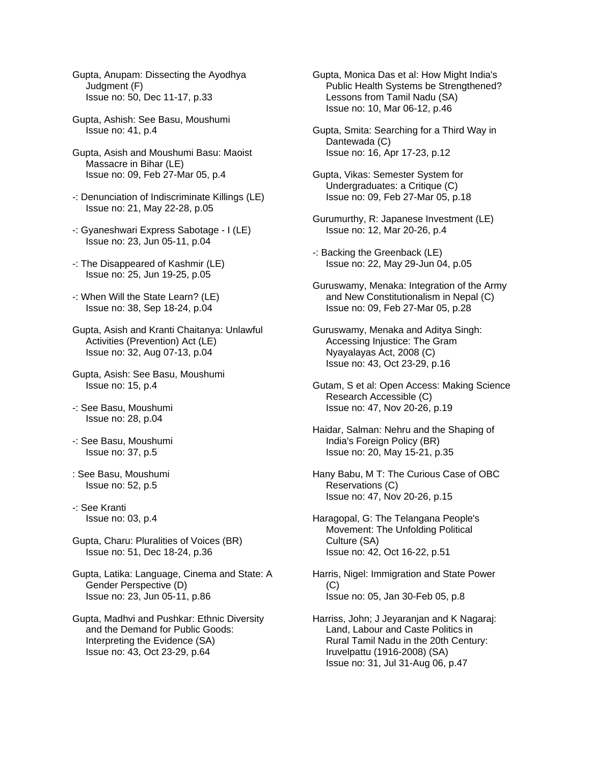Gupta, Anupam: Dissecting the Ayodhya Judgment (F)
Issue no: 50, Dec 11-17, p.33

Gupta, Ashish: See Basu, Moushumi
Issue no: 41, p.4

Gupta, Asish and Moushumi Basu: Maoist Massacre in Bihar (LE)
Issue no: 09, Feb 27-Mar 05, p.4

-: Denunciation of Indiscriminate Killings (LE)
Issue no: 21, May 22-28, p.05

-: Gyaneshwari Express Sabotage - I (LE)
Issue no: 23, Jun 05-11, p.04

-: The Disappeared of Kashmir (LE)
Issue no: 25, Jun 19-25, p.05

-: When Will the State Learn? (LE)
Issue no: 38, Sep 18-24, p.04

Gupta, Asish and Kranti Chaitanya: Unlawful Activities (Prevention) Act (LE)
Issue no: 32, Aug 07-13, p.04

Gupta, Asish: See Basu, Moushumi
Issue no: 15, p.4

-: See Basu, Moushumi
Issue no: 28, p.04

-: See Basu, Moushumi
Issue no: 37, p.5

: See Basu, Moushumi
Issue no: 52, p.5

-: See Kranti
Issue no: 03, p.4

Gupta, Charu: Pluralities of Voices (BR)
Issue no: 51, Dec 18-24, p.36

Gupta, Latika: Language, Cinema and State: A Gender Perspective (D)
Issue no: 23, Jun 05-11, p.86

Gupta, Madhvi and Pushkar: Ethnic Diversity and the Demand for Public Goods: Interpreting the Evidence (SA)
Issue no: 43, Oct 23-29, p.64

Gupta, Monica Das et al: How Might India's Public Health Systems be Strengthened? Lessons from Tamil Nadu (SA)
Issue no: 10, Mar 06-12, p.46

Gupta, Smita: Searching for a Third Way in Dantewada (C)
Issue no: 16, Apr 17-23, p.12

Gupta, Vikas: Semester System for Undergraduates: a Critique (C)
Issue no: 09, Feb 27-Mar 05, p.18

Gurumurthy, R: Japanese Investment (LE)
Issue no: 12, Mar 20-26, p.4

-: Backing the Greenback (LE)
Issue no: 22, May 29-Jun 04, p.05

Guruswamy, Menaka: Integration of the Army and New Constitutionalism in Nepal (C)
Issue no: 09, Feb 27-Mar 05, p.28

Guruswamy, Menaka and Aditya Singh: Accessing Injustice: The Gram Nyayalayas Act, 2008 (C)
Issue no: 43, Oct 23-29, p.16

Gutam, S et al: Open Access: Making Science Research Accessible (C)
Issue no: 47, Nov 20-26, p.19

Haidar, Salman: Nehru and the Shaping of India's Foreign Policy (BR)
Issue no: 20, May 15-21, p.35

Hany Babu, M T: The Curious Case of OBC Reservations (C)
Issue no: 47, Nov 20-26, p.15

Haragopal, G: The Telangana People's Movement: The Unfolding Political Culture (SA)
Issue no: 42, Oct 16-22, p.51

Harris, Nigel: Immigration and State Power (C)
Issue no: 05, Jan 30-Feb 05, p.8

Harriss, John; J Jeyaranjan and K Nagaraj: Land, Labour and Caste Politics in Rural Tamil Nadu in the 20th Century: Iruvelpattu (1916-2008) (SA)
Issue no: 31, Jul 31-Aug 06, p.47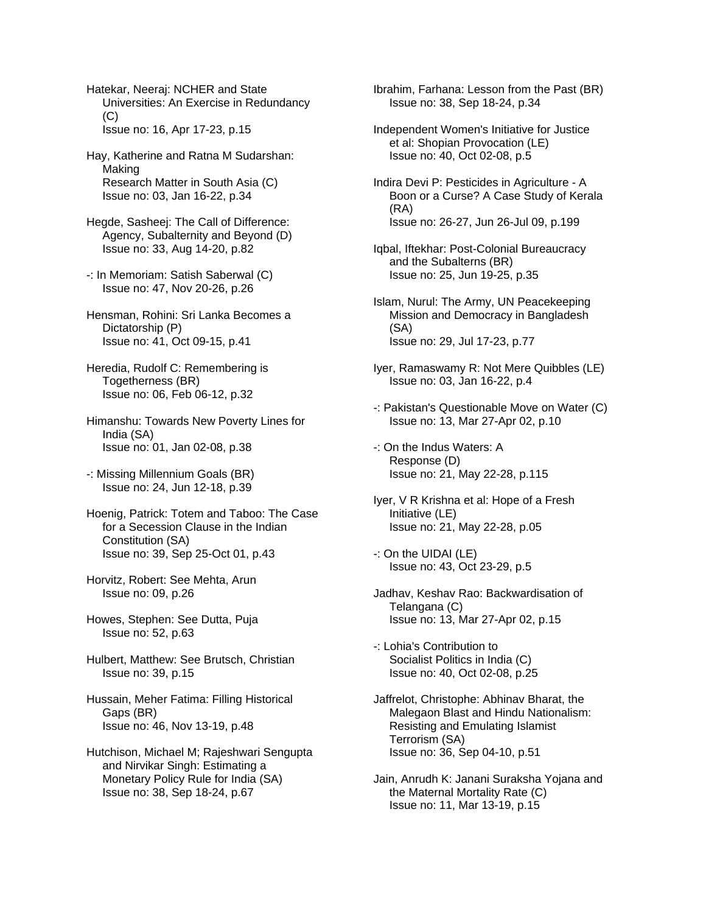Hatekar, Neeraj: NCHER and State Universities: An Exercise in Redundancy (C)
Issue no: 16, Apr 17-23, p.15

Hay, Katherine and Ratna M Sudarshan: Making Research Matter in South Asia (C)
Issue no: 03, Jan 16-22, p.34

Hegde, Sasheej: The Call of Difference: Agency, Subalternity and Beyond (D)
Issue no: 33, Aug 14-20, p.82

-: In Memoriam: Satish Saberwal (C)
Issue no: 47, Nov 20-26, p.26

Hensman, Rohini: Sri Lanka Becomes a Dictatorship (P)
Issue no: 41, Oct 09-15, p.41

Heredia, Rudolf C: Remembering is Togetherness (BR)
Issue no: 06, Feb 06-12, p.32

Himanshu: Towards New Poverty Lines for India (SA)
Issue no: 01, Jan 02-08, p.38

-: Missing Millennium Goals (BR)
Issue no: 24, Jun 12-18, p.39

Hoenig, Patrick: Totem and Taboo: The Case for a Secession Clause in the Indian Constitution (SA)
Issue no: 39, Sep 25-Oct 01, p.43

Horvitz, Robert: See Mehta, Arun
Issue no: 09, p.26

Howes, Stephen: See Dutta, Puja
Issue no: 52, p.63

Hulbert, Matthew: See Brutsch, Christian
Issue no: 39, p.15

Hussain, Meher Fatima: Filling Historical Gaps (BR)
Issue no: 46, Nov 13-19, p.48

Hutchison, Michael M; Rajeshwari Sengupta and Nirvikar Singh: Estimating a Monetary Policy Rule for India (SA)
Issue no: 38, Sep 18-24, p.67

Ibrahim, Farhana: Lesson from the Past (BR)
Issue no: 38, Sep 18-24, p.34

Independent Women's Initiative for Justice et al: Shopian Provocation (LE)
Issue no: 40, Oct 02-08, p.5

Indira Devi P: Pesticides in Agriculture - A Boon or a Curse? A Case Study of Kerala (RA)
Issue no: 26-27, Jun 26-Jul 09, p.199

Iqbal, Iftekhar: Post-Colonial Bureaucracy and the Subalterns (BR)
Issue no: 25, Jun 19-25, p.35

Islam, Nurul: The Army, UN Peacekeeping Mission and Democracy in Bangladesh (SA)
Issue no: 29, Jul 17-23, p.77

Iyer, Ramaswamy R: Not Mere Quibbles (LE)
Issue no: 03, Jan 16-22, p.4

-: Pakistan's Questionable Move on Water (C)
Issue no: 13, Mar 27-Apr 02, p.10

-: On the Indus Waters: A Response (D)
Issue no: 21, May 22-28, p.115

Iyer, V R Krishna et al: Hope of a Fresh Initiative (LE)
Issue no: 21, May 22-28, p.05

-: On the UIDAI (LE)
Issue no: 43, Oct 23-29, p.5

Jadhav, Keshav Rao: Backwardisation of Telangana (C)
Issue no: 13, Mar 27-Apr 02, p.15

-: Lohia's Contribution to Socialist Politics in India (C)
Issue no: 40, Oct 02-08, p.25

Jaffrelot, Christophe: Abhinav Bharat, the Malegaon Blast and Hindu Nationalism: Resisting and Emulating Islamist Terrorism (SA)
Issue no: 36, Sep 04-10, p.51

Jain, Anrudh K: Janani Suraksha Yojana and the Maternal Mortality Rate (C)
Issue no: 11, Mar 13-19, p.15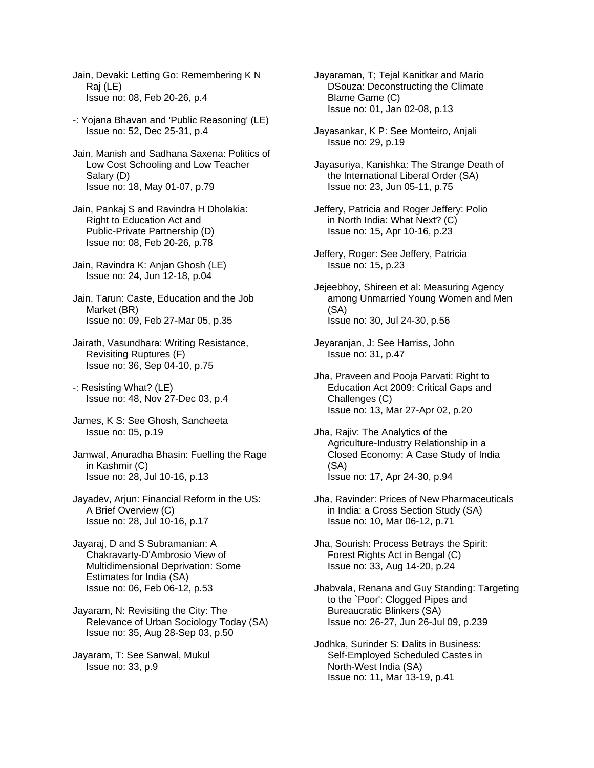Jain, Devaki: Letting Go: Remembering K N Raj (LE)
Issue no: 08, Feb 20-26, p.4

-: Yojana Bhavan and 'Public Reasoning' (LE)
Issue no: 52, Dec 25-31, p.4

Jain, Manish and Sadhana Saxena: Politics of Low Cost Schooling and Low Teacher Salary (D)
Issue no: 18, May 01-07, p.79

Jain, Pankaj S and Ravindra H Dholakia: Right to Education Act and Public-Private Partnership (D)
Issue no: 08, Feb 20-26, p.78

Jain, Ravindra K: Anjan Ghosh (LE)
Issue no: 24, Jun 12-18, p.04

Jain, Tarun: Caste, Education and the Job Market (BR)
Issue no: 09, Feb 27-Mar 05, p.35

Jairath, Vasundhara: Writing Resistance, Revisiting Ruptures (F)
Issue no: 36, Sep 04-10, p.75

-: Resisting What? (LE)
Issue no: 48, Nov 27-Dec 03, p.4

James, K S: See Ghosh, Sancheeta
Issue no: 05, p.19

Jamwal, Anuradha Bhasin: Fuelling the Rage in Kashmir (C)
Issue no: 28, Jul 10-16, p.13

Jayadev, Arjun: Financial Reform in the US: A Brief Overview (C)
Issue no: 28, Jul 10-16, p.17

Jayaraj, D and S Subramanian: A Chakravarty-D'Ambrosio View of Multidimensional Deprivation: Some Estimates for India (SA)
Issue no: 06, Feb 06-12, p.53

Jayaram, N: Revisiting the City: The Relevance of Urban Sociology Today (SA)
Issue no: 35, Aug 28-Sep 03, p.50

Jayaram, T: See Sanwal, Mukul
Issue no: 33, p.9

Jayaraman, T; Tejal Kanitkar and Mario DSouza: Deconstructing the Climate Blame Game (C)
Issue no: 01, Jan 02-08, p.13

Jayasankar, K P: See Monteiro, Anjali
Issue no: 29, p.19

Jayasuriya, Kanishka: The Strange Death of the International Liberal Order (SA)
Issue no: 23, Jun 05-11, p.75

Jeffery, Patricia and Roger Jeffery: Polio in North India: What Next? (C)
Issue no: 15, Apr 10-16, p.23

Jeffery, Roger: See Jeffery, Patricia
Issue no: 15, p.23

Jejeebhoy, Shireen et al: Measuring Agency among Unmarried Young Women and Men (SA)
Issue no: 30, Jul 24-30, p.56

Jeyaranjan, J: See Harriss, John
Issue no: 31, p.47

Jha, Praveen and Pooja Parvati: Right to Education Act 2009: Critical Gaps and Challenges (C)
Issue no: 13, Mar 27-Apr 02, p.20

Jha, Rajiv: The Analytics of the Agriculture-Industry Relationship in a Closed Economy: A Case Study of India (SA)
Issue no: 17, Apr 24-30, p.94

Jha, Ravinder: Prices of New Pharmaceuticals in India: a Cross Section Study (SA)
Issue no: 10, Mar 06-12, p.71

Jha, Sourish: Process Betrays the Spirit: Forest Rights Act in Bengal (C)
Issue no: 33, Aug 14-20, p.24

Jhabvala, Renana and Guy Standing: Targeting to the `Poor': Clogged Pipes and Bureaucratic Blinkers (SA)
Issue no: 26-27, Jun 26-Jul 09, p.239

Jodhka, Surinder S: Dalits in Business: Self-Employed Scheduled Castes in North-West India (SA)
Issue no: 11, Mar 13-19, p.41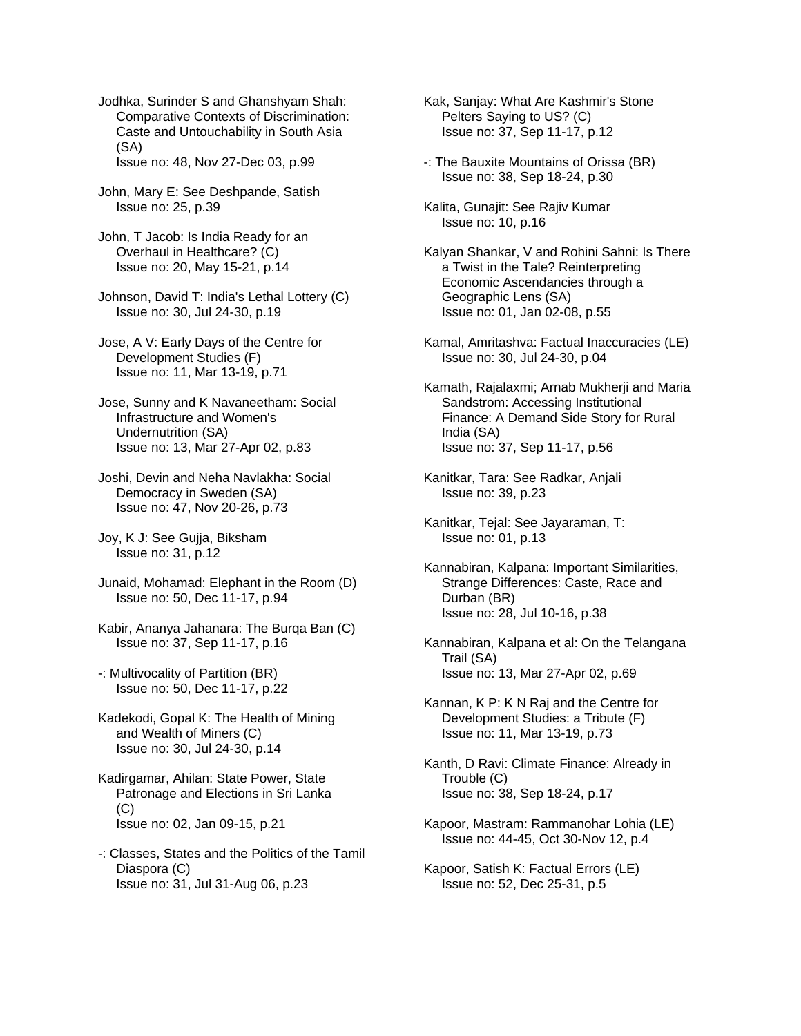Jodhka, Surinder S and Ghanshyam Shah: Comparative Contexts of Discrimination: Caste and Untouchability in South Asia (SA)
Issue no: 48, Nov 27-Dec 03, p.99

John, Mary E: See Deshpande, Satish
Issue no: 25, p.39

John, T Jacob: Is India Ready for an Overhaul in Healthcare? (C)
Issue no: 20, May 15-21, p.14

Johnson, David T: India's Lethal Lottery (C)
Issue no: 30, Jul 24-30, p.19

Jose, A V: Early Days of the Centre for Development Studies (F)
Issue no: 11, Mar 13-19, p.71

Jose, Sunny and K Navaneetham: Social Infrastructure and Women's Undernutrition (SA)
Issue no: 13, Mar 27-Apr 02, p.83

Joshi, Devin and Neha Navlakha: Social Democracy in Sweden (SA)
Issue no: 47, Nov 20-26, p.73

Joy, K J: See Gujja, Biksham
Issue no: 31, p.12

Junaid, Mohamad: Elephant in the Room (D)
Issue no: 50, Dec 11-17, p.94

Kabir, Ananya Jahanara: The Burqa Ban (C)
Issue no: 37, Sep 11-17, p.16

-: Multivocality of Partition (BR)
Issue no: 50, Dec 11-17, p.22

Kadekodi, Gopal K: The Health of Mining and Wealth of Miners (C)
Issue no: 30, Jul 24-30, p.14

Kadirgamar, Ahilan: State Power, State Patronage and Elections in Sri Lanka (C)
Issue no: 02, Jan 09-15, p.21

-: Classes, States and the Politics of the Tamil Diaspora (C)
Issue no: 31, Jul 31-Aug 06, p.23

Kak, Sanjay: What Are Kashmir's Stone Pelters Saying to US? (C)
Issue no: 37, Sep 11-17, p.12

-: The Bauxite Mountains of Orissa (BR)
Issue no: 38, Sep 18-24, p.30

Kalita, Gunajit: See Rajiv Kumar
Issue no: 10, p.16

Kalyan Shankar, V and Rohini Sahni: Is There a Twist in the Tale? Reinterpreting Economic Ascendancies through a Geographic Lens (SA)
Issue no: 01, Jan 02-08, p.55

Kamal, Amritashva: Factual Inaccuracies (LE)
Issue no: 30, Jul 24-30, p.04

Kamath, Rajalaxmi; Arnab Mukherji and Maria Sandstrom: Accessing Institutional Finance: A Demand Side Story for Rural India (SA)
Issue no: 37, Sep 11-17, p.56

Kanitkar, Tara: See Radkar, Anjali
Issue no: 39, p.23

Kanitkar, Tejal: See Jayaraman, T:
Issue no: 01, p.13

Kannabiran, Kalpana: Important Similarities, Strange Differences: Caste, Race and Durban (BR)
Issue no: 28, Jul 10-16, p.38

Kannabiran, Kalpana et al: On the Telangana Trail (SA)
Issue no: 13, Mar 27-Apr 02, p.69

Kannan, K P: K N Raj and the Centre for Development Studies: a Tribute (F)
Issue no: 11, Mar 13-19, p.73

Kanth, D Ravi: Climate Finance: Already in Trouble (C)
Issue no: 38, Sep 18-24, p.17

Kapoor, Mastram: Rammanohar Lohia (LE)
Issue no: 44-45, Oct 30-Nov 12, p.4

Kapoor, Satish K: Factual Errors (LE)
Issue no: 52, Dec 25-31, p.5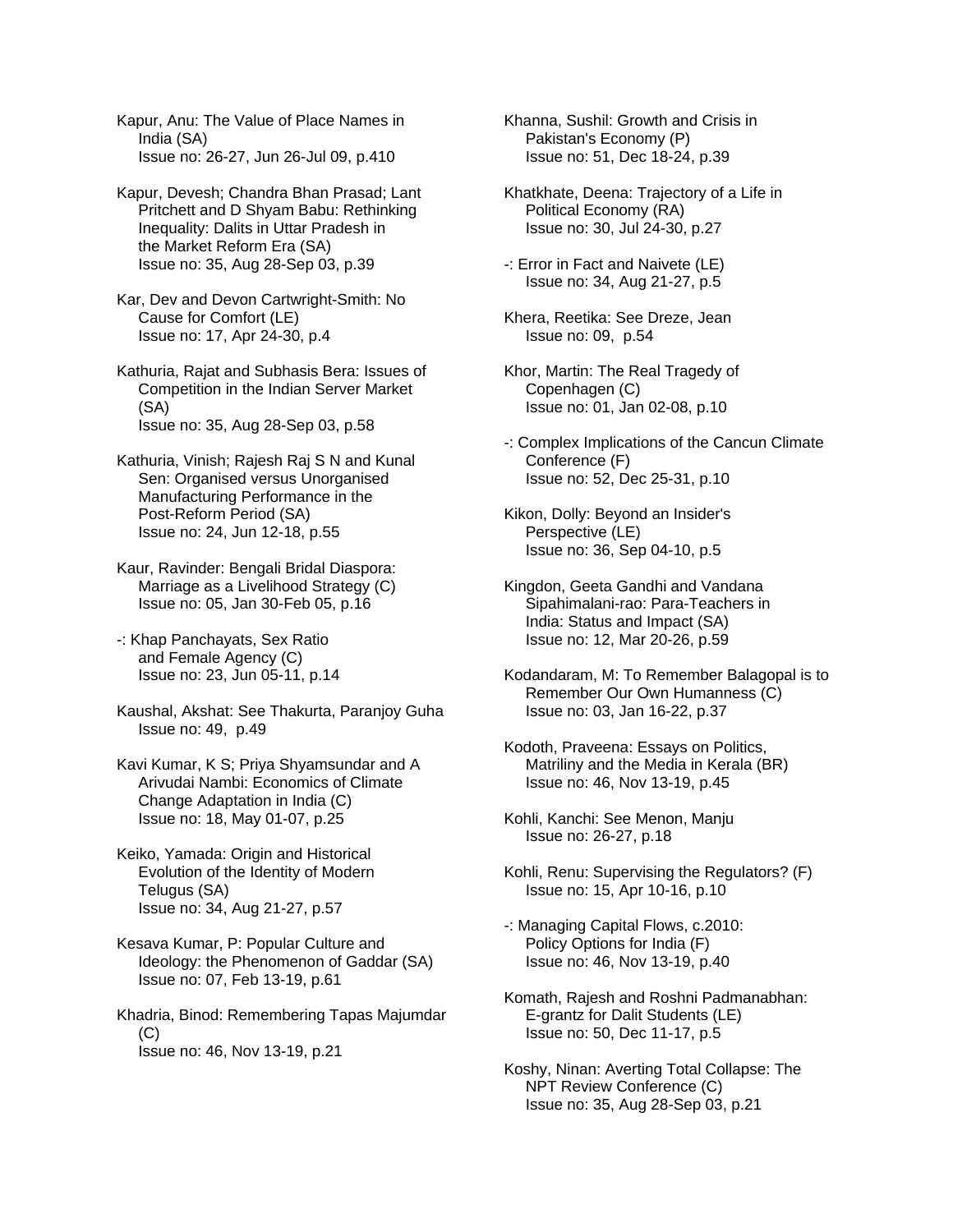Kapur, Anu: The Value of Place Names in India (SA)
Issue no: 26-27, Jun 26-Jul 09, p.410

Kapur, Devesh; Chandra Bhan Prasad; Lant Pritchett and D Shyam Babu: Rethinking Inequality: Dalits in Uttar Pradesh in the Market Reform Era (SA)
Issue no: 35, Aug 28-Sep 03, p.39

Kar, Dev and Devon Cartwright-Smith: No Cause for Comfort (LE)
Issue no: 17, Apr 24-30, p.4

Kathuria, Rajat and Subhasis Bera: Issues of Competition in the Indian Server Market (SA)
Issue no: 35, Aug 28-Sep 03, p.58

Kathuria, Vinish; Rajesh Raj S N and Kunal Sen: Organised versus Unorganised Manufacturing Performance in the Post-Reform Period (SA)
Issue no: 24, Jun 12-18, p.55

Kaur, Ravinder: Bengali Bridal Diaspora: Marriage as a Livelihood Strategy (C)
Issue no: 05, Jan 30-Feb 05, p.16

-: Khap Panchayats, Sex Ratio and Female Agency (C)
Issue no: 23, Jun 05-11, p.14

Kaushal, Akshat: See Thakurta, Paranjoy Guha
Issue no: 49, p.49

Kavi Kumar, K S; Priya Shyamsundar and A Arivudai Nambi: Economics of Climate Change Adaptation in India (C)
Issue no: 18, May 01-07, p.25

Keiko, Yamada: Origin and Historical Evolution of the Identity of Modern Telugus (SA)
Issue no: 34, Aug 21-27, p.57

Kesava Kumar, P: Popular Culture and Ideology: the Phenomenon of Gaddar (SA)
Issue no: 07, Feb 13-19, p.61

Khadria, Binod: Remembering Tapas Majumdar (C)
Issue no: 46, Nov 13-19, p.21

Khanna, Sushil: Growth and Crisis in Pakistan's Economy (P)
Issue no: 51, Dec 18-24, p.39

Khatkhate, Deena: Trajectory of a Life in Political Economy (RA)
Issue no: 30, Jul 24-30, p.27

-: Error in Fact and Naivete (LE)
Issue no: 34, Aug 21-27, p.5

Khera, Reetika: See Dreze, Jean
Issue no: 09, p.54

Khor, Martin: The Real Tragedy of Copenhagen (C)
Issue no: 01, Jan 02-08, p.10

-: Complex Implications of the Cancun Climate Conference (F)
Issue no: 52, Dec 25-31, p.10

Kikon, Dolly: Beyond an Insider's Perspective (LE)
Issue no: 36, Sep 04-10, p.5

Kingdon, Geeta Gandhi and Vandana Sipahimalani-rao: Para-Teachers in India: Status and Impact (SA)
Issue no: 12, Mar 20-26, p.59

Kodandaram, M: To Remember Balagopal is to Remember Our Own Humanness (C)
Issue no: 03, Jan 16-22, p.37

Kodoth, Praveena: Essays on Politics, Matriliny and the Media in Kerala (BR)
Issue no: 46, Nov 13-19, p.45

Kohli, Kanchi: See Menon, Manju
Issue no: 26-27, p.18

Kohli, Renu: Supervising the Regulators? (F)
Issue no: 15, Apr 10-16, p.10

-: Managing Capital Flows, c.2010: Policy Options for India (F)
Issue no: 46, Nov 13-19, p.40

Komath, Rajesh and Roshni Padmanabhan: E-grantz for Dalit Students (LE)
Issue no: 50, Dec 11-17, p.5

Koshy, Ninan: Averting Total Collapse: The NPT Review Conference (C)
Issue no: 35, Aug 28-Sep 03, p.21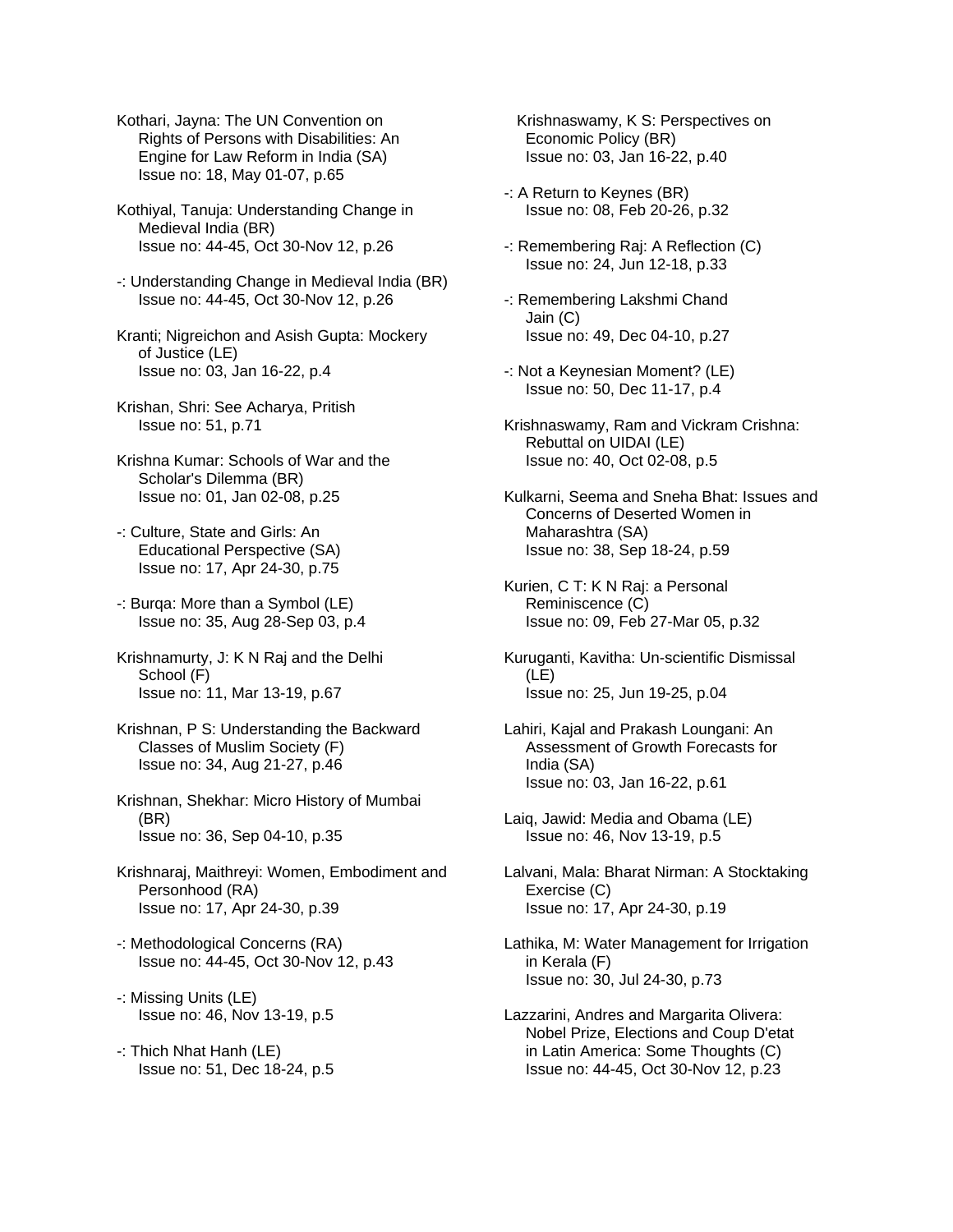Kothari, Jayna: The UN Convention on Rights of Persons with Disabilities: An Engine for Law Reform in India (SA)
Issue no: 18, May 01-07, p.65

Kothiyal, Tanuja: Understanding Change in Medieval India (BR)
Issue no: 44-45, Oct 30-Nov 12, p.26

-: Understanding Change in Medieval India (BR)
Issue no: 44-45, Oct 30-Nov 12, p.26

Kranti; Nigreichon and Asish Gupta: Mockery of Justice (LE)
Issue no: 03, Jan 16-22, p.4

Krishan, Shri: See Acharya, Pritish
Issue no: 51, p.71

Krishna Kumar: Schools of War and the Scholar's Dilemma (BR)
Issue no: 01, Jan 02-08, p.25

-: Culture, State and Girls: An Educational Perspective (SA)
Issue no: 17, Apr 24-30, p.75

-: Burqa: More than a Symbol (LE)
Issue no: 35, Aug 28-Sep 03, p.4

Krishnamurty, J: K N Raj and the Delhi School (F)
Issue no: 11, Mar 13-19, p.67

Krishnan, P S: Understanding the Backward Classes of Muslim Society (F)
Issue no: 34, Aug 21-27, p.46

Krishnan, Shekhar: Micro History of Mumbai (BR)
Issue no: 36, Sep 04-10, p.35

Krishnaraj, Maithreyi: Women, Embodiment and Personhood (RA)
Issue no: 17, Apr 24-30, p.39

-: Methodological Concerns (RA)
Issue no: 44-45, Oct 30-Nov 12, p.43

-: Missing Units (LE)
Issue no: 46, Nov 13-19, p.5

-: Thich Nhat Hanh (LE)
Issue no: 51, Dec 18-24, p.5

Krishnaswamy, K S: Perspectives on Economic Policy (BR)
Issue no: 03, Jan 16-22, p.40

-: A Return to Keynes (BR)
Issue no: 08, Feb 20-26, p.32

-: Remembering Raj: A Reflection (C)
Issue no: 24, Jun 12-18, p.33

-: Remembering Lakshmi Chand Jain (C)
Issue no: 49, Dec 04-10, p.27

-: Not a Keynesian Moment? (LE)
Issue no: 50, Dec 11-17, p.4

Krishnaswamy, Ram and Vickram Crishna: Rebuttal on UIDAI (LE)
Issue no: 40, Oct 02-08, p.5

Kulkarni, Seema and Sneha Bhat: Issues and Concerns of Deserted Women in Maharashtra (SA)
Issue no: 38, Sep 18-24, p.59

Kurien, C T: K N Raj: a Personal Reminiscence (C)
Issue no: 09, Feb 27-Mar 05, p.32

Kuruganti, Kavitha: Un-scientific Dismissal (LE)
Issue no: 25, Jun 19-25, p.04

Lahiri, Kajal and Prakash Loungani: An Assessment of Growth Forecasts for India (SA)
Issue no: 03, Jan 16-22, p.61

Laiq, Jawid: Media and Obama (LE)
Issue no: 46, Nov 13-19, p.5

Lalvani, Mala: Bharat Nirman: A Stocktaking Exercise (C)
Issue no: 17, Apr 24-30, p.19

Lathika, M: Water Management for Irrigation in Kerala (F)
Issue no: 30, Jul 24-30, p.73

Lazzarini, Andres and Margarita Olivera: Nobel Prize, Elections and Coup D'etat in Latin America: Some Thoughts (C)
Issue no: 44-45, Oct 30-Nov 12, p.23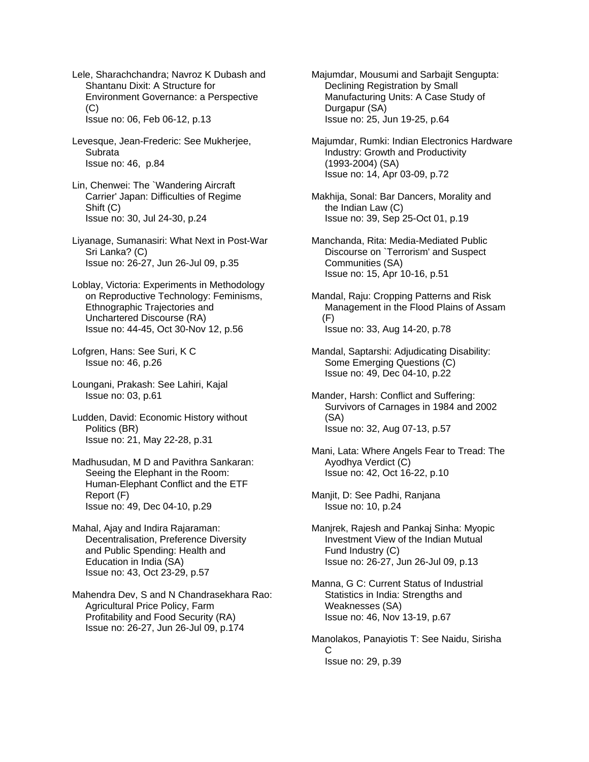Lele, Sharachchandra; Navroz K Dubash and Shantanu Dixit: A Structure for Environment Governance: a Perspective (C)
Issue no: 06, Feb 06-12, p.13

Levesque, Jean-Frederic: See Mukherjee, Subrata
Issue no: 46, p.84

Lin, Chenwei: The `Wandering Aircraft Carrier' Japan: Difficulties of Regime Shift (C)
Issue no: 30, Jul 24-30, p.24

Liyanage, Sumanasiri: What Next in Post-War Sri Lanka? (C)
Issue no: 26-27, Jun 26-Jul 09, p.35

Loblay, Victoria: Experiments in Methodology on Reproductive Technology: Feminisms, Ethnographic Trajectories and Unchartered Discourse (RA)
Issue no: 44-45, Oct 30-Nov 12, p.56

Lofgren, Hans: See Suri, K C
Issue no: 46, p.26

Loungani, Prakash: See Lahiri, Kajal
Issue no: 03, p.61

Ludden, David: Economic History without Politics (BR)
Issue no: 21, May 22-28, p.31

Madhusudan, M D and Pavithra Sankaran: Seeing the Elephant in the Room: Human-Elephant Conflict and the ETF Report (F)
Issue no: 49, Dec 04-10, p.29

Mahal, Ajay and Indira Rajaraman: Decentralisation, Preference Diversity and Public Spending: Health and Education in India (SA)
Issue no: 43, Oct 23-29, p.57

Mahendra Dev, S and N Chandrasekhara Rao: Agricultural Price Policy, Farm Profitability and Food Security (RA)
Issue no: 26-27, Jun 26-Jul 09, p.174

Majumdar, Mousumi and Sarbajit Sengupta: Declining Registration by Small Manufacturing Units: A Case Study of Durgapur (SA)
Issue no: 25, Jun 19-25, p.64

Majumdar, Rumki: Indian Electronics Hardware Industry: Growth and Productivity (1993-2004) (SA)
Issue no: 14, Apr 03-09, p.72

Makhija, Sonal: Bar Dancers, Morality and the Indian Law (C)
Issue no: 39, Sep 25-Oct 01, p.19

Manchanda, Rita: Media-Mediated Public Discourse on `Terrorism' and Suspect Communities (SA)
Issue no: 15, Apr 10-16, p.51

Mandal, Raju: Cropping Patterns and Risk Management in the Flood Plains of Assam (F)
Issue no: 33, Aug 14-20, p.78

Mandal, Saptarshi: Adjudicating Disability: Some Emerging Questions (C)
Issue no: 49, Dec 04-10, p.22

Mander, Harsh: Conflict and Suffering: Survivors of Carnages in 1984 and 2002 (SA)
Issue no: 32, Aug 07-13, p.57

Mani, Lata: Where Angels Fear to Tread: The Ayodhya Verdict (C)
Issue no: 42, Oct 16-22, p.10

Manjit, D: See Padhi, Ranjana
Issue no: 10, p.24

Manjrek, Rajesh and Pankaj Sinha: Myopic Investment View of the Indian Mutual Fund Industry (C)
Issue no: 26-27, Jun 26-Jul 09, p.13

Manna, G C: Current Status of Industrial Statistics in India: Strengths and Weaknesses (SA)
Issue no: 46, Nov 13-19, p.67

Manolakos, Panayiotis T: See Naidu, Sirisha C
Issue no: 29, p.39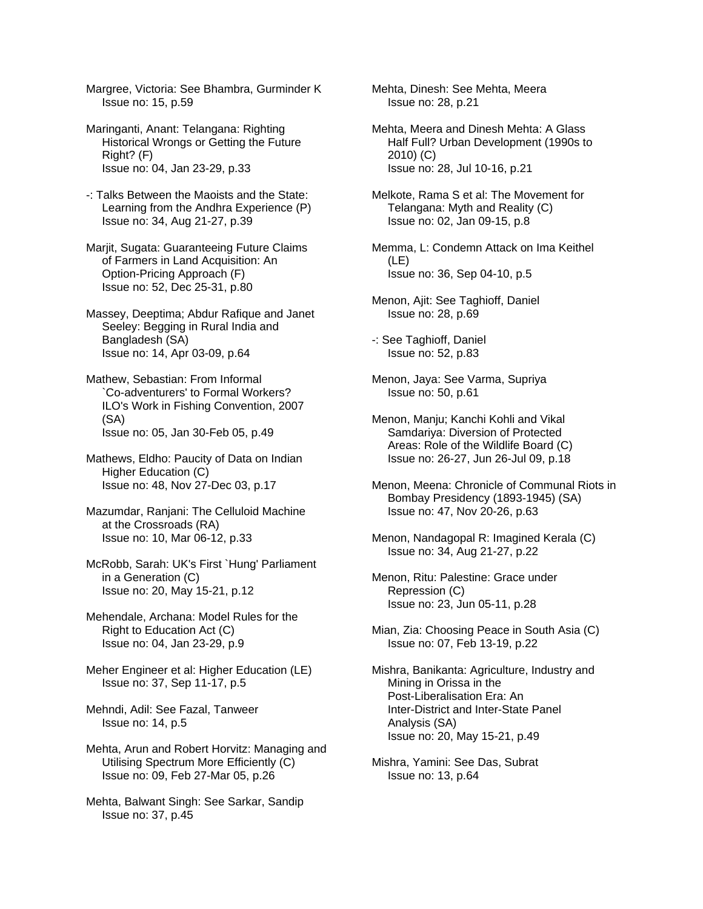Margree, Victoria: See Bhambra, Gurminder K
Issue no: 15, p.59

Maringanti, Anant: Telangana: Righting Historical Wrongs or Getting the Future Right? (F)
Issue no: 04, Jan 23-29, p.33

-: Talks Between the Maoists and the State: Learning from the Andhra Experience (P)
Issue no: 34, Aug 21-27, p.39

Marjit, Sugata: Guaranteeing Future Claims of Farmers in Land Acquisition: An Option-Pricing Approach (F)
Issue no: 52, Dec 25-31, p.80

Massey, Deeptima; Abdur Rafique and Janet Seeley: Begging in Rural India and Bangladesh (SA)
Issue no: 14, Apr 03-09, p.64

Mathew, Sebastian: From Informal `Co-adventurers' to Formal Workers? ILO's Work in Fishing Convention, 2007 (SA)
Issue no: 05, Jan 30-Feb 05, p.49

Mathews, Eldho: Paucity of Data on Indian Higher Education (C)
Issue no: 48, Nov 27-Dec 03, p.17

Mazumdar, Ranjani: The Celluloid Machine at the Crossroads (RA)
Issue no: 10, Mar 06-12, p.33

McRobb, Sarah: UK's First `Hung' Parliament in a Generation (C)
Issue no: 20, May 15-21, p.12

Mehendale, Archana: Model Rules for the Right to Education Act (C)
Issue no: 04, Jan 23-29, p.9

Meher Engineer et al: Higher Education (LE)
Issue no: 37, Sep 11-17, p.5

Mehndi, Adil: See Fazal, Tanweer
Issue no: 14, p.5

Mehta, Arun and Robert Horvitz: Managing and Utilising Spectrum More Efficiently (C)
Issue no: 09, Feb 27-Mar 05, p.26

Mehta, Balwant Singh: See Sarkar, Sandip
Issue no: 37, p.45

Mehta, Dinesh: See Mehta, Meera
Issue no: 28, p.21

Mehta, Meera and Dinesh Mehta: A Glass Half Full? Urban Development (1990s to 2010) (C)
Issue no: 28, Jul 10-16, p.21

Melkote, Rama S et al: The Movement for Telangana: Myth and Reality (C)
Issue no: 02, Jan 09-15, p.8

Memma, L: Condemn Attack on Ima Keithel (LE)
Issue no: 36, Sep 04-10, p.5

Menon, Ajit: See Taghioff, Daniel
Issue no: 28, p.69

-: See Taghioff, Daniel
Issue no: 52, p.83

Menon, Jaya: See Varma, Supriya
Issue no: 50, p.61

Menon, Manju; Kanchi Kohli and Vikal Samdariya: Diversion of Protected Areas: Role of the Wildlife Board (C)
Issue no: 26-27, Jun 26-Jul 09, p.18

Menon, Meena: Chronicle of Communal Riots in Bombay Presidency (1893-1945) (SA)
Issue no: 47, Nov 20-26, p.63

Menon, Nandagopal R: Imagined Kerala (C)
Issue no: 34, Aug 21-27, p.22

Menon, Ritu: Palestine: Grace under Repression (C)
Issue no: 23, Jun 05-11, p.28

Mian, Zia: Choosing Peace in South Asia (C)
Issue no: 07, Feb 13-19, p.22

Mishra, Banikanta: Agriculture, Industry and Mining in Orissa in the Post-Liberalisation Era: An Inter-District and Inter-State Panel Analysis (SA)
Issue no: 20, May 15-21, p.49

Mishra, Yamini: See Das, Subrat
Issue no: 13, p.64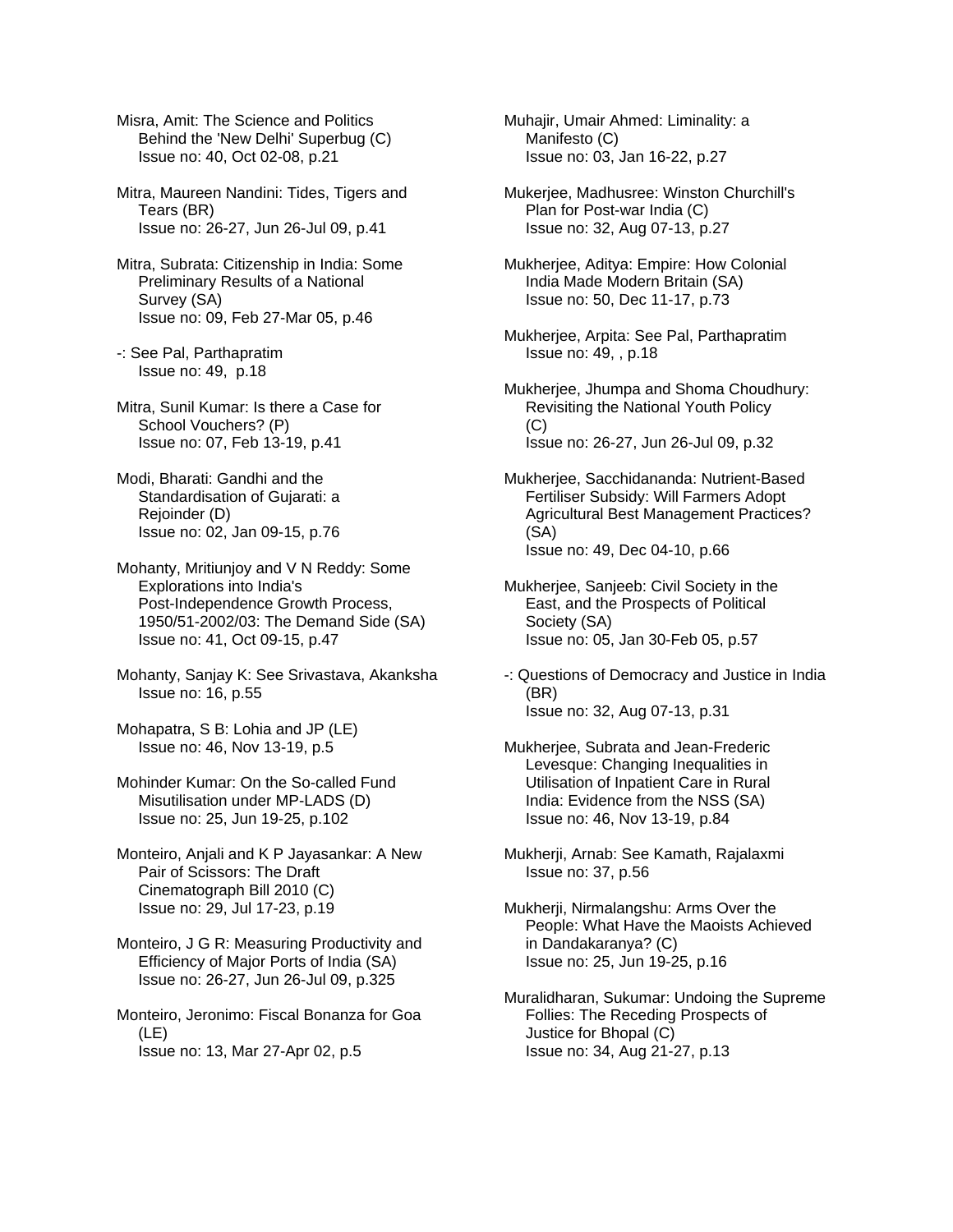Misra, Amit: The Science and Politics Behind the 'New Delhi' Superbug (C)
Issue no: 40, Oct 02-08, p.21

Mitra, Maureen Nandini: Tides, Tigers and Tears (BR)
Issue no: 26-27, Jun 26-Jul 09, p.41

Mitra, Subrata: Citizenship in India: Some Preliminary Results of a National Survey (SA)
Issue no: 09, Feb 27-Mar 05, p.46

-: See Pal, Parthapratim
Issue no: 49, p.18

Mitra, Sunil Kumar: Is there a Case for School Vouchers? (P)
Issue no: 07, Feb 13-19, p.41

Modi, Bharati: Gandhi and the Standardisation of Gujarati: a Rejoinder (D)
Issue no: 02, Jan 09-15, p.76

Mohanty, Mritiunjoy and V N Reddy: Some Explorations into India's Post-Independence Growth Process, 1950/51-2002/03: The Demand Side (SA)
Issue no: 41, Oct 09-15, p.47

Mohanty, Sanjay K: See Srivastava, Akanksha
Issue no: 16, p.55

Mohapatra, S B: Lohia and JP (LE)
Issue no: 46, Nov 13-19, p.5

Mohinder Kumar: On the So-called Fund Misutilisation under MP-LADS (D)
Issue no: 25, Jun 19-25, p.102

Monteiro, Anjali and K P Jayasankar: A New Pair of Scissors: The Draft Cinematograph Bill 2010 (C)
Issue no: 29, Jul 17-23, p.19

Monteiro, J G R: Measuring Productivity and Efficiency of Major Ports of India (SA)
Issue no: 26-27, Jun 26-Jul 09, p.325

Monteiro, Jeronimo: Fiscal Bonanza for Goa (LE)
Issue no: 13, Mar 27-Apr 02, p.5

Muhajir, Umair Ahmed: Liminality: a Manifesto (C)
Issue no: 03, Jan 16-22, p.27

Mukerjee, Madhusree: Winston Churchill's Plan for Post-war India (C)
Issue no: 32, Aug 07-13, p.27

Mukherjee, Aditya: Empire: How Colonial India Made Modern Britain (SA)
Issue no: 50, Dec 11-17, p.73

Mukherjee, Arpita: See Pal, Parthapratim
Issue no: 49, , p.18

Mukherjee, Jhumpa and Shoma Choudhury: Revisiting the National Youth Policy (C)
Issue no: 26-27, Jun 26-Jul 09, p.32

Mukherjee, Sacchidananda: Nutrient-Based Fertiliser Subsidy: Will Farmers Adopt Agricultural Best Management Practices? (SA)
Issue no: 49, Dec 04-10, p.66

Mukherjee, Sanjeeb: Civil Society in the East, and the Prospects of Political Society (SA)
Issue no: 05, Jan 30-Feb 05, p.57

-: Questions of Democracy and Justice in India (BR)
Issue no: 32, Aug 07-13, p.31

Mukherjee, Subrata and Jean-Frederic Levesque: Changing Inequalities in Utilisation of Inpatient Care in Rural India: Evidence from the NSS (SA)
Issue no: 46, Nov 13-19, p.84

Mukherji, Arnab: See Kamath, Rajalaxmi
Issue no: 37, p.56

Mukherji, Nirmalangshu: Arms Over the People: What Have the Maoists Achieved in Dandakaranya? (C)
Issue no: 25, Jun 19-25, p.16

Muralidharan, Sukumar: Undoing the Supreme Follies: The Receding Prospects of Justice for Bhopal (C)
Issue no: 34, Aug 21-27, p.13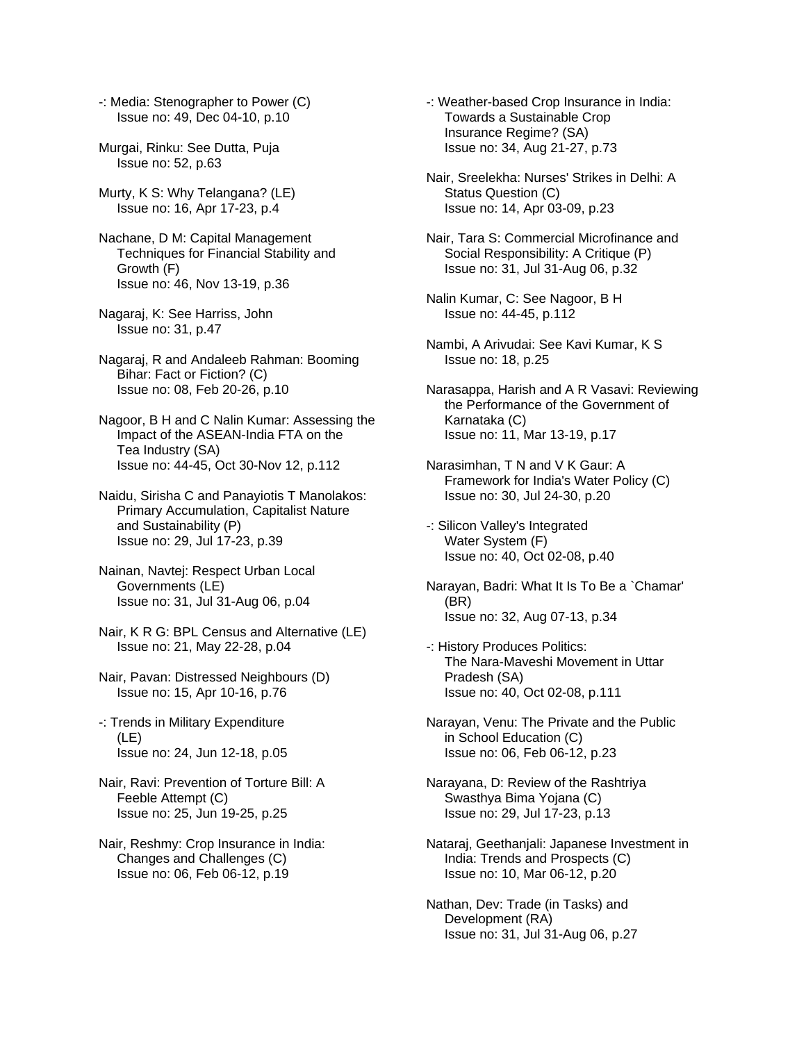-: Media: Stenographer to Power (C)
Issue no: 49, Dec 04-10, p.10

Murgai, Rinku: See Dutta, Puja
Issue no: 52, p.63

Murty, K S: Why Telangana? (LE)
Issue no: 16, Apr 17-23, p.4

Nachane, D M: Capital Management Techniques for Financial Stability and Growth (F)
Issue no: 46, Nov 13-19, p.36

Nagaraj, K: See Harriss, John
Issue no: 31, p.47

Nagaraj, R and Andaleeb Rahman: Booming Bihar: Fact or Fiction? (C)
Issue no: 08, Feb 20-26, p.10

Nagoor, B H and C Nalin Kumar: Assessing the Impact of the ASEAN-India FTA on the Tea Industry (SA)
Issue no: 44-45, Oct 30-Nov 12, p.112

Naidu, Sirisha C and Panayiotis T Manolakos: Primary Accumulation, Capitalist Nature and Sustainability (P)
Issue no: 29, Jul 17-23, p.39

Nainan, Navtej: Respect Urban Local Governments (LE)
Issue no: 31, Jul 31-Aug 06, p.04

Nair, K R G: BPL Census and Alternative (LE)
Issue no: 21, May 22-28, p.04

Nair, Pavan: Distressed Neighbours (D)
Issue no: 15, Apr 10-16, p.76

-: Trends in Military Expenditure (LE)
Issue no: 24, Jun 12-18, p.05

Nair, Ravi: Prevention of Torture Bill: A Feeble Attempt (C)
Issue no: 25, Jun 19-25, p.25

Nair, Reshmy: Crop Insurance in India: Changes and Challenges (C)
Issue no: 06, Feb 06-12, p.19

-: Weather-based Crop Insurance in India: Towards a Sustainable Crop Insurance Regime? (SA)
Issue no: 34, Aug 21-27, p.73

Nair, Sreelekha: Nurses' Strikes in Delhi: A Status Question (C)
Issue no: 14, Apr 03-09, p.23

Nair, Tara S: Commercial Microfinance and Social Responsibility: A Critique (P)
Issue no: 31, Jul 31-Aug 06, p.32

Nalin Kumar, C: See Nagoor, B H
Issue no: 44-45, p.112

Nambi, A Arivudai: See Kavi Kumar, K S
Issue no: 18, p.25

Narasappa, Harish and A R Vasavi: Reviewing the Performance of the Government of Karnataka (C)
Issue no: 11, Mar 13-19, p.17

Narasimhan, T N and V K Gaur: A Framework for India's Water Policy (C)
Issue no: 30, Jul 24-30, p.20

-: Silicon Valley's Integrated Water System (F)
Issue no: 40, Oct 02-08, p.40

Narayan, Badri: What It Is To Be a `Chamar' (BR)
Issue no: 32, Aug 07-13, p.34

-: History Produces Politics: The Nara-Maveshi Movement in Uttar Pradesh (SA)
Issue no: 40, Oct 02-08, p.111

Narayan, Venu: The Private and the Public in School Education (C)
Issue no: 06, Feb 06-12, p.23

Narayana, D: Review of the Rashtriya Swasthya Bima Yojana (C)
Issue no: 29, Jul 17-23, p.13

Nataraj, Geethanjali: Japanese Investment in India: Trends and Prospects (C)
Issue no: 10, Mar 06-12, p.20

Nathan, Dev: Trade (in Tasks) and Development (RA)
Issue no: 31, Jul 31-Aug 06, p.27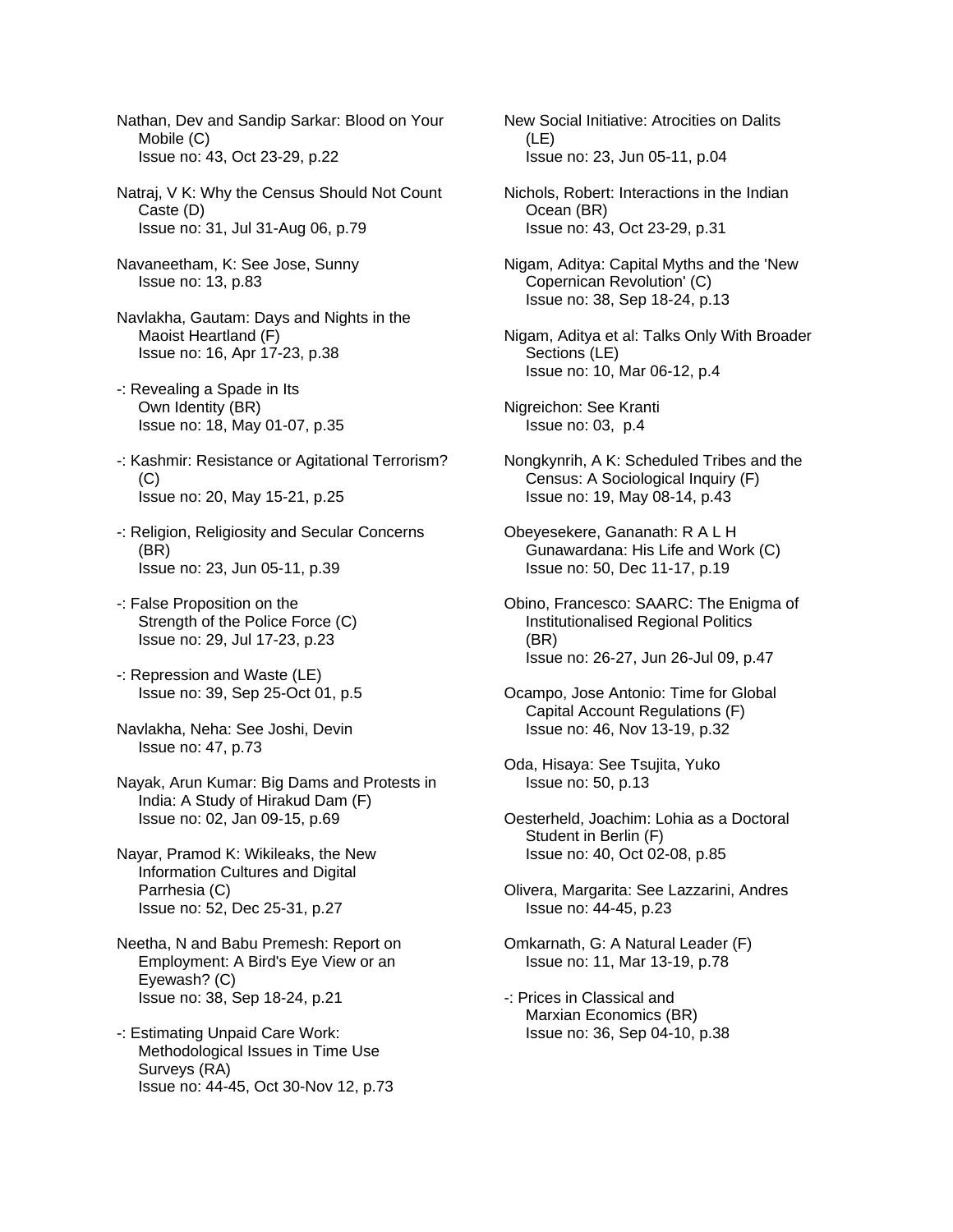Nathan, Dev and Sandip Sarkar: Blood on Your Mobile (C)
Issue no: 43, Oct 23-29, p.22

Natraj, V K: Why the Census Should Not Count Caste (D)
Issue no: 31, Jul 31-Aug 06, p.79

Navaneetham, K: See Jose, Sunny
Issue no: 13, p.83

Navlakha, Gautam: Days and Nights in the Maoist Heartland (F)
Issue no: 16, Apr 17-23, p.38

-: Revealing a Spade in Its Own Identity (BR)
Issue no: 18, May 01-07, p.35

-: Kashmir: Resistance or Agitational Terrorism? (C)
Issue no: 20, May 15-21, p.25

-: Religion, Religiosity and Secular Concerns (BR)
Issue no: 23, Jun 05-11, p.39

-: False Proposition on the Strength of the Police Force (C)
Issue no: 29, Jul 17-23, p.23

-: Repression and Waste (LE)
Issue no: 39, Sep 25-Oct 01, p.5

Navlakha, Neha: See Joshi, Devin
Issue no: 47, p.73

Nayak, Arun Kumar: Big Dams and Protests in India: A Study of Hirakud Dam (F)
Issue no: 02, Jan 09-15, p.69

Nayar, Pramod K: Wikileaks, the New Information Cultures and Digital Parrhesia (C)
Issue no: 52, Dec 25-31, p.27

Neetha, N and Babu Premesh: Report on Employment: A Bird's Eye View or an Eyewash? (C)
Issue no: 38, Sep 18-24, p.21

-: Estimating Unpaid Care Work: Methodological Issues in Time Use Surveys (RA)
Issue no: 44-45, Oct 30-Nov 12, p.73

New Social Initiative: Atrocities on Dalits (LE)
Issue no: 23, Jun 05-11, p.04

Nichols, Robert: Interactions in the Indian Ocean (BR)
Issue no: 43, Oct 23-29, p.31

Nigam, Aditya: Capital Myths and the 'New Copernican Revolution' (C)
Issue no: 38, Sep 18-24, p.13

Nigam, Aditya et al: Talks Only With Broader Sections (LE)
Issue no: 10, Mar 06-12, p.4

Nigreichon: See Kranti
Issue no: 03, p.4

Nongkynrih, A K: Scheduled Tribes and the Census: A Sociological Inquiry (F)
Issue no: 19, May 08-14, p.43

Obeyesekere, Gananath: R A L H Gunawardana: His Life and Work (C)
Issue no: 50, Dec 11-17, p.19

Obino, Francesco: SAARC: The Enigma of Institutionalised Regional Politics (BR)
Issue no: 26-27, Jun 26-Jul 09, p.47

Ocampo, Jose Antonio: Time for Global Capital Account Regulations (F)
Issue no: 46, Nov 13-19, p.32

Oda, Hisaya: See Tsujita, Yuko
Issue no: 50, p.13

Oesterheld, Joachim: Lohia as a Doctoral Student in Berlin (F)
Issue no: 40, Oct 02-08, p.85

Olivera, Margarita: See Lazzarini, Andres
Issue no: 44-45, p.23

Omkarnath, G: A Natural Leader (F)
Issue no: 11, Mar 13-19, p.78

-: Prices in Classical and Marxian Economics (BR)
Issue no: 36, Sep 04-10, p.38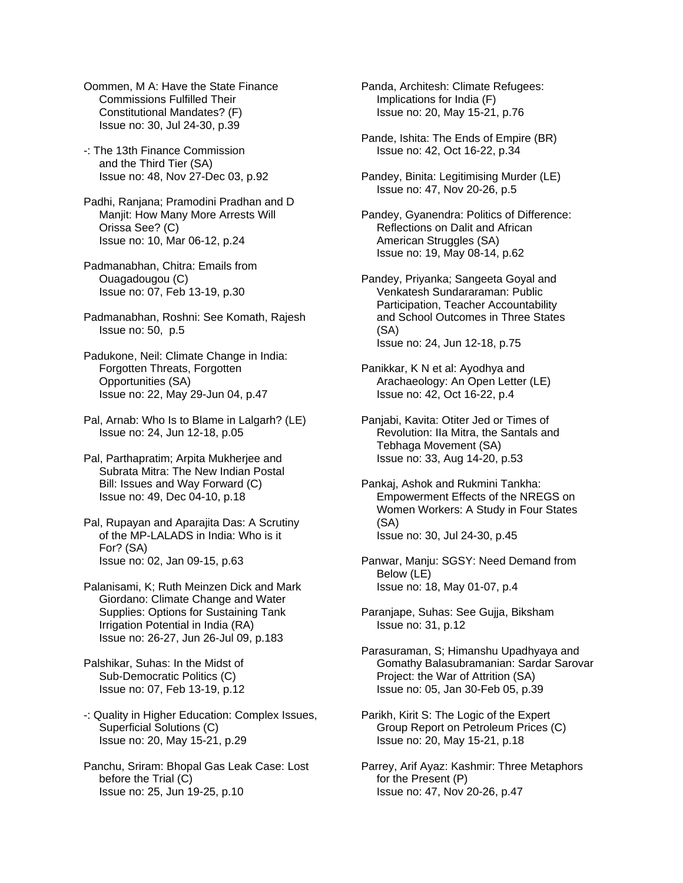Oommen, M A: Have the State Finance Commissions Fulfilled Their Constitutional Mandates? (F)
Issue no: 30, Jul 24-30, p.39

-: The 13th Finance Commission and the Third Tier (SA)
Issue no: 48, Nov 27-Dec 03, p.92

Padhi, Ranjana; Pramodini Pradhan and D Manjit: How Many More Arrests Will Orissa See? (C)
Issue no: 10, Mar 06-12, p.24

Padmanabhan, Chitra: Emails from Ouagadougou (C)
Issue no: 07, Feb 13-19, p.30

Padmanabhan, Roshni: See Komath, Rajesh
Issue no: 50, p.5

Padukone, Neil: Climate Change in India: Forgotten Threats, Forgotten Opportunities (SA)
Issue no: 22, May 29-Jun 04, p.47

Pal, Arnab: Who Is to Blame in Lalgarh? (LE)
Issue no: 24, Jun 12-18, p.05

Pal, Parthapratim; Arpita Mukherjee and Subrata Mitra: The New Indian Postal Bill: Issues and Way Forward (C)
Issue no: 49, Dec 04-10, p.18

Pal, Rupayan and Aparajita Das: A Scrutiny of the MP-LALADS in India: Who is it For? (SA)
Issue no: 02, Jan 09-15, p.63

Palanisami, K; Ruth Meinzen Dick and Mark Giordano: Climate Change and Water Supplies: Options for Sustaining Tank Irrigation Potential in India (RA)
Issue no: 26-27, Jun 26-Jul 09, p.183

Palshikar, Suhas: In the Midst of Sub-Democratic Politics (C)
Issue no: 07, Feb 13-19, p.12

-: Quality in Higher Education: Complex Issues, Superficial Solutions (C)
Issue no: 20, May 15-21, p.29

Panchu, Sriram: Bhopal Gas Leak Case: Lost before the Trial (C)
Issue no: 25, Jun 19-25, p.10

Panda, Architesh: Climate Refugees: Implications for India (F)
Issue no: 20, May 15-21, p.76

Pande, Ishita: The Ends of Empire (BR)
Issue no: 42, Oct 16-22, p.34

Pandey, Binita: Legitimising Murder (LE)
Issue no: 47, Nov 20-26, p.5

Pandey, Gyanendra: Politics of Difference: Reflections on Dalit and African American Struggles (SA)
Issue no: 19, May 08-14, p.62

Pandey, Priyanka; Sangeeta Goyal and Venkatesh Sundararaman: Public Participation, Teacher Accountability and School Outcomes in Three States (SA)
Issue no: 24, Jun 12-18, p.75

Panikkar, K N et al: Ayodhya and Arachaeology: An Open Letter (LE)
Issue no: 42, Oct 16-22, p.4

Panjabi, Kavita: Otiter Jed or Times of Revolution: Ila Mitra, the Santals and Tebhaga Movement (SA)
Issue no: 33, Aug 14-20, p.53

Pankaj, Ashok and Rukmini Tankha: Empowerment Effects of the NREGS on Women Workers: A Study in Four States (SA)
Issue no: 30, Jul 24-30, p.45

Panwar, Manju: SGSY: Need Demand from Below (LE)
Issue no: 18, May 01-07, p.4

Paranjape, Suhas: See Gujja, Biksham
Issue no: 31, p.12

Parasuraman, S; Himanshu Upadhyaya and Gomathy Balasubramanian: Sardar Sarovar Project: the War of Attrition (SA)
Issue no: 05, Jan 30-Feb 05, p.39

Parikh, Kirit S: The Logic of the Expert Group Report on Petroleum Prices (C)
Issue no: 20, May 15-21, p.18

Parrey, Arif Ayaz: Kashmir: Three Metaphors for the Present (P)
Issue no: 47, Nov 20-26, p.47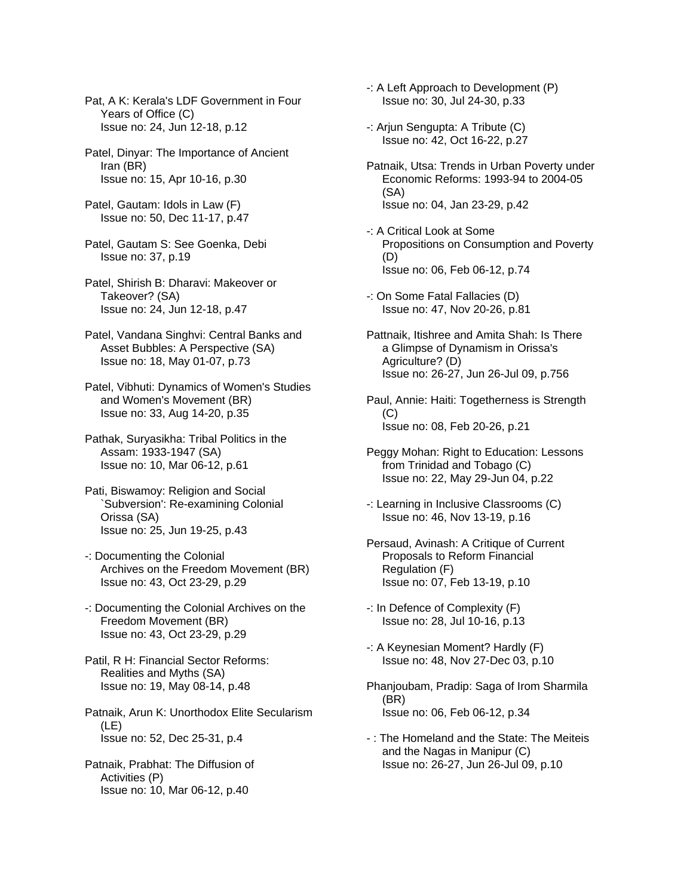Pat, A K: Kerala's LDF Government in Four Years of Office (C)
Issue no: 24, Jun 12-18, p.12

Patel, Dinyar: The Importance of Ancient Iran (BR)
Issue no: 15, Apr 10-16, p.30

Patel, Gautam: Idols in Law (F)
Issue no: 50, Dec 11-17, p.47

Patel, Gautam S: See Goenka, Debi
Issue no: 37, p.19

Patel, Shirish B: Dharavi: Makeover or Takeover? (SA)
Issue no: 24, Jun 12-18, p.47

Patel, Vandana Singhvi: Central Banks and Asset Bubbles: A Perspective (SA)
Issue no: 18, May 01-07, p.73

Patel, Vibhuti: Dynamics of Women's Studies and Women's Movement (BR)
Issue no: 33, Aug 14-20, p.35

Pathak, Suryasikha: Tribal Politics in the Assam: 1933-1947 (SA)
Issue no: 10, Mar 06-12, p.61

Pati, Biswamoy: Religion and Social `Subversion': Re-examining Colonial Orissa (SA)
Issue no: 25, Jun 19-25, p.43

-: Documenting the Colonial Archives on the Freedom Movement (BR)
Issue no: 43, Oct 23-29, p.29

-: Documenting the Colonial Archives on the Freedom Movement (BR)
Issue no: 43, Oct 23-29, p.29

Patil, R H: Financial Sector Reforms: Realities and Myths (SA)
Issue no: 19, May 08-14, p.48

Patnaik, Arun K: Unorthodox Elite Secularism (LE)
Issue no: 52, Dec 25-31, p.4

Patnaik, Prabhat: The Diffusion of Activities (P)
Issue no: 10, Mar 06-12, p.40

-: A Left Approach to Development (P)
Issue no: 30, Jul 24-30, p.33

-: Arjun Sengupta: A Tribute (C)
Issue no: 42, Oct 16-22, p.27

Patnaik, Utsa: Trends in Urban Poverty under Economic Reforms: 1993-94 to 2004-05 (SA)
Issue no: 04, Jan 23-29, p.42

-: A Critical Look at Some Propositions on Consumption and Poverty (D)
Issue no: 06, Feb 06-12, p.74

-: On Some Fatal Fallacies (D)
Issue no: 47, Nov 20-26, p.81

Pattnaik, Itishree and Amita Shah: Is There a Glimpse of Dynamism in Orissa's Agriculture? (D)
Issue no: 26-27, Jun 26-Jul 09, p.756

Paul, Annie: Haiti: Togetherness is Strength (C)
Issue no: 08, Feb 20-26, p.21

Peggy Mohan: Right to Education: Lessons from Trinidad and Tobago (C)
Issue no: 22, May 29-Jun 04, p.22

-: Learning in Inclusive Classrooms (C)
Issue no: 46, Nov 13-19, p.16

Persaud, Avinash: A Critique of Current Proposals to Reform Financial Regulation (F)
Issue no: 07, Feb 13-19, p.10

-: In Defence of Complexity (F)
Issue no: 28, Jul 10-16, p.13

-: A Keynesian Moment? Hardly (F)
Issue no: 48, Nov 27-Dec 03, p.10

Phanjoubam, Pradip: Saga of Irom Sharmila (BR)
Issue no: 06, Feb 06-12, p.34

- : The Homeland and the State: The Meiteis and the Nagas in Manipur (C)
Issue no: 26-27, Jun 26-Jul 09, p.10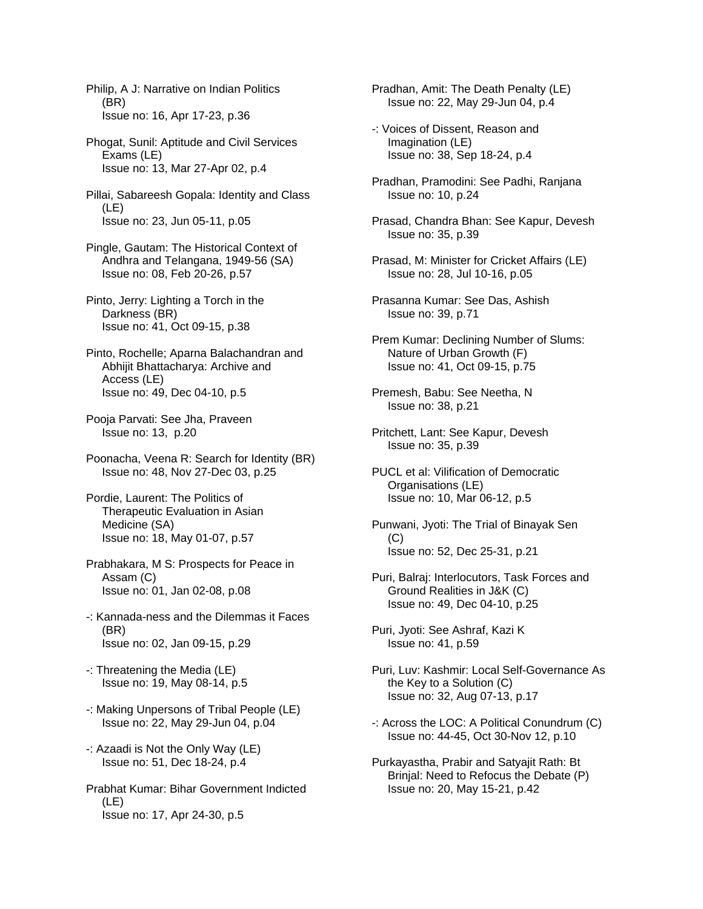Philip, A J: Narrative on Indian Politics (BR)
Issue no: 16, Apr 17-23, p.36

Phogat, Sunil: Aptitude and Civil Services Exams (LE)
Issue no: 13, Mar 27-Apr 02, p.4

Pillai, Sabareesh Gopala: Identity and Class (LE)
Issue no: 23, Jun 05-11, p.05

Pingle, Gautam: The Historical Context of Andhra and Telangana, 1949-56 (SA)
Issue no: 08, Feb 20-26, p.57

Pinto, Jerry: Lighting a Torch in the Darkness (BR)
Issue no: 41, Oct 09-15, p.38

Pinto, Rochelle; Aparna Balachandran and Abhijit Bhattacharya: Archive and Access (LE)
Issue no: 49, Dec 04-10, p.5

Pooja Parvati: See Jha, Praveen
Issue no: 13, p.20

Poonacha, Veena R: Search for Identity (BR)
Issue no: 48, Nov 27-Dec 03, p.25

Pordie, Laurent: The Politics of Therapeutic Evaluation in Asian Medicine (SA)
Issue no: 18, May 01-07, p.57

Prabhakara, M S: Prospects for Peace in Assam (C)
Issue no: 01, Jan 02-08, p.08

-: Kannada-ness and the Dilemmas it Faces (BR)
Issue no: 02, Jan 09-15, p.29

-: Threatening the Media (LE)
Issue no: 19, May 08-14, p.5

-: Making Unpersons of Tribal People (LE)
Issue no: 22, May 29-Jun 04, p.04

-: Azaadi is Not the Only Way (LE)
Issue no: 51, Dec 18-24, p.4

Prabhat Kumar: Bihar Government Indicted (LE)
Issue no: 17, Apr 24-30, p.5

Pradhan, Amit: The Death Penalty (LE)
Issue no: 22, May 29-Jun 04, p.4

-: Voices of Dissent, Reason and Imagination (LE)
Issue no: 38, Sep 18-24, p.4

Pradhan, Pramodini: See Padhi, Ranjana
Issue no: 10, p.24

Prasad, Chandra Bhan: See Kapur, Devesh
Issue no: 35, p.39

Prasad, M: Minister for Cricket Affairs (LE)
Issue no: 28, Jul 10-16, p.05

Prasanna Kumar: See Das, Ashish
Issue no: 39, p.71

Prem Kumar: Declining Number of Slums: Nature of Urban Growth (F)
Issue no: 41, Oct 09-15, p.75

Premesh, Babu: See Neetha, N
Issue no: 38, p.21

Pritchett, Lant: See Kapur, Devesh
Issue no: 35, p.39

PUCL et al: Vilification of Democratic Organisations (LE)
Issue no: 10, Mar 06-12, p.5

Punwani, Jyoti: The Trial of Binayak Sen (C)
Issue no: 52, Dec 25-31, p.21

Puri, Balraj: Interlocutors, Task Forces and Ground Realities in J&K (C)
Issue no: 49, Dec 04-10, p.25

Puri, Jyoti: See Ashraf, Kazi K
Issue no: 41, p.59

Puri, Luv: Kashmir: Local Self-Governance As the Key to a Solution (C)
Issue no: 32, Aug 07-13, p.17

-: Across the LOC: A Political Conundrum (C)
Issue no: 44-45, Oct 30-Nov 12, p.10

Purkayastha, Prabir and Satyajit Rath: Bt Brinjal: Need to Refocus the Debate (P)
Issue no: 20, May 15-21, p.42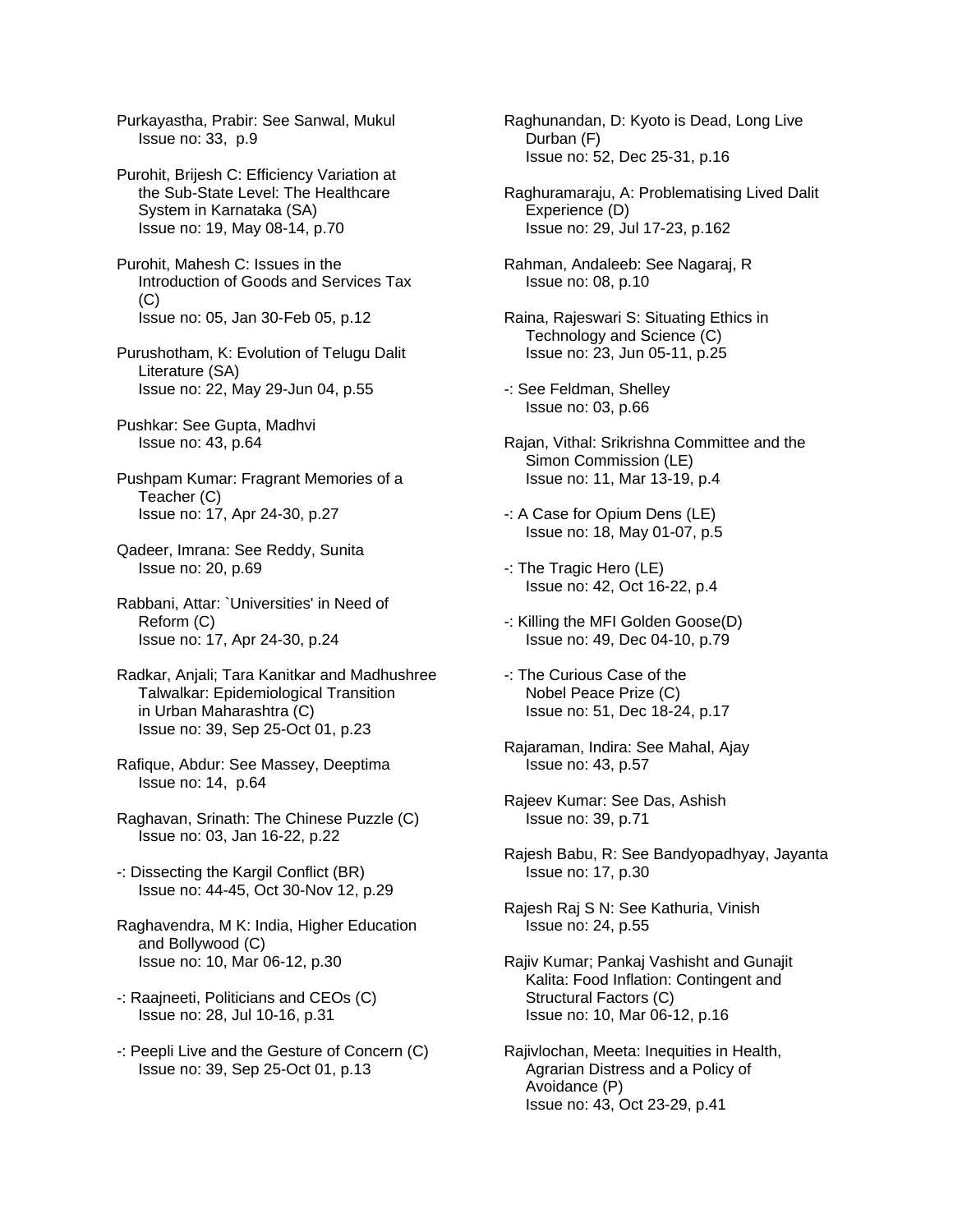Purkayastha, Prabir: See Sanwal, Mukul
Issue no: 33, p.9

Purohit, Brijesh C: Efficiency Variation at the Sub-State Level: The Healthcare System in Karnataka (SA)
Issue no: 19, May 08-14, p.70

Purohit, Mahesh C: Issues in the Introduction of Goods and Services Tax (C)
Issue no: 05, Jan 30-Feb 05, p.12

Purushotham, K: Evolution of Telugu Dalit Literature (SA)
Issue no: 22, May 29-Jun 04, p.55

Pushkar: See Gupta, Madhvi
Issue no: 43, p.64

Pushpam Kumar: Fragrant Memories of a Teacher (C)
Issue no: 17, Apr 24-30, p.27

Qadeer, Imrana: See Reddy, Sunita
Issue no: 20, p.69

Rabbani, Attar: `Universities' in Need of Reform (C)
Issue no: 17, Apr 24-30, p.24

Radkar, Anjali; Tara Kanitkar and Madhushree Talwalkar: Epidemiological Transition in Urban Maharashtra (C)
Issue no: 39, Sep 25-Oct 01, p.23

Rafique, Abdur: See Massey, Deeptima
Issue no: 14, p.64

Raghavan, Srinath: The Chinese Puzzle (C)
Issue no: 03, Jan 16-22, p.22

-: Dissecting the Kargil Conflict (BR)
Issue no: 44-45, Oct 30-Nov 12, p.29

Raghavendra, M K: India, Higher Education and Bollywood (C)
Issue no: 10, Mar 06-12, p.30

-: Raajneeti, Politicians and CEOs (C)
Issue no: 28, Jul 10-16, p.31

-: Peepli Live and the Gesture of Concern (C)
Issue no: 39, Sep 25-Oct 01, p.13

Raghunandan, D: Kyoto is Dead, Long Live Durban (F)
Issue no: 52, Dec 25-31, p.16

Raghuramaraju, A: Problematising Lived Dalit Experience (D)
Issue no: 29, Jul 17-23, p.162

Rahman, Andaleeb: See Nagaraj, R
Issue no: 08, p.10

Raina, Rajeswari S: Situating Ethics in Technology and Science (C)
Issue no: 23, Jun 05-11, p.25

-: See Feldman, Shelley
Issue no: 03, p.66

Rajan, Vithal: Srikrishna Committee and the Simon Commission (LE)
Issue no: 11, Mar 13-19, p.4

-: A Case for Opium Dens (LE)
Issue no: 18, May 01-07, p.5

-: The Tragic Hero (LE)
Issue no: 42, Oct 16-22, p.4

-: Killing the MFI Golden Goose(D)
Issue no: 49, Dec 04-10, p.79

-: The Curious Case of the Nobel Peace Prize (C)
Issue no: 51, Dec 18-24, p.17

Rajaraman, Indira: See Mahal, Ajay
Issue no: 43, p.57

Rajeev Kumar: See Das, Ashish
Issue no: 39, p.71

Rajesh Babu, R: See Bandyopadhyay, Jayanta
Issue no: 17, p.30

Rajesh Raj S N: See Kathuria, Vinish
Issue no: 24, p.55

Rajiv Kumar; Pankaj Vashisht and Gunajit Kalita: Food Inflation: Contingent and Structural Factors (C)
Issue no: 10, Mar 06-12, p.16

Rajivlochan, Meeta: Inequities in Health, Agrarian Distress and a Policy of Avoidance (P)
Issue no: 43, Oct 23-29, p.41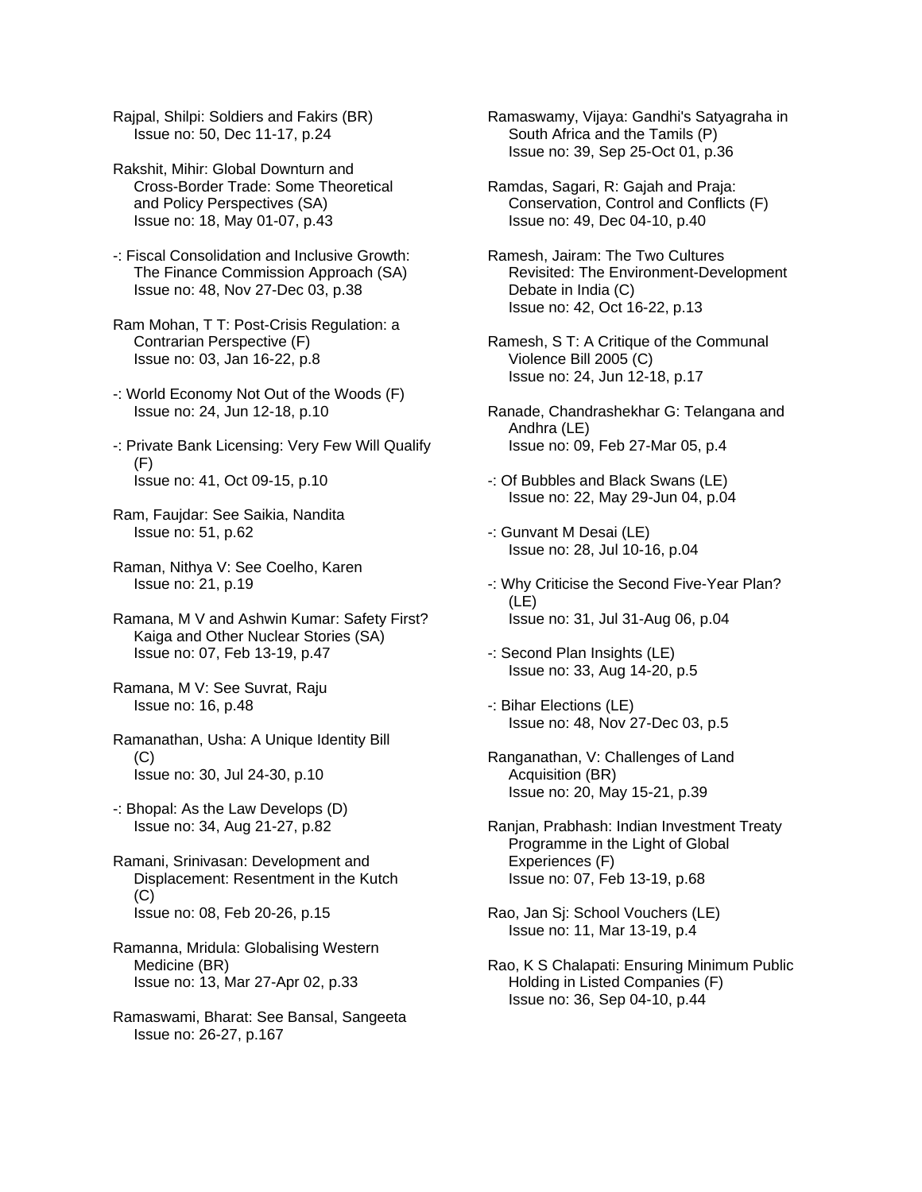Rajpal, Shilpi: Soldiers and Fakirs (BR)
Issue no: 50, Dec 11-17, p.24

Rakshit, Mihir: Global Downturn and Cross-Border Trade: Some Theoretical and Policy Perspectives (SA)
Issue no: 18, May 01-07, p.43

-: Fiscal Consolidation and Inclusive Growth: The Finance Commission Approach (SA)
Issue no: 48, Nov 27-Dec 03, p.38

Ram Mohan, T T: Post-Crisis Regulation: a Contrarian Perspective (F)
Issue no: 03, Jan 16-22, p.8

-: World Economy Not Out of the Woods (F)
Issue no: 24, Jun 12-18, p.10

-: Private Bank Licensing: Very Few Will Qualify (F)
Issue no: 41, Oct 09-15, p.10

Ram, Faujdar: See Saikia, Nandita
Issue no: 51, p.62

Raman, Nithya V: See Coelho, Karen
Issue no: 21, p.19

Ramana, M V and Ashwin Kumar: Safety First? Kaiga and Other Nuclear Stories (SA)
Issue no: 07, Feb 13-19, p.47

Ramana, M V: See Suvrat, Raju
Issue no: 16, p.48

Ramanathan, Usha: A Unique Identity Bill (C)
Issue no: 30, Jul 24-30, p.10

-: Bhopal: As the Law Develops (D)
Issue no: 34, Aug 21-27, p.82

Ramani, Srinivasan: Development and Displacement: Resentment in the Kutch (C)
Issue no: 08, Feb 20-26, p.15

Ramanna, Mridula: Globalising Western Medicine (BR)
Issue no: 13, Mar 27-Apr 02, p.33

Ramaswami, Bharat: See Bansal, Sangeeta
Issue no: 26-27, p.167

Ramaswamy, Vijaya: Gandhi's Satyagraha in South Africa and the Tamils (P)
Issue no: 39, Sep 25-Oct 01, p.36

Ramdas, Sagari, R: Gajah and Praja: Conservation, Control and Conflicts (F)
Issue no: 49, Dec 04-10, p.40

Ramesh, Jairam: The Two Cultures Revisited: The Environment-Development Debate in India (C)
Issue no: 42, Oct 16-22, p.13

Ramesh, S T: A Critique of the Communal Violence Bill 2005 (C)
Issue no: 24, Jun 12-18, p.17

Ranade, Chandrashekhar G: Telangana and Andhra (LE)
Issue no: 09, Feb 27-Mar 05, p.4

-: Of Bubbles and Black Swans (LE)
Issue no: 22, May 29-Jun 04, p.04

-: Gunvant M Desai (LE)
Issue no: 28, Jul 10-16, p.04

-: Why Criticise the Second Five-Year Plan? (LE)
Issue no: 31, Jul 31-Aug 06, p.04

-: Second Plan Insights (LE)
Issue no: 33, Aug 14-20, p.5

-: Bihar Elections (LE)
Issue no: 48, Nov 27-Dec 03, p.5

Ranganathan, V: Challenges of Land Acquisition (BR)
Issue no: 20, May 15-21, p.39

Ranjan, Prabhash: Indian Investment Treaty Programme in the Light of Global Experiences (F)
Issue no: 07, Feb 13-19, p.68

Rao, Jan Sj: School Vouchers (LE)
Issue no: 11, Mar 13-19, p.4

Rao, K S Chalapati: Ensuring Minimum Public Holding in Listed Companies (F)
Issue no: 36, Sep 04-10, p.44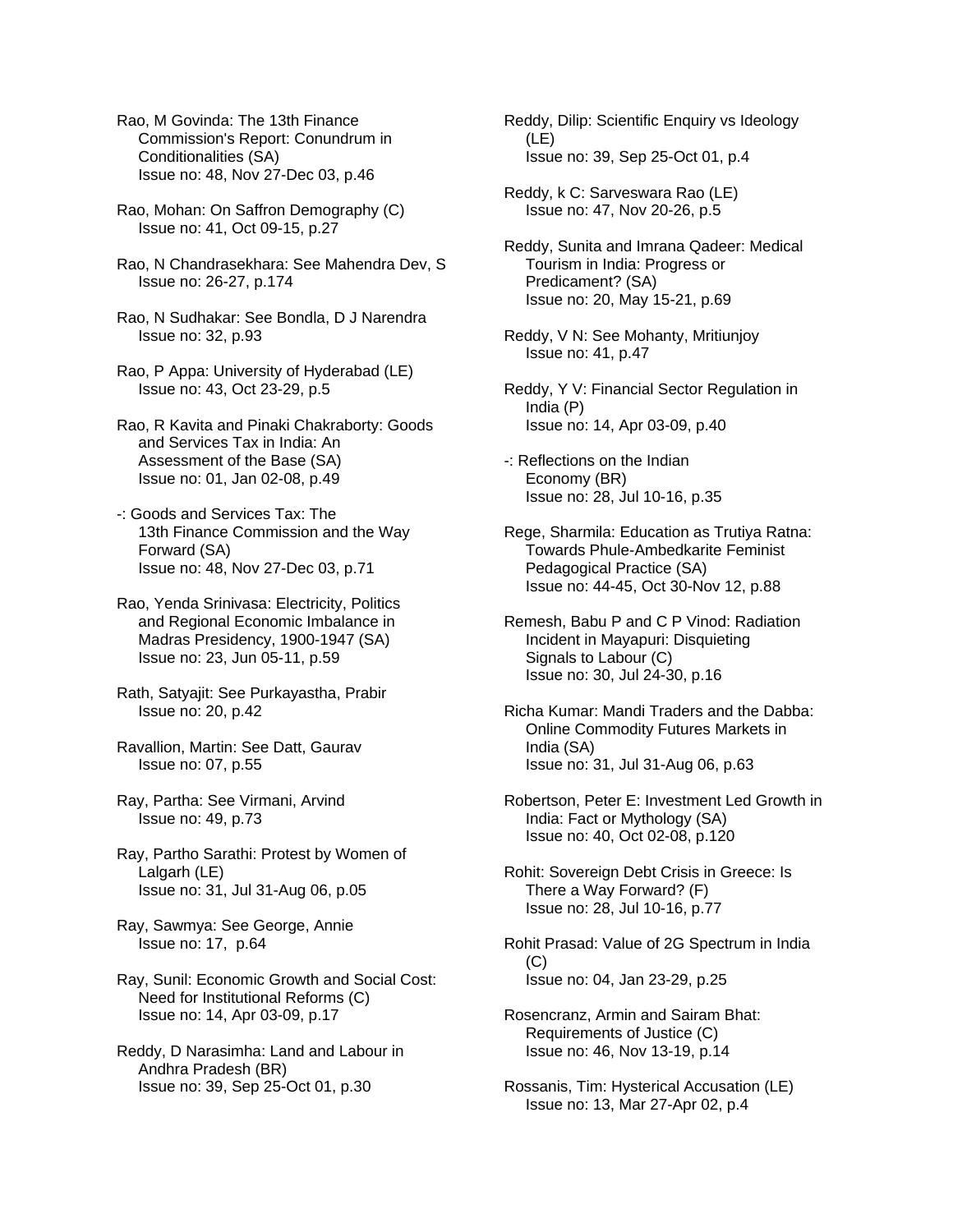Rao, M Govinda: The 13th Finance Commission's Report: Conundrum in Conditionalities (SA)
Issue no: 48, Nov 27-Dec 03, p.46

Rao, Mohan: On Saffron Demography (C)
Issue no: 41, Oct 09-15, p.27

Rao, N Chandrasekhara: See Mahendra Dev, S
Issue no: 26-27, p.174

Rao, N Sudhakar: See Bondla, D J Narendra
Issue no: 32, p.93

Rao, P Appa: University of Hyderabad (LE)
Issue no: 43, Oct 23-29, p.5

Rao, R Kavita and Pinaki Chakraborty: Goods and Services Tax in India: An Assessment of the Base (SA)
Issue no: 01, Jan 02-08, p.49

-: Goods and Services Tax: The 13th Finance Commission and the Way Forward (SA)
Issue no: 48, Nov 27-Dec 03, p.71

Rao, Yenda Srinivasa: Electricity, Politics and Regional Economic Imbalance in Madras Presidency, 1900-1947 (SA)
Issue no: 23, Jun 05-11, p.59

Rath, Satyajit: See Purkayastha, Prabir
Issue no: 20, p.42

Ravallion, Martin: See Datt, Gaurav
Issue no: 07, p.55

Ray, Partha: See Virmani, Arvind
Issue no: 49, p.73

Ray, Partho Sarathi: Protest by Women of Lalgarh (LE)
Issue no: 31, Jul 31-Aug 06, p.05

Ray, Sawmya: See George, Annie
Issue no: 17, p.64

Ray, Sunil: Economic Growth and Social Cost: Need for Institutional Reforms (C)
Issue no: 14, Apr 03-09, p.17

Reddy, D Narasimha: Land and Labour in Andhra Pradesh (BR)
Issue no: 39, Sep 25-Oct 01, p.30

Reddy, Dilip: Scientific Enquiry vs Ideology (LE)
Issue no: 39, Sep 25-Oct 01, p.4

Reddy, k C: Sarveswara Rao (LE)
Issue no: 47, Nov 20-26, p.5

Reddy, Sunita and Imrana Qadeer: Medical Tourism in India: Progress or Predicament? (SA)
Issue no: 20, May 15-21, p.69

Reddy, V N: See Mohanty, Mritiunjoy
Issue no: 41, p.47

Reddy, Y V: Financial Sector Regulation in India (P)
Issue no: 14, Apr 03-09, p.40

-: Reflections on the Indian Economy (BR)
Issue no: 28, Jul 10-16, p.35

Rege, Sharmila: Education as Trutiya Ratna: Towards Phule-Ambedkarite Feminist Pedagogical Practice (SA)
Issue no: 44-45, Oct 30-Nov 12, p.88

Remesh, Babu P and C P Vinod: Radiation Incident in Mayapuri: Disquieting Signals to Labour (C)
Issue no: 30, Jul 24-30, p.16

Richa Kumar: Mandi Traders and the Dabba: Online Commodity Futures Markets in India (SA)
Issue no: 31, Jul 31-Aug 06, p.63

Robertson, Peter E: Investment Led Growth in India: Fact or Mythology (SA)
Issue no: 40, Oct 02-08, p.120

Rohit: Sovereign Debt Crisis in Greece: Is There a Way Forward? (F)
Issue no: 28, Jul 10-16, p.77

Rohit Prasad: Value of 2G Spectrum in India (C)
Issue no: 04, Jan 23-29, p.25

Rosencranz, Armin and Sairam Bhat: Requirements of Justice (C)
Issue no: 46, Nov 13-19, p.14

Rossanis, Tim: Hysterical Accusation (LE)
Issue no: 13, Mar 27-Apr 02, p.4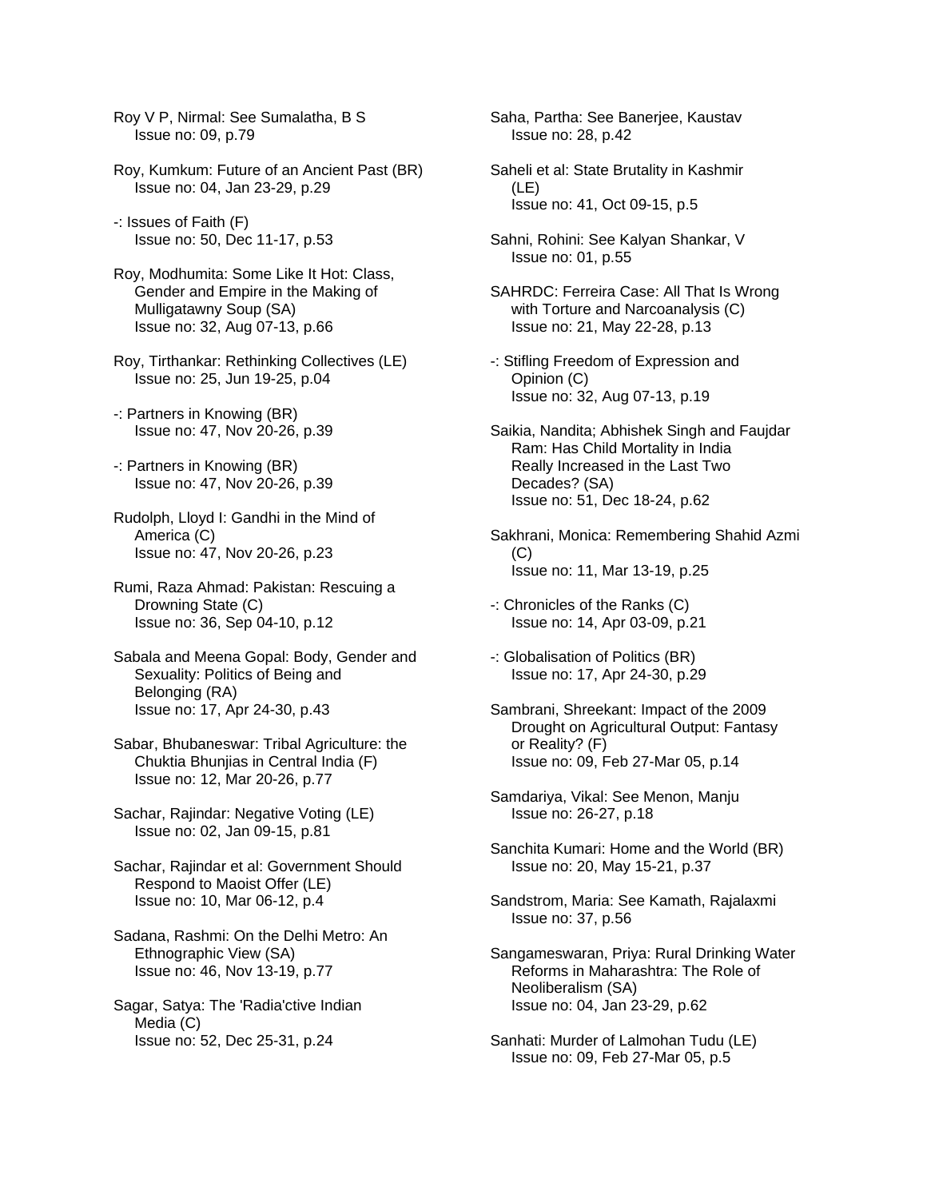Roy V P, Nirmal: See Sumalatha, B S
Issue no: 09, p.79

Roy, Kumkum: Future of an Ancient Past (BR)
Issue no: 04, Jan 23-29, p.29

-: Issues of Faith (F)
Issue no: 50, Dec 11-17, p.53

Roy, Modhumita: Some Like It Hot: Class, Gender and Empire in the Making of Mulligatawny Soup (SA)
Issue no: 32, Aug 07-13, p.66

Roy, Tirthankar: Rethinking Collectives (LE)
Issue no: 25, Jun 19-25, p.04

-: Partners in Knowing (BR)
Issue no: 47, Nov 20-26, p.39

-: Partners in Knowing (BR)
Issue no: 47, Nov 20-26, p.39

Rudolph, Lloyd I: Gandhi in the Mind of America (C)
Issue no: 47, Nov 20-26, p.23

Rumi, Raza Ahmad: Pakistan: Rescuing a Drowning State (C)
Issue no: 36, Sep 04-10, p.12

Sabala and Meena Gopal: Body, Gender and Sexuality: Politics of Being and Belonging (RA)
Issue no: 17, Apr 24-30, p.43

Sabar, Bhubaneswar: Tribal Agriculture: the Chuktia Bhunjias in Central India (F)
Issue no: 12, Mar 20-26, p.77

Sachar, Rajindar: Negative Voting (LE)
Issue no: 02, Jan 09-15, p.81

Sachar, Rajindar et al: Government Should Respond to Maoist Offer (LE)
Issue no: 10, Mar 06-12, p.4

Sadana, Rashmi: On the Delhi Metro: An Ethnographic View (SA)
Issue no: 46, Nov 13-19, p.77

Sagar, Satya: The 'Radia'ctive Indian Media (C)
Issue no: 52, Dec 25-31, p.24

Saha, Partha: See Banerjee, Kaustav
Issue no: 28, p.42

Saheli et al: State Brutality in Kashmir (LE)
Issue no: 41, Oct 09-15, p.5

Sahni, Rohini: See Kalyan Shankar, V
Issue no: 01, p.55

SAHRDC: Ferreira Case: All That Is Wrong with Torture and Narcoanalysis (C)
Issue no: 21, May 22-28, p.13

-: Stifling Freedom of Expression and Opinion (C)
Issue no: 32, Aug 07-13, p.19

Saikia, Nandita; Abhishek Singh and Faujdar Ram: Has Child Mortality in India Really Increased in the Last Two Decades? (SA)
Issue no: 51, Dec 18-24, p.62

Sakhrani, Monica: Remembering Shahid Azmi (C)
Issue no: 11, Mar 13-19, p.25

-: Chronicles of the Ranks (C)
Issue no: 14, Apr 03-09, p.21

-: Globalisation of Politics (BR)
Issue no: 17, Apr 24-30, p.29

Sambrani, Shreekant: Impact of the 2009 Drought on Agricultural Output: Fantasy or Reality? (F)
Issue no: 09, Feb 27-Mar 05, p.14

Samdariya, Vikal: See Menon, Manju
Issue no: 26-27, p.18

Sanchita Kumari: Home and the World (BR)
Issue no: 20, May 15-21, p.37

Sandstrom, Maria: See Kamath, Rajalaxmi
Issue no: 37, p.56

Sangameswaran, Priya: Rural Drinking Water Reforms in Maharashtra: The Role of Neoliberalism (SA)
Issue no: 04, Jan 23-29, p.62

Sanhati: Murder of Lalmohan Tudu (LE)
Issue no: 09, Feb 27-Mar 05, p.5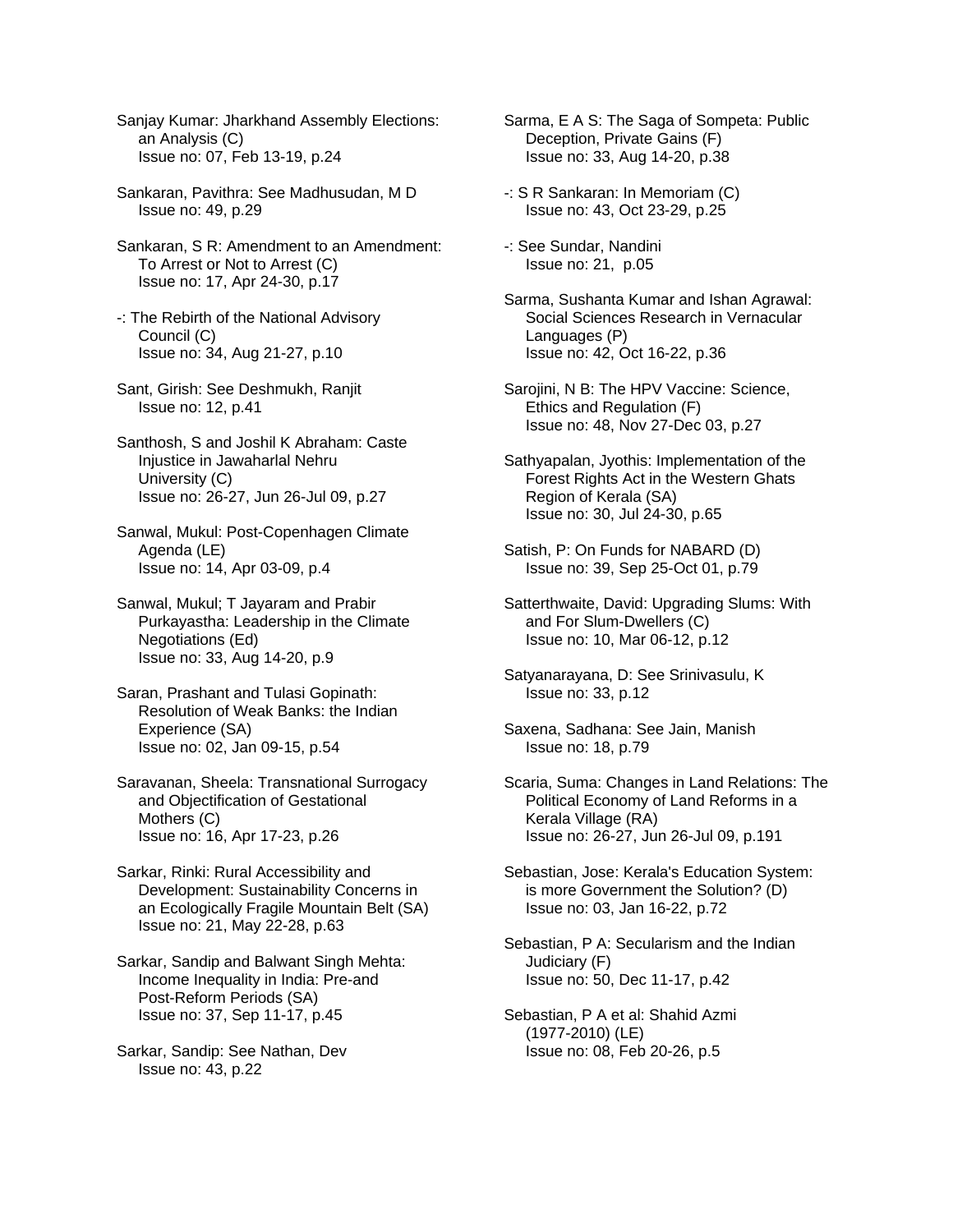Sanjay Kumar: Jharkhand Assembly Elections: an Analysis (C)
Issue no: 07, Feb 13-19, p.24

Sankaran, Pavithra: See Madhusudan, M D
Issue no: 49, p.29

Sankaran, S R: Amendment to an Amendment: To Arrest or Not to Arrest (C)
Issue no: 17, Apr 24-30, p.17

-: The Rebirth of the National Advisory Council (C)
Issue no: 34, Aug 21-27, p.10

Sant, Girish: See Deshmukh, Ranjit
Issue no: 12, p.41

Santhosh, S and Joshil K Abraham: Caste Injustice in Jawaharlal Nehru University (C)
Issue no: 26-27, Jun 26-Jul 09, p.27

Sanwal, Mukul: Post-Copenhagen Climate Agenda (LE)
Issue no: 14, Apr 03-09, p.4

Sanwal, Mukul; T Jayaram and Prabir Purkayastha: Leadership in the Climate Negotiations (Ed)
Issue no: 33, Aug 14-20, p.9

Saran, Prashant and Tulasi Gopinath: Resolution of Weak Banks: the Indian Experience (SA)
Issue no: 02, Jan 09-15, p.54

Saravanan, Sheela: Transnational Surrogacy and Objectification of Gestational Mothers (C)
Issue no: 16, Apr 17-23, p.26

Sarkar, Rinki: Rural Accessibility and Development: Sustainability Concerns in an Ecologically Fragile Mountain Belt (SA)
Issue no: 21, May 22-28, p.63

Sarkar, Sandip and Balwant Singh Mehta: Income Inequality in India: Pre-and Post-Reform Periods (SA)
Issue no: 37, Sep 11-17, p.45

Sarkar, Sandip: See Nathan, Dev
Issue no: 43, p.22

Sarma, E A S: The Saga of Sompeta: Public Deception, Private Gains (F)
Issue no: 33, Aug 14-20, p.38

-: S R Sankaran: In Memoriam (C)
Issue no: 43, Oct 23-29, p.25

-: See Sundar, Nandini
Issue no: 21, p.05

Sarma, Sushanta Kumar and Ishan Agrawal: Social Sciences Research in Vernacular Languages (P)
Issue no: 42, Oct 16-22, p.36

Sarojini, N B: The HPV Vaccine: Science, Ethics and Regulation (F)
Issue no: 48, Nov 27-Dec 03, p.27

Sathyapalan, Jyothis: Implementation of the Forest Rights Act in the Western Ghats Region of Kerala (SA)
Issue no: 30, Jul 24-30, p.65

Satish, P: On Funds for NABARD (D)
Issue no: 39, Sep 25-Oct 01, p.79

Satterthwaite, David: Upgrading Slums: With and For Slum-Dwellers (C)
Issue no: 10, Mar 06-12, p.12

Satyanarayana, D: See Srinivasulu, K
Issue no: 33, p.12

Saxena, Sadhana: See Jain, Manish
Issue no: 18, p.79

Scaria, Suma: Changes in Land Relations: The Political Economy of Land Reforms in a Kerala Village (RA)
Issue no: 26-27, Jun 26-Jul 09, p.191

Sebastian, Jose: Kerala's Education System: is more Government the Solution? (D)
Issue no: 03, Jan 16-22, p.72

Sebastian, P A: Secularism and the Indian Judiciary (F)
Issue no: 50, Dec 11-17, p.42

Sebastian, P A et al: Shahid Azmi (1977-2010) (LE)
Issue no: 08, Feb 20-26, p.5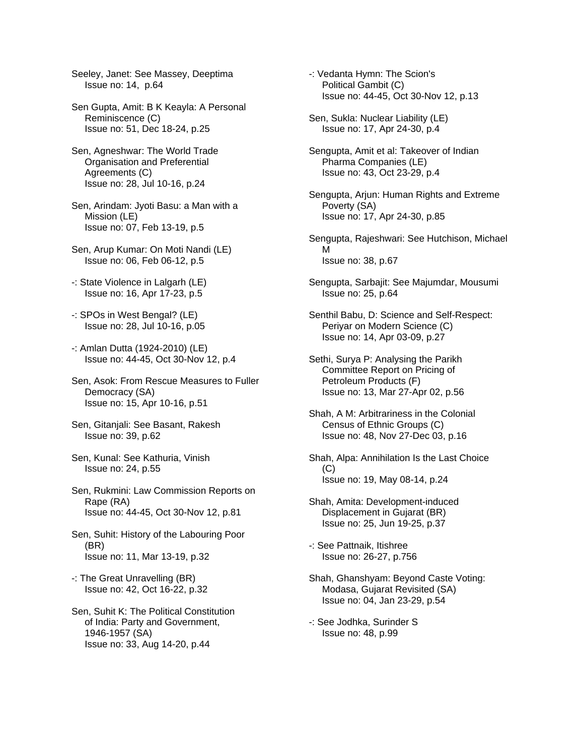Seeley, Janet: See Massey, Deeptima
Issue no: 14, p.64

Sen Gupta, Amit: B K Keayla: A Personal Reminiscence (C)
Issue no: 51, Dec 18-24, p.25

Sen, Agneshwar: The World Trade Organisation and Preferential Agreements (C)
Issue no: 28, Jul 10-16, p.24

Sen, Arindam: Jyoti Basu: a Man with a Mission (LE)
Issue no: 07, Feb 13-19, p.5

Sen, Arup Kumar: On Moti Nandi (LE)
Issue no: 06, Feb 06-12, p.5

-: State Violence in Lalgarh (LE)
Issue no: 16, Apr 17-23, p.5

-: SPOs in West Bengal? (LE)
Issue no: 28, Jul 10-16, p.05

-: Amlan Dutta (1924-2010) (LE)
Issue no: 44-45, Oct 30-Nov 12, p.4

Sen, Asok: From Rescue Measures to Fuller Democracy (SA)
Issue no: 15, Apr 10-16, p.51

Sen, Gitanjali: See Basant, Rakesh
Issue no: 39, p.62

Sen, Kunal: See Kathuria, Vinish
Issue no: 24, p.55

Sen, Rukmini: Law Commission Reports on Rape (RA)
Issue no: 44-45, Oct 30-Nov 12, p.81

Sen, Suhit: History of the Labouring Poor (BR)
Issue no: 11, Mar 13-19, p.32

-: The Great Unravelling (BR)
Issue no: 42, Oct 16-22, p.32

Sen, Suhit K: The Political Constitution of India: Party and Government, 1946-1957 (SA)
Issue no: 33, Aug 14-20, p.44

-: Vedanta Hymn: The Scion's Political Gambit (C)
Issue no: 44-45, Oct 30-Nov 12, p.13

Sen, Sukla: Nuclear Liability (LE)
Issue no: 17, Apr 24-30, p.4

Sengupta, Amit et al: Takeover of Indian Pharma Companies (LE)
Issue no: 43, Oct 23-29, p.4

Sengupta, Arjun: Human Rights and Extreme Poverty (SA)
Issue no: 17, Apr 24-30, p.85

Sengupta, Rajeshwari: See Hutchison, Michael M
Issue no: 38, p.67

Sengupta, Sarbajit: See Majumdar, Mousumi
Issue no: 25, p.64

Senthil Babu, D: Science and Self-Respect: Periyar on Modern Science (C)
Issue no: 14, Apr 03-09, p.27

Sethi, Surya P: Analysing the Parikh Committee Report on Pricing of Petroleum Products (F)
Issue no: 13, Mar 27-Apr 02, p.56

Shah, A M: Arbitrariness in the Colonial Census of Ethnic Groups (C)
Issue no: 48, Nov 27-Dec 03, p.16

Shah, Alpa: Annihilation Is the Last Choice (C)
Issue no: 19, May 08-14, p.24

Shah, Amita: Development-induced Displacement in Gujarat (BR)
Issue no: 25, Jun 19-25, p.37

-: See Pattnaik, Itishree
Issue no: 26-27, p.756

Shah, Ghanshyam: Beyond Caste Voting: Modasa, Gujarat Revisited (SA)
Issue no: 04, Jan 23-29, p.54

-: See Jodhka, Surinder S
Issue no: 48, p.99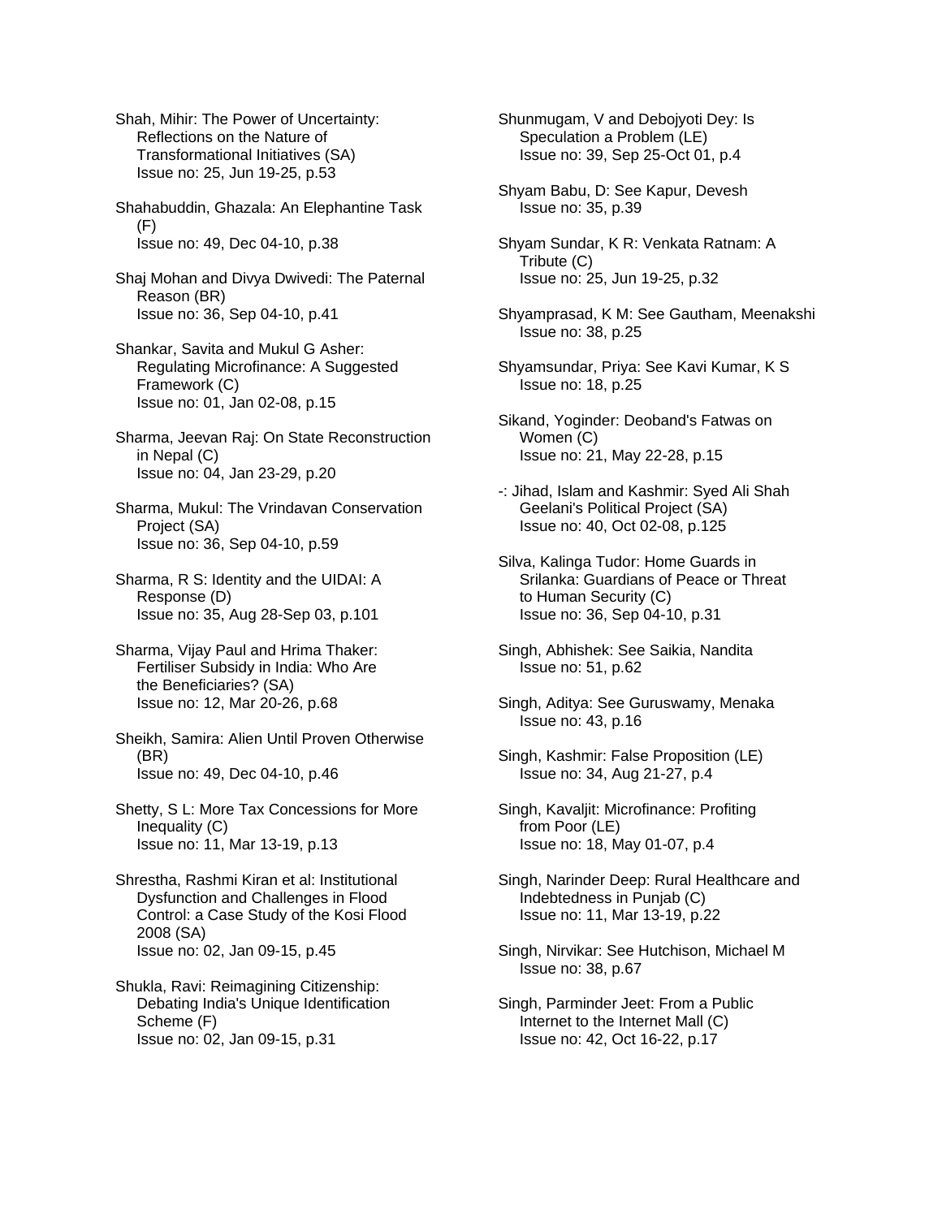Shah, Mihir: The Power of Uncertainty: Reflections on the Nature of Transformational Initiatives (SA)
Issue no: 25, Jun 19-25, p.53

Shahabuddin, Ghazala: An Elephantine Task (F)
Issue no: 49, Dec 04-10, p.38

Shaj Mohan and Divya Dwivedi: The Paternal Reason (BR)
Issue no: 36, Sep 04-10, p.41

Shankar, Savita and Mukul G Asher: Regulating Microfinance: A Suggested Framework (C)
Issue no: 01, Jan 02-08, p.15

Sharma, Jeevan Raj: On State Reconstruction in Nepal (C)
Issue no: 04, Jan 23-29, p.20

Sharma, Mukul: The Vrindavan Conservation Project (SA)
Issue no: 36, Sep 04-10, p.59

Sharma, R S: Identity and the UIDAI: A Response (D)
Issue no: 35, Aug 28-Sep 03, p.101

Sharma, Vijay Paul and Hrima Thaker: Fertiliser Subsidy in India: Who Are the Beneficiaries? (SA)
Issue no: 12, Mar 20-26, p.68

Sheikh, Samira: Alien Until Proven Otherwise (BR)
Issue no: 49, Dec 04-10, p.46

Shetty, S L: More Tax Concessions for More Inequality (C)
Issue no: 11, Mar 13-19, p.13

Shrestha, Rashmi Kiran et al: Institutional Dysfunction and Challenges in Flood Control: a Case Study of the Kosi Flood 2008 (SA)
Issue no: 02, Jan 09-15, p.45

Shukla, Ravi: Reimagining Citizenship: Debating India's Unique Identification Scheme (F)
Issue no: 02, Jan 09-15, p.31

Shunmugam, V and Debojyoti Dey: Is Speculation a Problem (LE)
Issue no: 39, Sep 25-Oct 01, p.4

Shyam Babu, D: See Kapur, Devesh
Issue no: 35, p.39

Shyam Sundar, K R: Venkata Ratnam: A Tribute (C)
Issue no: 25, Jun 19-25, p.32

Shyamprasad, K M: See Gautham, Meenakshi
Issue no: 38, p.25

Shyamsundar, Priya: See Kavi Kumar, K S
Issue no: 18, p.25

Sikand, Yoginder: Deoband's Fatwas on Women (C)
Issue no: 21, May 22-28, p.15

-: Jihad, Islam and Kashmir: Syed Ali Shah Geelani's Political Project (SA)
Issue no: 40, Oct 02-08, p.125

Silva, Kalinga Tudor: Home Guards in Srilanka: Guardians of Peace or Threat to Human Security (C)
Issue no: 36, Sep 04-10, p.31

Singh, Abhishek: See Saikia, Nandita
Issue no: 51, p.62

Singh, Aditya: See Guruswamy, Menaka
Issue no: 43, p.16

Singh, Kashmir: False Proposition (LE)
Issue no: 34, Aug 21-27, p.4

Singh, Kavaljit: Microfinance: Profiting from Poor (LE)
Issue no: 18, May 01-07, p.4

Singh, Narinder Deep: Rural Healthcare and Indebtedness in Punjab (C)
Issue no: 11, Mar 13-19, p.22

Singh, Nirvikar: See Hutchison, Michael M
Issue no: 38, p.67

Singh, Parminder Jeet: From a Public Internet to the Internet Mall (C)
Issue no: 42, Oct 16-22, p.17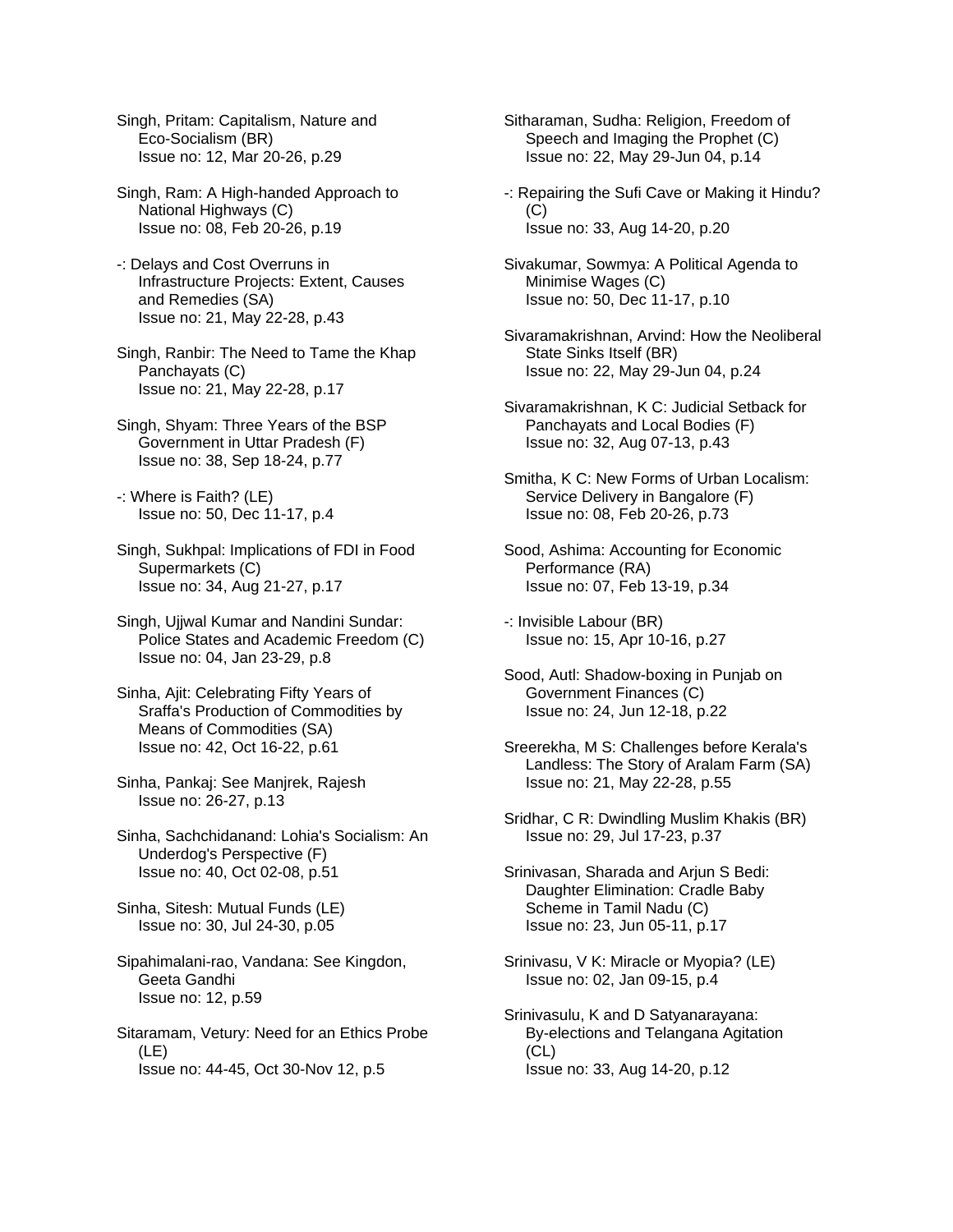Singh, Pritam: Capitalism, Nature and Eco-Socialism (BR)
Issue no: 12, Mar 20-26, p.29

Singh, Ram: A High-handed Approach to National Highways (C)
Issue no: 08, Feb 20-26, p.19

-: Delays and Cost Overruns in Infrastructure Projects: Extent, Causes and Remedies (SA)
Issue no: 21, May 22-28, p.43

Singh, Ranbir: The Need to Tame the Khap Panchayats (C)
Issue no: 21, May 22-28, p.17

Singh, Shyam: Three Years of the BSP Government in Uttar Pradesh (F)
Issue no: 38, Sep 18-24, p.77

-: Where is Faith? (LE)
Issue no: 50, Dec 11-17, p.4

Singh, Sukhpal: Implications of FDI in Food Supermarkets (C)
Issue no: 34, Aug 21-27, p.17

Singh, Ujjwal Kumar and Nandini Sundar: Police States and Academic Freedom (C)
Issue no: 04, Jan 23-29, p.8

Sinha, Ajit: Celebrating Fifty Years of Sraffa's Production of Commodities by Means of Commodities (SA)
Issue no: 42, Oct 16-22, p.61

Sinha, Pankaj: See Manjrek, Rajesh
Issue no: 26-27, p.13

Sinha, Sachchidanand: Lohia's Socialism: An Underdog's Perspective (F)
Issue no: 40, Oct 02-08, p.51

Sinha, Sitesh: Mutual Funds (LE)
Issue no: 30, Jul 24-30, p.05

Sipahimalani-rao, Vandana: See Kingdon, Geeta Gandhi
Issue no: 12, p.59

Sitaramam, Vetury: Need for an Ethics Probe (LE)
Issue no: 44-45, Oct 30-Nov 12, p.5

Sitharaman, Sudha: Religion, Freedom of Speech and Imaging the Prophet (C)
Issue no: 22, May 29-Jun 04, p.14

-: Repairing the Sufi Cave or Making it Hindu? (C)
Issue no: 33, Aug 14-20, p.20

Sivakumar, Sowmya: A Political Agenda to Minimise Wages (C)
Issue no: 50, Dec 11-17, p.10

Sivaramakrishnan, Arvind: How the Neoliberal State Sinks Itself (BR)
Issue no: 22, May 29-Jun 04, p.24

Sivaramakrishnan, K C: Judicial Setback for Panchayats and Local Bodies (F)
Issue no: 32, Aug 07-13, p.43

Smitha, K C: New Forms of Urban Localism: Service Delivery in Bangalore (F)
Issue no: 08, Feb 20-26, p.73

Sood, Ashima: Accounting for Economic Performance (RA)
Issue no: 07, Feb 13-19, p.34

-: Invisible Labour (BR)
Issue no: 15, Apr 10-16, p.27

Sood, Autl: Shadow-boxing in Punjab on Government Finances (C)
Issue no: 24, Jun 12-18, p.22

Sreerekha, M S: Challenges before Kerala's Landless: The Story of Aralam Farm (SA)
Issue no: 21, May 22-28, p.55

Sridhar, C R: Dwindling Muslim Khakis (BR)
Issue no: 29, Jul 17-23, p.37

Srinivasan, Sharada and Arjun S Bedi: Daughter Elimination: Cradle Baby Scheme in Tamil Nadu (C)
Issue no: 23, Jun 05-11, p.17

Srinivasu, V K: Miracle or Myopia? (LE)
Issue no: 02, Jan 09-15, p.4

Srinivasulu, K and D Satyanarayana: By-elections and Telangana Agitation (CL)
Issue no: 33, Aug 14-20, p.12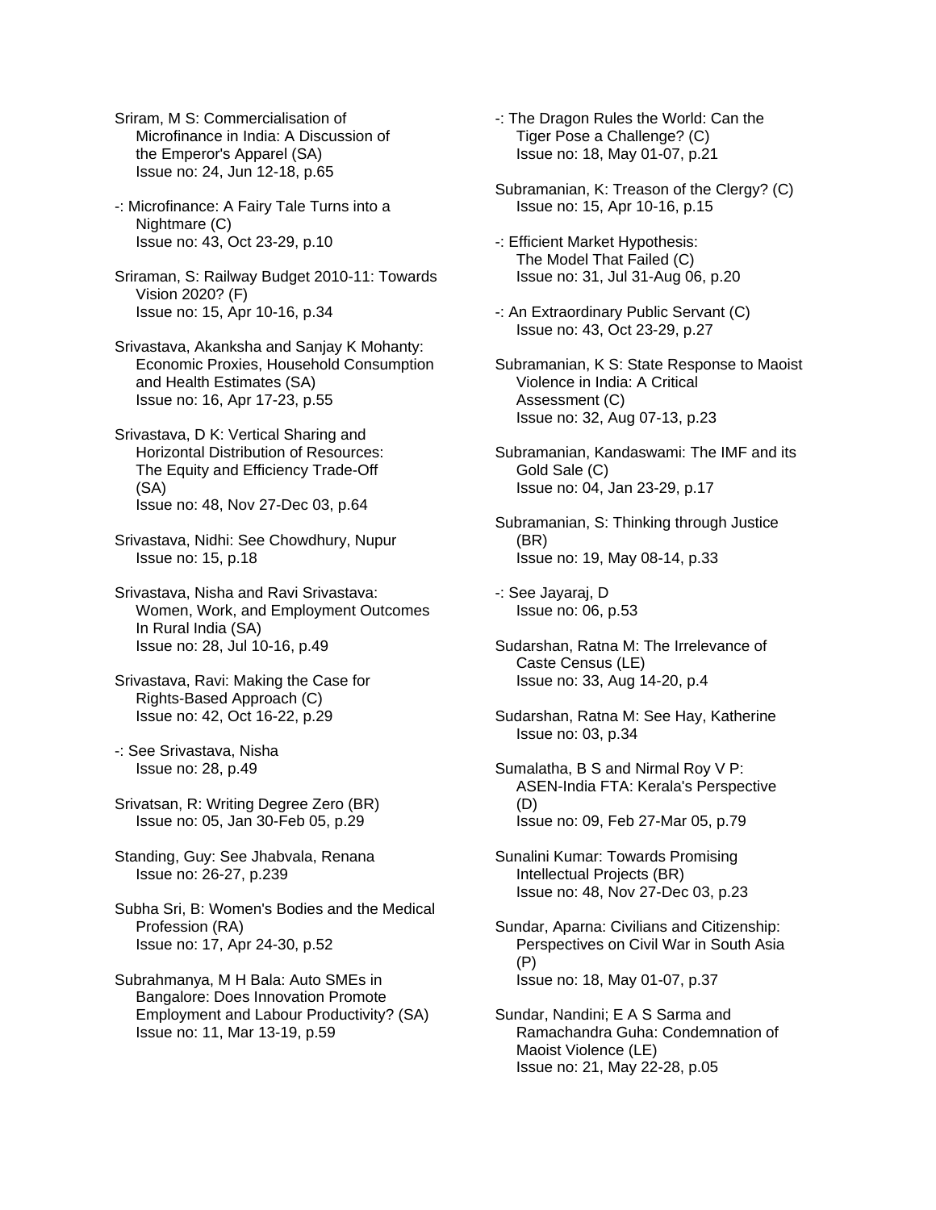Sriram, M S: Commercialisation of Microfinance in India: A Discussion of the Emperor's Apparel (SA)
Issue no: 24, Jun 12-18, p.65

-: Microfinance: A Fairy Tale Turns into a Nightmare (C)
Issue no: 43, Oct 23-29, p.10

Sriraman, S: Railway Budget 2010-11: Towards Vision 2020? (F)
Issue no: 15, Apr 10-16, p.34

Srivastava, Akanksha and Sanjay K Mohanty: Economic Proxies, Household Consumption and Health Estimates (SA)
Issue no: 16, Apr 17-23, p.55

Srivastava, D K: Vertical Sharing and Horizontal Distribution of Resources: The Equity and Efficiency Trade-Off (SA)
Issue no: 48, Nov 27-Dec 03, p.64

Srivastava, Nidhi: See Chowdhury, Nupur
Issue no: 15, p.18

Srivastava, Nisha and Ravi Srivastava: Women, Work, and Employment Outcomes In Rural India (SA)
Issue no: 28, Jul 10-16, p.49

Srivastava, Ravi: Making the Case for Rights-Based Approach (C)
Issue no: 42, Oct 16-22, p.29

-: See Srivastava, Nisha
Issue no: 28, p.49

Srivatsan, R: Writing Degree Zero (BR)
Issue no: 05, Jan 30-Feb 05, p.29

Standing, Guy: See Jhabvala, Renana
Issue no: 26-27, p.239

Subha Sri, B: Women's Bodies and the Medical Profession (RA)
Issue no: 17, Apr 24-30, p.52

Subrahmanya, M H Bala: Auto SMEs in Bangalore: Does Innovation Promote Employment and Labour Productivity? (SA)
Issue no: 11, Mar 13-19, p.59

-: The Dragon Rules the World: Can the Tiger Pose a Challenge? (C)
Issue no: 18, May 01-07, p.21

Subramanian, K: Treason of the Clergy? (C)
Issue no: 15, Apr 10-16, p.15

-: Efficient Market Hypothesis: The Model That Failed (C)
Issue no: 31, Jul 31-Aug 06, p.20

-: An Extraordinary Public Servant (C)
Issue no: 43, Oct 23-29, p.27

Subramanian, K S: State Response to Maoist Violence in India: A Critical Assessment (C)
Issue no: 32, Aug 07-13, p.23

Subramanian, Kandaswami: The IMF and its Gold Sale (C)
Issue no: 04, Jan 23-29, p.17

Subramanian, S: Thinking through Justice (BR)
Issue no: 19, May 08-14, p.33

-: See Jayaraj, D
Issue no: 06, p.53

Sudarshan, Ratna M: The Irrelevance of Caste Census (LE)
Issue no: 33, Aug 14-20, p.4

Sudarshan, Ratna M: See Hay, Katherine
Issue no: 03, p.34

Sumalatha, B S and Nirmal Roy V P: ASEN-India FTA: Kerala's Perspective (D)
Issue no: 09, Feb 27-Mar 05, p.79

Sunalini Kumar: Towards Promising Intellectual Projects (BR)
Issue no: 48, Nov 27-Dec 03, p.23

Sundar, Aparna: Civilians and Citizenship: Perspectives on Civil War in South Asia (P)
Issue no: 18, May 01-07, p.37

Sundar, Nandini; E A S Sarma and Ramachandra Guha: Condemnation of Maoist Violence (LE)
Issue no: 21, May 22-28, p.05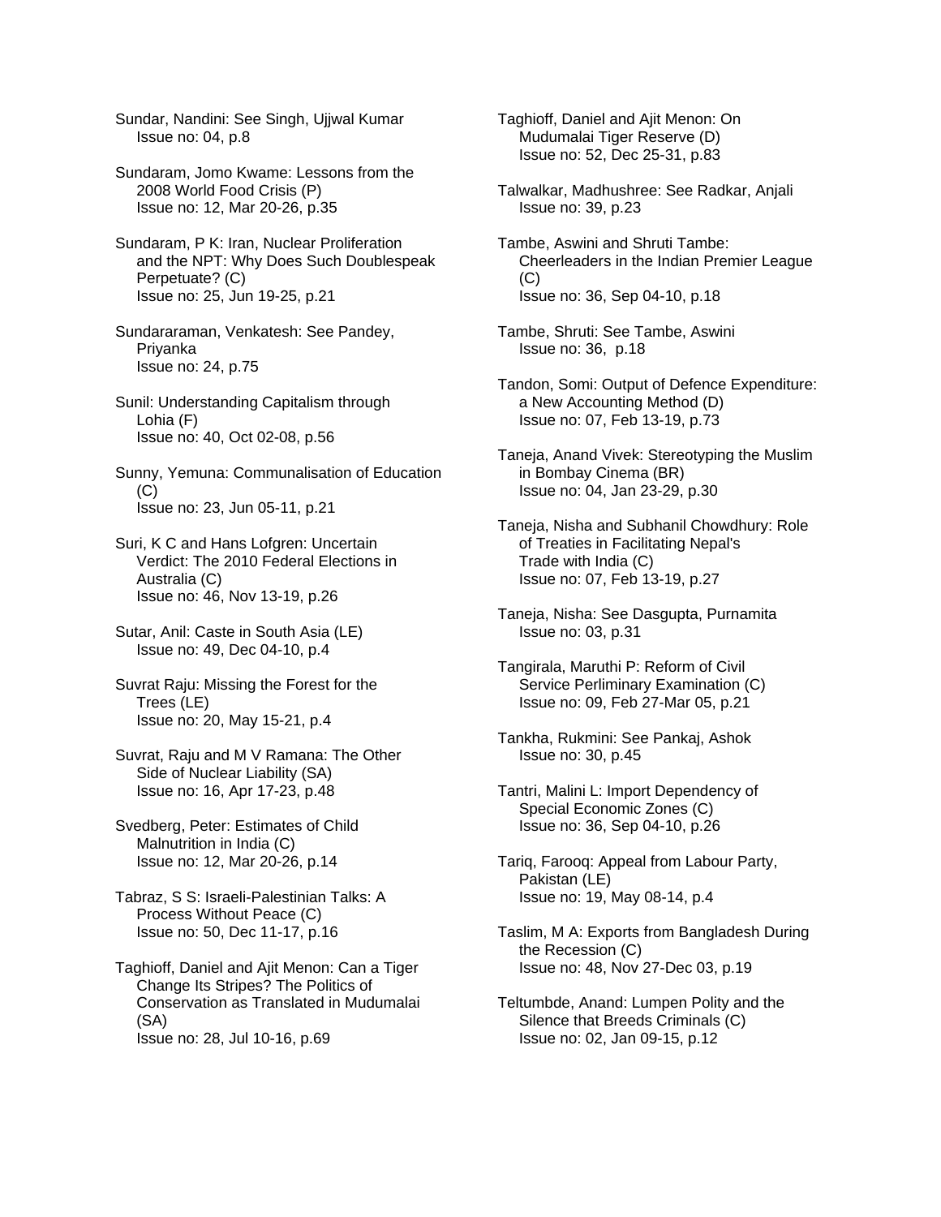Sundar, Nandini: See Singh, Ujjwal Kumar
Issue no: 04, p.8

Sundaram, Jomo Kwame: Lessons from the 2008 World Food Crisis (P)
Issue no: 12, Mar 20-26, p.35

Sundaram, P K: Iran, Nuclear Proliferation and the NPT: Why Does Such Doublespeak Perpetuate? (C)
Issue no: 25, Jun 19-25, p.21

Sundararaman, Venkatesh: See Pandey, Priyanka
Issue no: 24, p.75

Sunil: Understanding Capitalism through Lohia (F)
Issue no: 40, Oct 02-08, p.56

Sunny, Yemuna: Communalisation of Education (C)
Issue no: 23, Jun 05-11, p.21

Suri, K C and Hans Lofgren: Uncertain Verdict: The 2010 Federal Elections in Australia (C)
Issue no: 46, Nov 13-19, p.26

Sutar, Anil: Caste in South Asia (LE)
Issue no: 49, Dec 04-10, p.4

Suvrat Raju: Missing the Forest for the Trees (LE)
Issue no: 20, May 15-21, p.4

Suvrat, Raju and M V Ramana: The Other Side of Nuclear Liability (SA)
Issue no: 16, Apr 17-23, p.48

Svedberg, Peter: Estimates of Child Malnutrition in India (C)
Issue no: 12, Mar 20-26, p.14

Tabraz, S S: Israeli-Palestinian Talks: A Process Without Peace (C)
Issue no: 50, Dec 11-17, p.16

Taghioff, Daniel and Ajit Menon: Can a Tiger Change Its Stripes? The Politics of Conservation as Translated in Mudumalai (SA)
Issue no: 28, Jul 10-16, p.69

Taghioff, Daniel and Ajit Menon: On Mudumalai Tiger Reserve (D)
Issue no: 52, Dec 25-31, p.83

Talwalkar, Madhushree: See Radkar, Anjali
Issue no: 39, p.23

Tambe, Aswini and Shruti Tambe: Cheerleaders in the Indian Premier League (C)
Issue no: 36, Sep 04-10, p.18

Tambe, Shruti: See Tambe, Aswini
Issue no: 36, p.18

Tandon, Somi: Output of Defence Expenditure: a New Accounting Method (D)
Issue no: 07, Feb 13-19, p.73

Taneja, Anand Vivek: Stereotyping the Muslim in Bombay Cinema (BR)
Issue no: 04, Jan 23-29, p.30

Taneja, Nisha and Subhanil Chowdhury: Role of Treaties in Facilitating Nepal's Trade with India (C)
Issue no: 07, Feb 13-19, p.27

Taneja, Nisha: See Dasgupta, Purnamita
Issue no: 03, p.31

Tangirala, Maruthi P: Reform of Civil Service Perliminary Examination (C)
Issue no: 09, Feb 27-Mar 05, p.21

Tankha, Rukmini: See Pankaj, Ashok
Issue no: 30, p.45

Tantri, Malini L: Import Dependency of Special Economic Zones (C)
Issue no: 36, Sep 04-10, p.26

Tariq, Farooq: Appeal from Labour Party, Pakistan (LE)
Issue no: 19, May 08-14, p.4

Taslim, M A: Exports from Bangladesh During the Recession (C)
Issue no: 48, Nov 27-Dec 03, p.19

Teltumbde, Anand: Lumpen Polity and the Silence that Breeds Criminals (C)
Issue no: 02, Jan 09-15, p.12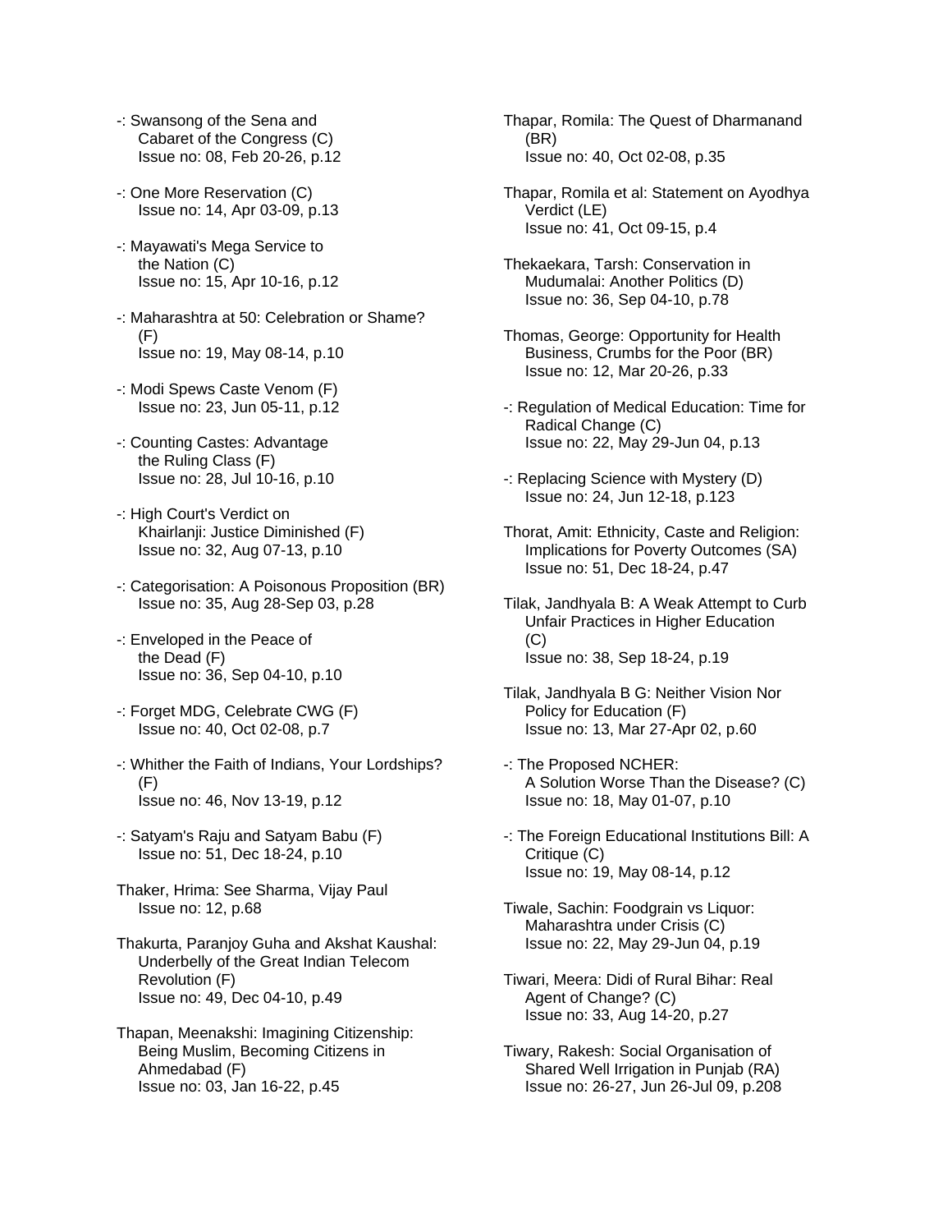-: Swansong of the Sena and Cabaret of the Congress (C)
Issue no: 08, Feb 20-26, p.12

-: One More Reservation (C)
Issue no: 14, Apr 03-09, p.13

-: Mayawati's Mega Service to the Nation (C)
Issue no: 15, Apr 10-16, p.12

-: Maharashtra at 50: Celebration or Shame? (F)
Issue no: 19, May 08-14, p.10

-: Modi Spews Caste Venom (F)
Issue no: 23, Jun 05-11, p.12

-: Counting Castes: Advantage the Ruling Class (F)
Issue no: 28, Jul 10-16, p.10

-: High Court's Verdict on Khairlanji: Justice Diminished (F)
Issue no: 32, Aug 07-13, p.10

-: Categorisation: A Poisonous Proposition (BR)
Issue no: 35, Aug 28-Sep 03, p.28

-: Enveloped in the Peace of the Dead (F)
Issue no: 36, Sep 04-10, p.10

-: Forget MDG, Celebrate CWG (F)
Issue no: 40, Oct 02-08, p.7

-: Whither the Faith of Indians, Your Lordships? (F)
Issue no: 46, Nov 13-19, p.12

-: Satyam's Raju and Satyam Babu (F)
Issue no: 51, Dec 18-24, p.10

Thaker, Hrima: See Sharma, Vijay Paul
Issue no: 12, p.68

Thakurta, Paranjoy Guha and Akshat Kaushal: Underbelly of the Great Indian Telecom Revolution (F)
Issue no: 49, Dec 04-10, p.49

Thapan, Meenakshi: Imagining Citizenship: Being Muslim, Becoming Citizens in Ahmedabad (F)
Issue no: 03, Jan 16-22, p.45

Thapar, Romila: The Quest of Dharmanand (BR)
Issue no: 40, Oct 02-08, p.35

Thapar, Romila et al: Statement on Ayodhya Verdict (LE)
Issue no: 41, Oct 09-15, p.4

Thekaekara, Tarsh: Conservation in Mudumalai: Another Politics (D)
Issue no: 36, Sep 04-10, p.78

Thomas, George: Opportunity for Health Business, Crumbs for the Poor (BR)
Issue no: 12, Mar 20-26, p.33

-: Regulation of Medical Education: Time for Radical Change (C)
Issue no: 22, May 29-Jun 04, p.13

-: Replacing Science with Mystery (D)
Issue no: 24, Jun 12-18, p.123

Thorat, Amit: Ethnicity, Caste and Religion: Implications for Poverty Outcomes (SA)
Issue no: 51, Dec 18-24, p.47

Tilak, Jandhyala B: A Weak Attempt to Curb Unfair Practices in Higher Education (C)
Issue no: 38, Sep 18-24, p.19

Tilak, Jandhyala B G: Neither Vision Nor Policy for Education (F)
Issue no: 13, Mar 27-Apr 02, p.60

-: The Proposed NCHER: A Solution Worse Than the Disease? (C)
Issue no: 18, May 01-07, p.10

-: The Foreign Educational Institutions Bill: A Critique (C)
Issue no: 19, May 08-14, p.12

Tiwale, Sachin: Foodgrain vs Liquor: Maharashtra under Crisis (C)
Issue no: 22, May 29-Jun 04, p.19

Tiwari, Meera: Didi of Rural Bihar: Real Agent of Change? (C)
Issue no: 33, Aug 14-20, p.27

Tiwary, Rakesh: Social Organisation of Shared Well Irrigation in Punjab (RA)
Issue no: 26-27, Jun 26-Jul 09, p.208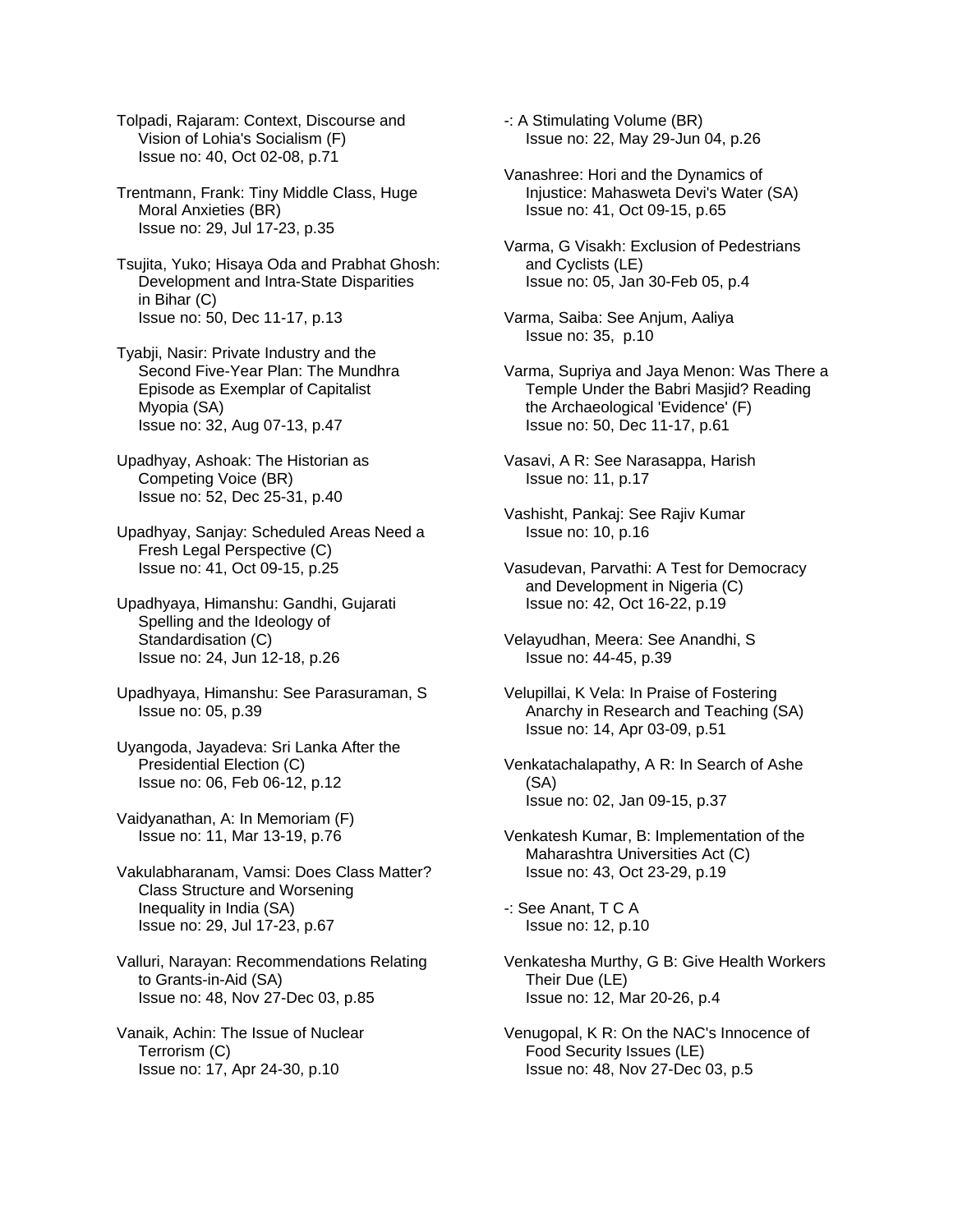Tolpadi, Rajaram: Context, Discourse and Vision of Lohia's Socialism (F)
Issue no: 40, Oct 02-08, p.71

Trentmann, Frank: Tiny Middle Class, Huge Moral Anxieties (BR)
Issue no: 29, Jul 17-23, p.35

Tsujita, Yuko; Hisaya Oda and Prabhat Ghosh: Development and Intra-State Disparities in Bihar (C)
Issue no: 50, Dec 11-17, p.13

Tyabji, Nasir: Private Industry and the Second Five-Year Plan: The Mundhra Episode as Exemplar of Capitalist Myopia (SA)
Issue no: 32, Aug 07-13, p.47

Upadhyay, Ashoak: The Historian as Competing Voice (BR)
Issue no: 52, Dec 25-31, p.40

Upadhyay, Sanjay: Scheduled Areas Need a Fresh Legal Perspective (C)
Issue no: 41, Oct 09-15, p.25

Upadhyaya, Himanshu: Gandhi, Gujarati Spelling and the Ideology of Standardisation (C)
Issue no: 24, Jun 12-18, p.26

Upadhyaya, Himanshu: See Parasuraman, S
Issue no: 05, p.39

Uyangoda, Jayadeva: Sri Lanka After the Presidential Election (C)
Issue no: 06, Feb 06-12, p.12

Vaidyanathan, A: In Memoriam (F)
Issue no: 11, Mar 13-19, p.76

Vakulabharanam, Vamsi: Does Class Matter? Class Structure and Worsening Inequality in India (SA)
Issue no: 29, Jul 17-23, p.67

Valluri, Narayan: Recommendations Relating to Grants-in-Aid (SA)
Issue no: 48, Nov 27-Dec 03, p.85

Vanaik, Achin: The Issue of Nuclear Terrorism (C)
Issue no: 17, Apr 24-30, p.10

-: A Stimulating Volume (BR)
Issue no: 22, May 29-Jun 04, p.26

Vanashree: Hori and the Dynamics of Injustice: Mahasweta Devi's Water (SA)
Issue no: 41, Oct 09-15, p.65

Varma, G Visakh: Exclusion of Pedestrians and Cyclists (LE)
Issue no: 05, Jan 30-Feb 05, p.4

Varma, Saiba: See Anjum, Aaliya
Issue no: 35, p.10

Varma, Supriya and Jaya Menon: Was There a Temple Under the Babri Masjid? Reading the Archaeological 'Evidence' (F)
Issue no: 50, Dec 11-17, p.61

Vasavi, A R: See Narasappa, Harish
Issue no: 11, p.17

Vashisht, Pankaj: See Rajiv Kumar
Issue no: 10, p.16

Vasudevan, Parvathi: A Test for Democracy and Development in Nigeria (C)
Issue no: 42, Oct 16-22, p.19

Velayudhan, Meera: See Anandhi, S
Issue no: 44-45, p.39

Velupillai, K Vela: In Praise of Fostering Anarchy in Research and Teaching (SA)
Issue no: 14, Apr 03-09, p.51

Venkatachalapathy, A R: In Search of Ashe (SA)
Issue no: 02, Jan 09-15, p.37

Venkatesh Kumar, B: Implementation of the Maharashtra Universities Act (C)
Issue no: 43, Oct 23-29, p.19

-: See Anant, T C A
Issue no: 12, p.10

Venkatesha Murthy, G B: Give Health Workers Their Due (LE)
Issue no: 12, Mar 20-26, p.4

Venugopal, K R: On the NAC's Innocence of Food Security Issues (LE)
Issue no: 48, Nov 27-Dec 03, p.5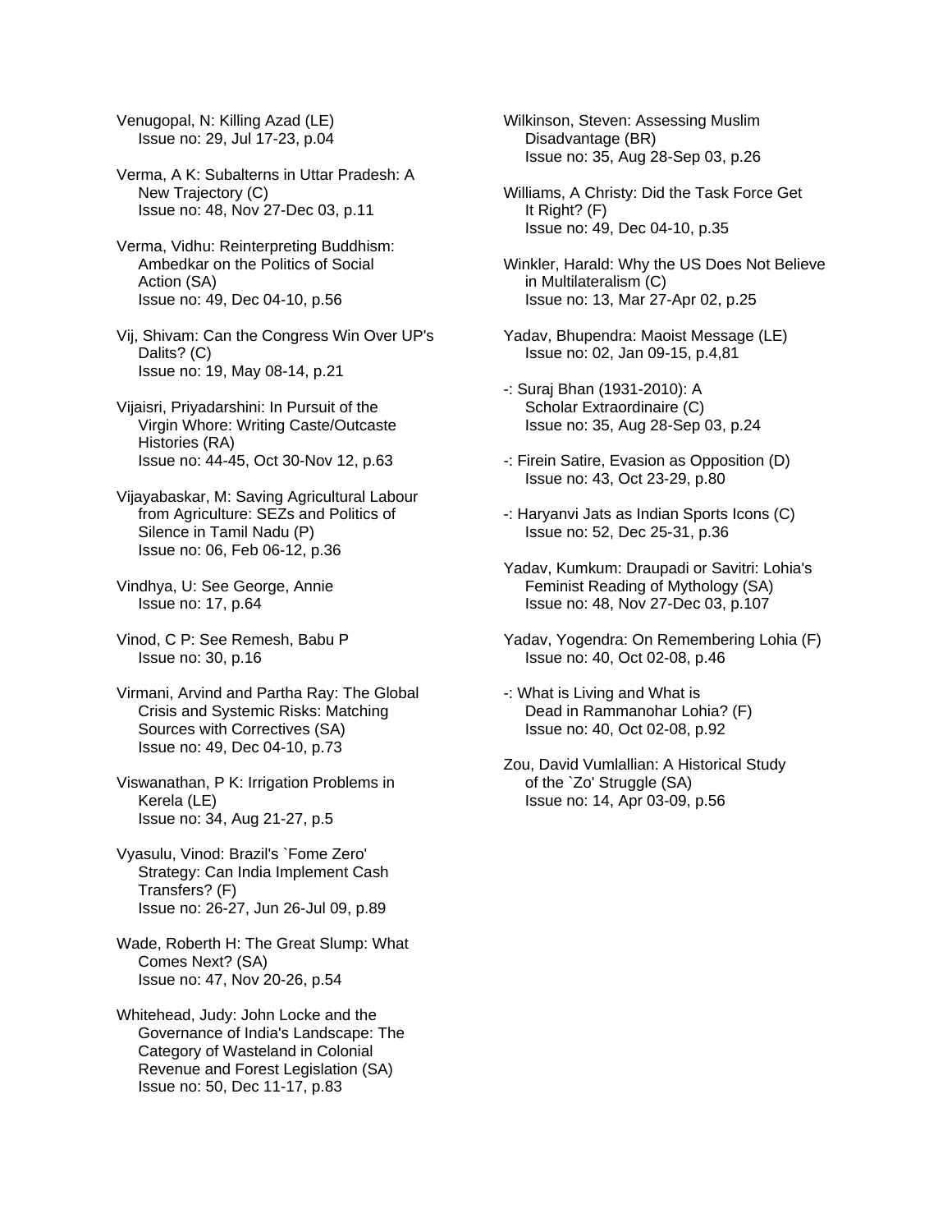Venugopal, N: Killing Azad (LE)
Issue no: 29, Jul 17-23, p.04

Verma, A K: Subalterns in Uttar Pradesh: A New Trajectory (C)
Issue no: 48, Nov 27-Dec 03, p.11

Verma, Vidhu: Reinterpreting Buddhism: Ambedkar on the Politics of Social Action (SA)
Issue no: 49, Dec 04-10, p.56

Vij, Shivam: Can the Congress Win Over UP's Dalits? (C)
Issue no: 19, May 08-14, p.21

Vijaisri, Priyadarshini: In Pursuit of the Virgin Whore: Writing Caste/Outcaste Histories (RA)
Issue no: 44-45, Oct 30-Nov 12, p.63

Vijayabaskar, M: Saving Agricultural Labour from Agriculture: SEZs and Politics of Silence in Tamil Nadu (P)
Issue no: 06, Feb 06-12, p.36

Vindhya, U: See George, Annie
Issue no: 17, p.64

Vinod, C P: See Remesh, Babu P
Issue no: 30, p.16

Virmani, Arvind and Partha Ray: The Global Crisis and Systemic Risks: Matching Sources with Correctives (SA)
Issue no: 49, Dec 04-10, p.73

Viswanathan, P K: Irrigation Problems in Kerela (LE)
Issue no: 34, Aug 21-27, p.5

Vyasulu, Vinod: Brazil's `Fome Zero' Strategy: Can India Implement Cash Transfers? (F)
Issue no: 26-27, Jun 26-Jul 09, p.89

Wade, Roberth H: The Great Slump: What Comes Next? (SA)
Issue no: 47, Nov 20-26, p.54

Whitehead, Judy: John Locke and the Governance of India's Landscape: The Category of Wasteland in Colonial Revenue and Forest Legislation (SA)
Issue no: 50, Dec 11-17, p.83

Wilkinson, Steven: Assessing Muslim Disadvantage (BR)
Issue no: 35, Aug 28-Sep 03, p.26

Williams, A Christy: Did the Task Force Get It Right? (F)
Issue no: 49, Dec 04-10, p.35

Winkler, Harald: Why the US Does Not Believe in Multilateralism (C)
Issue no: 13, Mar 27-Apr 02, p.25

Yadav, Bhupendra: Maoist Message (LE)
Issue no: 02, Jan 09-15, p.4,81

-: Suraj Bhan (1931-2010): A Scholar Extraordinaire (C)
Issue no: 35, Aug 28-Sep 03, p.24

-: Firein Satire, Evasion as Opposition (D)
Issue no: 43, Oct 23-29, p.80

-: Haryanvi Jats as Indian Sports Icons (C)
Issue no: 52, Dec 25-31, p.36

Yadav, Kumkum: Draupadi or Savitri: Lohia's Feminist Reading of Mythology (SA)
Issue no: 48, Nov 27-Dec 03, p.107

Yadav, Yogendra: On Remembering Lohia (F)
Issue no: 40, Oct 02-08, p.46

-: What is Living and What is Dead in Rammanohar Lohia? (F)
Issue no: 40, Oct 02-08, p.92

Zou, David Vumlallian: A Historical Study of the `Zo' Struggle (SA)
Issue no: 14, Apr 03-09, p.56